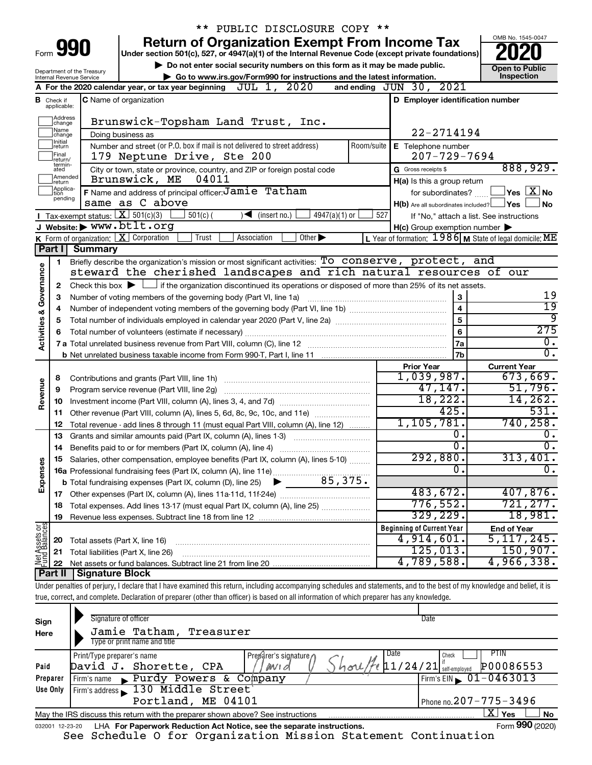\*\* PUBLIC DISCLOSURE COPY \*\*

Form **990**

# Return of Organization Exempt From Income Tax

Under section 501(c), 527, or 4947(a)(1) of the Internal Revenue Code (except private foundations)

▶ Do not enter social security numbers on this form as it may be made public.

▶ Go to www.irs.gov/Form990 for instructions and the latest information.

OMB No. 1545-0047

**2020**

**Open to Public Inspection**

Department of the Treasury
Internal Revenue Service

**A** For the 2020 calendar year, or tax year beginning JUL 1, 2020 and ending JUN 30, 2021

**B** Check if applicable: Address change, Name change, Initial return, Final return/terminated, Amended return, Application pending

**C** Name of organization: Brunswick-Topsham Land Trust, Inc.

Doing business as

Number and street (or P.O. box if mail is not delivered to street address): 179 Neptune Drive, Ste 200 | Room/suite

City or town, state or province, country, and ZIP or foreign postal code: Brunswick, ME 04011

**F** Name and address of principal officer: Jamie Tatham, same as C above

**D** Employer identification number: 22-2714194

**E** Telephone number: 207-729-7694

**G** Gross receipts $ 888,929.

**H(a)** Is this a group return for subordinates? ☐ Yes ☒ No

**H(b)** Are all subordinates included? ☐ Yes ☐ No — If "No," attach a list. See instructions

**H(c)** Group exemption number ▶

**I** Tax-exempt status: ☒ 501(c)(3) ☐ 501(c) ( ) ◀ (insert no.) ☐ 4947(a)(1) or ☐ 527

**J** Website: ▶ www.btlt.org

**K** Form of organization: ☒ Corporation ☐ Trust ☐ Association ☐ Other ▶

**L** Year of formation: 1986 **M** State of legal domicile: ME

## Part I Summary

**Activities & Governance**

1 Briefly describe the organization's mission or most significant activities: To conserve, protect, and steward the cherished landscapes and rich natural resources of our

2 Check this box ▶ ☐ if the organization discontinued its operations or disposed of more than 25% of its net assets.

| | | | |
|---|---|---|---|
| 3 | Number of voting members of the governing body (Part VI, line 1a) | 3 | 19 |
| 4 | Number of independent voting members of the governing body (Part VI, line 1b) | 4 | 19 |
| 5 | Total number of individuals employed in calendar year 2020 (Part V, line 2a) | 5 | 9 |
| 6 | Total number of volunteers (estimate if necessary) | 6 | 275 |
| 7a | Total unrelated business revenue from Part VIII, column (C), line 12 | 7a | 0. |
| b | Net unrelated business taxable income from Form 990-T, Part I, line 11 | 7b | 0. |

| | | | Prior Year | Current Year |
|---|---|---|---|---|
| **Revenue** | 8 | Contributions and grants (Part VIII, line 1h) | 1,039,987. | 673,669. |
| | 9 | Program service revenue (Part VIII, line 2g) | 47,147. | 51,796. |
| | 10 | Investment income (Part VIII, column (A), lines 3, 4, and 7d) | 18,222. | 14,262. |
| | 11 | Other revenue (Part VIII, column (A), lines 5, 6d, 8c, 9c, 10c, and 11e) | 425. | 531. |
| | 12 | Total revenue - add lines 8 through 11 (must equal Part VIII, column (A), line 12) | 1,105,781. | 740,258. |
| **Expenses** | 13 | Grants and similar amounts paid (Part IX, column (A), lines 1-3) | 0. | 0. |
| | 14 | Benefits paid to or for members (Part IX, column (A), line 4) | 0. | 0. |
| | 15 | Salaries, other compensation, employee benefits (Part IX, column (A), lines 5-10) | 292,880. | 313,401. |
| | 16a | Professional fundraising fees (Part IX, column (A), line 11e) | 0. | 0. |
| | b | Total fundraising expenses (Part IX, column (D), line 25) ▶ 85,375. | | |
| | 17 | Other expenses (Part IX, column (A), lines 11a-11d, 11f-24e) | 483,672. | 407,876. |
| | 18 | Total expenses. Add lines 13-17 (must equal Part IX, column (A), line 25) | 776,552. | 721,277. |
| | 19 | Revenue less expenses. Subtract line 18 from line 12 | 329,229. | 18,981. |

| | | | Beginning of Current Year | End of Year |
|---|---|---|---|---|
| **Net Assets or Fund Balances** | 20 | Total assets (Part X, line 16) | 4,914,601. | 5,117,245. |
| | 21 | Total liabilities (Part X, line 26) | 125,013. | 150,907. |
| | 22 | Net assets or fund balances. Subtract line 21 from line 20 | 4,789,588. | 4,966,338. |

## Part II Signature Block

Under penalties of perjury, I declare that I have examined this return, including accompanying schedules and statements, and to the best of my knowledge and belief, it is true, correct, and complete. Declaration of preparer (other than officer) is based on all information of which preparer has any knowledge.

**Sign Here**

Signature of officer | Date

Jamie Tatham, Treasurer
Type or print name and title

**Paid Preparer Use Only**

| Print/Type preparer's name | Preparer's signature | Date | Check if self-employed | PTIN |
|---|---|---|---|---|
| David J. Shorette, CPA | David J Shorette | 11/24/21 | ☐ | P00086553 |

Firm's name ▶ Purdy Powers & Company | Firm's EIN ▶ 01-0463013

Firm's address ▶ 130 Middle Street, Portland, ME 04101 | Phone no. 207-775-3496

May the IRS discuss this return with the preparer shown above? See instructions ☒ Yes ☐ No

032001 12-23-20 LHA For Paperwork Reduction Act Notice, see the separate instructions. Form **990** (2020)

See Schedule O for Organization Mission Statement Continuation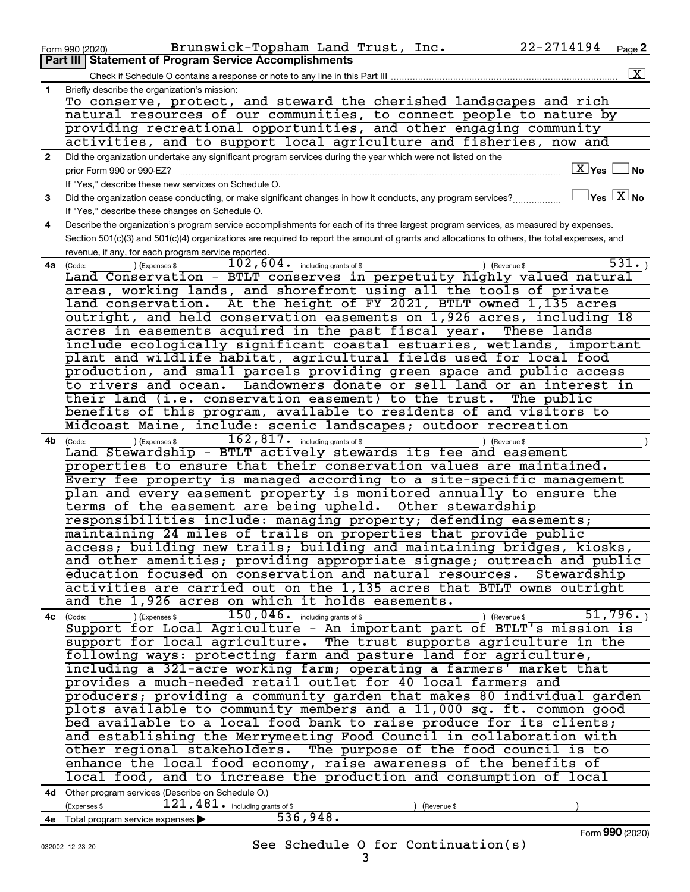Form 990 (2020) Brunswick-Topsham Land Trust, Inc. 22-2714194 Page 2

## Part III | Statement of Program Service Accomplishments

Check if Schedule O contains a response or note to any line in this Part III ..... [X]

**1** Briefly describe the organization's mission:

To conserve, protect, and steward the cherished landscapes and rich natural resources of our communities, to connect people to nature by providing recreational opportunities, and other engaging community activities, and to support local agriculture and fisheries, now and

**2** Did the organization undertake any significant program services during the year which were not listed on the prior Form 990 or 990-EZ? ..... [X] Yes [ ] No

If "Yes," describe these new services on Schedule O.

**3** Did the organization cease conducting, or make significant changes in how it conducts, any program services? ..... [ ] Yes [X] No

If "Yes," describe these changes on Schedule O.

**4** Describe the organization's program service accomplishments for each of its three largest program services, as measured by expenses. Section 501(c)(3) and 501(c)(4) organizations are required to report the amount of grants and allocations to others, the total expenses, and revenue, if any, for each program service reported.

**4a** (Code: ) (Expenses $ 102,604. including grants of $ ) (Revenue $ 531. )

Land Conservation - BTLT conserves in perpetuity highly valued natural areas, working lands, and shorefront using all the tools of private land conservation. At the height of FY 2021, BTLT owned 1,135 acres outright, and held conservation easements on 1,926 acres, including 18 acres in easements acquired in the past fiscal year. These lands include ecologically significant coastal estuaries, wetlands, important plant and wildlife habitat, agricultural fields used for local food production, and small parcels providing green space and public access to rivers and ocean. Landowners donate or sell land or an interest in their land (i.e. conservation easement) to the trust. The public benefits of this program, available to residents of and visitors to Midcoast Maine, include: scenic landscapes; outdoor recreation

**4b** (Code: ) (Expenses $ 162,817. including grants of $ ) (Revenue $ )

Land Stewardship - BTLT actively stewards its fee and easement properties to ensure that their conservation values are maintained. Every fee property is managed according to a site-specific management plan and every easement property is monitored annually to ensure the terms of the easement are being upheld. Other stewardship responsibilities include: managing property; defending easements; maintaining 24 miles of trails on properties that provide public access; building new trails; building and maintaining bridges, kiosks, and other amenities; providing appropriate signage; outreach and public education focused on conservation and natural resources. Stewardship activities are carried out on the 1,135 acres that BTLT owns outright and the 1,926 acres on which it holds easements.

**4c** (Code: ) (Expenses $ 150,046. including grants of $ ) (Revenue $ 51,796. )

Support for Local Agriculture - An important part of BTLT's mission is support for local agriculture. The trust supports agriculture in the following ways: protecting farm and pasture land for agriculture, including a 321-acre working farm; operating a farmers' market that provides a much-needed retail outlet for 40 local farmers and producers; providing a community garden that makes 80 individual garden plots available to community members and a 11,000 sq. ft. common good bed available to a local food bank to raise produce for its clients; and establishing the Merrymeeting Food Council in collaboration with other regional stakeholders. The purpose of the food council is to enhance the local food economy, raise awareness of the benefits of local food, and to increase the production and consumption of local

**4d** Other program services (Describe on Schedule O.)

(Expenses $ 121,481. including grants of $ ) (Revenue $ )

**4e** Total program service expenses ▶ 536,948.

Form **990** (2020)

See Schedule O for Continuation(s)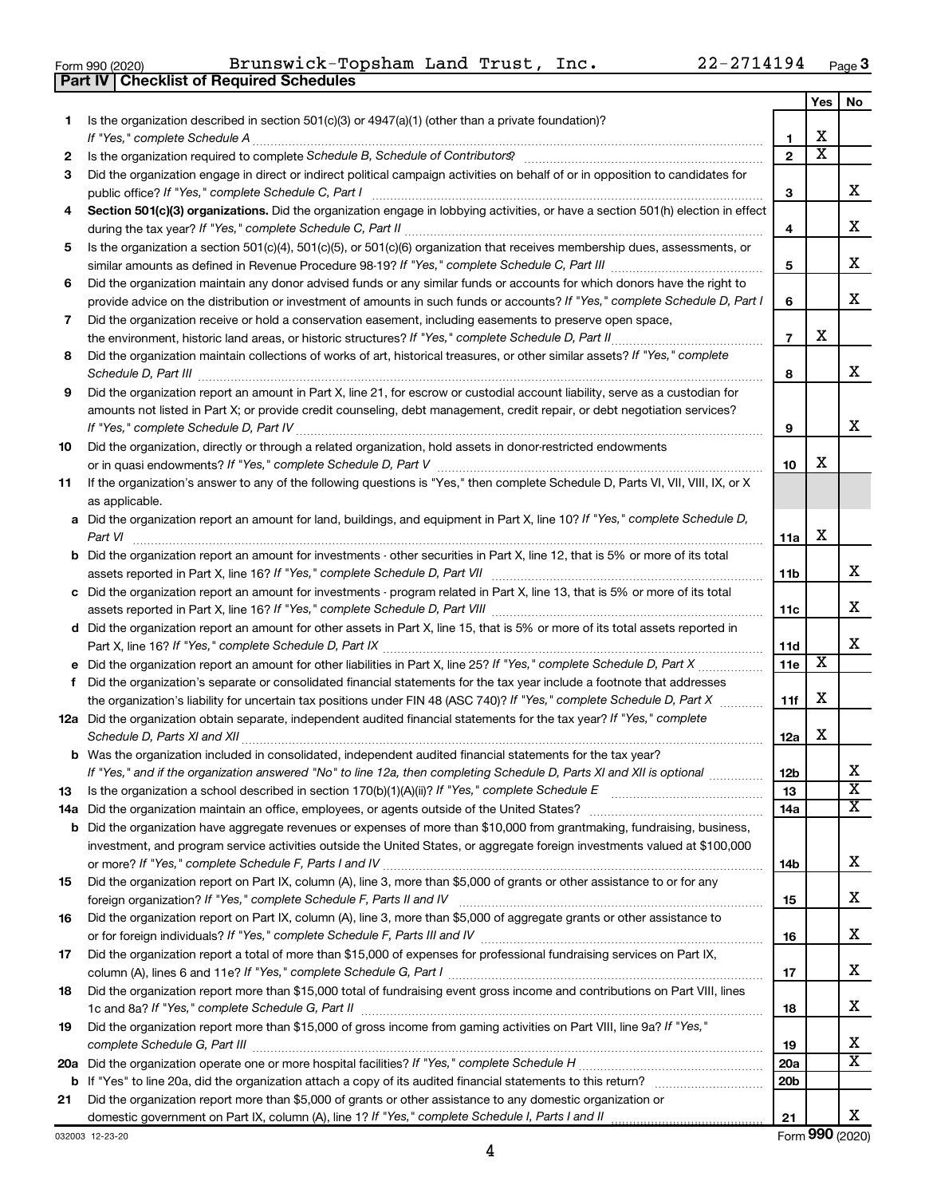Form 990 (2020) Brunswick-Topsham Land Trust, Inc. 22-2714194 Page 3

## Part IV Checklist of Required Schedules

| | | | Yes | No |
|---|---|---|---|---|
| 1 | Is the organization described in section 501(c)(3) or 4947(a)(1) (other than a private foundation)? *If "Yes," complete Schedule A* | 1 | X | |
| 2 | Is the organization required to complete *Schedule B, Schedule of Contributors*? | 2 | X | |
| 3 | Did the organization engage in direct or indirect political campaign activities on behalf of or in opposition to candidates for public office? *If "Yes," complete Schedule C, Part I* | 3 | | X |
| 4 | **Section 501(c)(3) organizations.** Did the organization engage in lobbying activities, or have a section 501(h) election in effect during the tax year? *If "Yes," complete Schedule C, Part II* | 4 | | X |
| 5 | Is the organization a section 501(c)(4), 501(c)(5), or 501(c)(6) organization that receives membership dues, assessments, or similar amounts as defined in Revenue Procedure 98-19? *If "Yes," complete Schedule C, Part III* | 5 | | X |
| 6 | Did the organization maintain any donor advised funds or any similar funds or accounts for which donors have the right to provide advice on the distribution or investment of amounts in such funds or accounts? *If "Yes," complete Schedule D, Part I* | 6 | | X |
| 7 | Did the organization receive or hold a conservation easement, including easements to preserve open space, the environment, historic land areas, or historic structures? *If "Yes," complete Schedule D, Part II* | 7 | X | |
| 8 | Did the organization maintain collections of works of art, historical treasures, or other similar assets? *If "Yes," complete Schedule D, Part III* | 8 | | X |
| 9 | Did the organization report an amount in Part X, line 21, for escrow or custodial account liability, serve as a custodian for amounts not listed in Part X; or provide credit counseling, debt management, credit repair, or debt negotiation services? *If "Yes," complete Schedule D, Part IV* | 9 | | X |
| 10 | Did the organization, directly or through a related organization, hold assets in donor-restricted endowments or in quasi endowments? *If "Yes," complete Schedule D, Part V* | 10 | X | |
| 11 | If the organization's answer to any of the following questions is "Yes," then complete Schedule D, Parts VI, VII, VIII, IX, or X as applicable. | | | |
| a | Did the organization report an amount for land, buildings, and equipment in Part X, line 10? *If "Yes," complete Schedule D, Part VI* | 11a | X | |
| b | Did the organization report an amount for investments - other securities in Part X, line 12, that is 5% or more of its total assets reported in Part X, line 16? *If "Yes," complete Schedule D, Part VII* | 11b | | X |
| c | Did the organization report an amount for investments - program related in Part X, line 13, that is 5% or more of its total assets reported in Part X, line 16? *If "Yes," complete Schedule D, Part VIII* | 11c | | X |
| d | Did the organization report an amount for other assets in Part X, line 15, that is 5% or more of its total assets reported in Part X, line 16? *If "Yes," complete Schedule D, Part IX* | 11d | | X |
| e | Did the organization report an amount for other liabilities in Part X, line 25? *If "Yes," complete Schedule D, Part X* | 11e | X | |
| f | Did the organization's separate or consolidated financial statements for the tax year include a footnote that addresses the organization's liability for uncertain tax positions under FIN 48 (ASC 740)? *If "Yes," complete Schedule D, Part X* | 11f | X | |
| 12a | Did the organization obtain separate, independent audited financial statements for the tax year? *If "Yes," complete Schedule D, Parts XI and XII* | 12a | X | |
| b | Was the organization included in consolidated, independent audited financial statements for the tax year? *If "Yes," and if the organization answered "No" to line 12a, then completing Schedule D, Parts XI and XII is optional* | 12b | | X |
| 13 | Is the organization a school described in section 170(b)(1)(A)(ii)? *If "Yes," complete Schedule E* | 13 | | X |
| 14a | Did the organization maintain an office, employees, or agents outside of the United States? | 14a | | X |
| b | Did the organization have aggregate revenues or expenses of more than $10,000 from grantmaking, fundraising, business, investment, and program service activities outside the United States, or aggregate foreign investments valued at $100,000 or more? *If "Yes," complete Schedule F, Parts I and IV* | 14b | | X |
| 15 | Did the organization report on Part IX, column (A), line 3, more than $5,000 of grants or other assistance to or for any foreign organization? *If "Yes," complete Schedule F, Parts II and IV* | 15 | | X |
| 16 | Did the organization report on Part IX, column (A), line 3, more than $5,000 of aggregate grants or other assistance to or for foreign individuals? *If "Yes," complete Schedule F, Parts III and IV* | 16 | | X |
| 17 | Did the organization report a total of more than $15,000 of expenses for professional fundraising services on Part IX, column (A), lines 6 and 11e? *If "Yes," complete Schedule G, Part I* | 17 | | X |
| 18 | Did the organization report more than $15,000 total of fundraising event gross income and contributions on Part VIII, lines 1c and 8a? *If "Yes," complete Schedule G, Part II* | 18 | | X |
| 19 | Did the organization report more than $15,000 of gross income from gaming activities on Part VIII, line 9a? *If "Yes," complete Schedule G, Part III* | 19 | | X |
| 20a | Did the organization operate one or more hospital facilities? *If "Yes," complete Schedule H* | 20a | | X |
| b | If "Yes" to line 20a, did the organization attach a copy of its audited financial statements to this return? | 20b | | |
| 21 | Did the organization report more than $5,000 of grants or other assistance to any domestic organization or domestic government on Part IX, column (A), line 1? *If "Yes," complete Schedule I, Parts I and II* | 21 | | X |

032003 12-23-20

Form **990** (2020)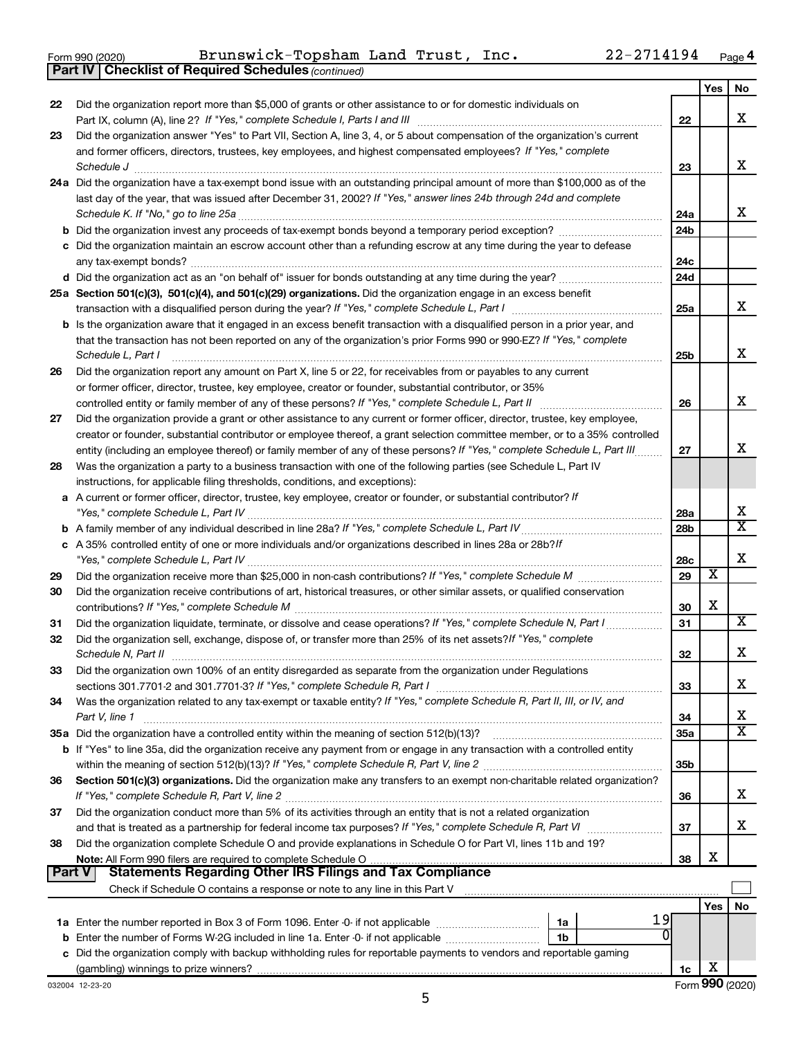Form 990 (2020) Brunswick-Topsham Land Trust, Inc. 22-2714194 Page 4

**Part IV | Checklist of Required Schedules** *(continued)*

| | | | Yes | No |
|---|---|---|---|---|
| 22 | Did the organization report more than $5,000 of grants or other assistance to or for domestic individuals on Part IX, column (A), line 2? *If "Yes," complete Schedule I, Parts I and III* | 22 | | X |
| 23 | Did the organization answer "Yes" to Part VII, Section A, line 3, 4, or 5 about compensation of the organization's current and former officers, directors, trustees, key employees, and highest compensated employees? *If "Yes," complete Schedule J* | 23 | | X |
| 24a | Did the organization have a tax-exempt bond issue with an outstanding principal amount of more than $100,000 as of the last day of the year, that was issued after December 31, 2002? *If "Yes," answer lines 24b through 24d and complete Schedule K. If "No," go to line 25a* | 24a | | X |
| b | Did the organization invest any proceeds of tax-exempt bonds beyond a temporary period exception? | 24b | | |
| c | Did the organization maintain an escrow account other than a refunding escrow at any time during the year to defease any tax-exempt bonds? | 24c | | |
| d | Did the organization act as an "on behalf of" issuer for bonds outstanding at any time during the year? | 24d | | |
| 25a | **Section 501(c)(3), 501(c)(4), and 501(c)(29) organizations.** Did the organization engage in an excess benefit transaction with a disqualified person during the year? *If "Yes," complete Schedule L, Part I* | 25a | | X |
| b | Is the organization aware that it engaged in an excess benefit transaction with a disqualified person in a prior year, and that the transaction has not been reported on any of the organization's prior Forms 990 or 990-EZ? *If "Yes," complete Schedule L, Part I* | 25b | | X |
| 26 | Did the organization report any amount on Part X, line 5 or 22, for receivables from or payables to any current or former officer, director, trustee, key employee, creator or founder, substantial contributor, or 35% controlled entity or family member of any of these persons? *If "Yes," complete Schedule L, Part II* | 26 | | X |
| 27 | Did the organization provide a grant or other assistance to any current or former officer, director, trustee, key employee, creator or founder, substantial contributor or employee thereof, a grant selection committee member, or to a 35% controlled entity (including an employee thereof) or family member of any of these persons? *If "Yes," complete Schedule L, Part III* | 27 | | X |
| 28 | Was the organization a party to a business transaction with one of the following parties (see Schedule L, Part IV instructions, for applicable filing thresholds, conditions, and exceptions): | | | |
| a | A current or former officer, director, trustee, key employee, creator or founder, or substantial contributor? *If "Yes," complete Schedule L, Part IV* | 28a | | X |
| b | A family member of any individual described in line 28a? *If "Yes," complete Schedule L, Part IV* | 28b | | X |
| c | A 35% controlled entity of one or more individuals and/or organizations described in lines 28a or 28b? *If "Yes," complete Schedule L, Part IV* | 28c | | X |
| 29 | Did the organization receive more than $25,000 in non-cash contributions? *If "Yes," complete Schedule M* | 29 | X | |
| 30 | Did the organization receive contributions of art, historical treasures, or other similar assets, or qualified conservation contributions? *If "Yes," complete Schedule M* | 30 | X | |
| 31 | Did the organization liquidate, terminate, or dissolve and cease operations? *If "Yes," complete Schedule N, Part I* | 31 | | X |
| 32 | Did the organization sell, exchange, dispose of, or transfer more than 25% of its net assets? *If "Yes," complete Schedule N, Part II* | 32 | | X |
| 33 | Did the organization own 100% of an entity disregarded as separate from the organization under Regulations sections 301.7701-2 and 301.7701-3? *If "Yes," complete Schedule R, Part I* | 33 | | X |
| 34 | Was the organization related to any tax-exempt or taxable entity? *If "Yes," complete Schedule R, Part II, III, or IV, and Part V, line 1* | 34 | | X |
| 35a | Did the organization have a controlled entity within the meaning of section 512(b)(13)? | 35a | | X |
| b | If "Yes" to line 35a, did the organization receive any payment from or engage in any transaction with a controlled entity within the meaning of section 512(b)(13)? *If "Yes," complete Schedule R, Part V, line 2* | 35b | | |
| 36 | **Section 501(c)(3) organizations.** Did the organization make any transfers to an exempt non-charitable related organization? *If "Yes," complete Schedule R, Part V, line 2* | 36 | | X |
| 37 | Did the organization conduct more than 5% of its activities through an entity that is not a related organization and that is treated as a partnership for federal income tax purposes? *If "Yes," complete Schedule R, Part VI* | 37 | | X |
| 38 | Did the organization complete Schedule O and provide explanations in Schedule O for Part VI, lines 11b and 19? **Note:** All Form 990 filers are required to complete Schedule O | 38 | X | |

**Part V | Statements Regarding Other IRS Filings and Tax Compliance**

Check if Schedule O contains a response or note to any line in this Part V ☐

| | | | | | Yes | No |
|---|---|---|---|---|---|---|
| 1a | Enter the number reported in Box 3 of Form 1096. Enter -0- if not applicable | 1a | 19 | | | |
| b | Enter the number of Forms W-2G included in line 1a. Enter -0- if not applicable | 1b | 0 | | | |
| c | Did the organization comply with backup withholding rules for reportable payments to vendors and reportable gaming (gambling) winnings to prize winners? | | | 1c | X | |

032004 12-23-20 Form **990** (2020)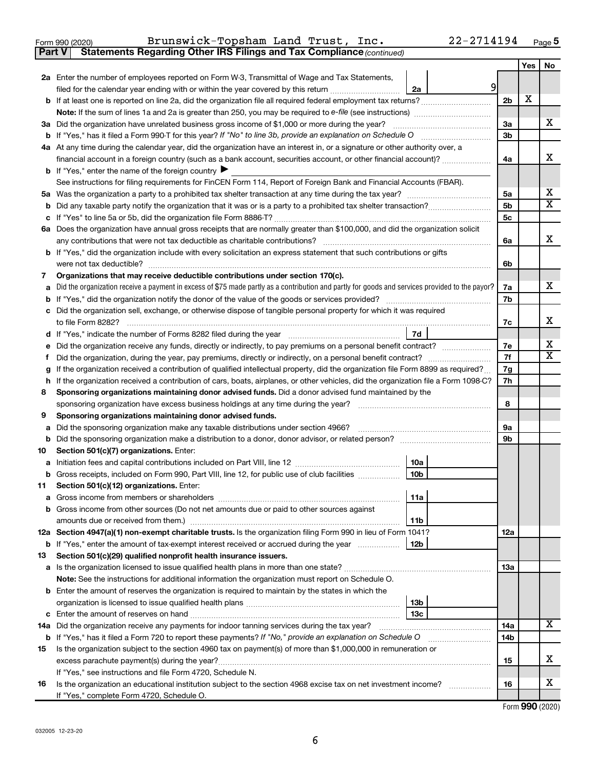Form 990 (2020) Brunswick-Topsham Land Trust, Inc. 22-2714194 Page 5

**Part V Statements Regarding Other IRS Filings and Tax Compliance** *(continued)*

| | | | | | Yes | No |
|---|---|---|---|---|---|---|
| **2a** | Enter the number of employees reported on Form W-3, Transmittal of Wage and Tax Statements, filed for the calendar year ending with or within the year covered by this return | 2a | 9 | | | |
| **b** | If at least one is reported on line 2a, did the organization file all required federal employment tax returns? | | | 2b | X | |
| | **Note:** If the sum of lines 1a and 2a is greater than 250, you may be required to *e-file* (see instructions) | | | | | |
| **3a** | Did the organization have unrelated business gross income of $1,000 or more during the year? | | | 3a | | X |
| **b** | If "Yes," has it filed a Form 990-T for this year? *If "No" to line 3b, provide an explanation on Schedule O* | | | 3b | | |
| **4a** | At any time during the calendar year, did the organization have an interest in, or a signature or other authority over, a financial account in a foreign country (such as a bank account, securities account, or other financial account)? | | | 4a | | X |
| **b** | If "Yes," enter the name of the foreign country ▶ | | | | | |
| | See instructions for filing requirements for FinCEN Form 114, Report of Foreign Bank and Financial Accounts (FBAR). | | | | | |
| **5a** | Was the organization a party to a prohibited tax shelter transaction at any time during the tax year? | | | 5a | | X |
| **b** | Did any taxable party notify the organization that it was or is a party to a prohibited tax shelter transaction? | | | 5b | | X |
| **c** | If "Yes" to line 5a or 5b, did the organization file Form 8886-T? | | | 5c | | |
| **6a** | Does the organization have annual gross receipts that are normally greater than $100,000, and did the organization solicit any contributions that were not tax deductible as charitable contributions? | | | 6a | | X |
| **b** | If "Yes," did the organization include with every solicitation an express statement that such contributions or gifts were not tax deductible? | | | 6b | | |
| **7** | **Organizations that may receive deductible contributions under section 170(c).** | | | | | |
| **a** | Did the organization receive a payment in excess of $75 made partly as a contribution and partly for goods and services provided to the payor? | | | 7a | | X |
| **b** | If "Yes," did the organization notify the donor of the value of the goods or services provided? | | | 7b | | |
| **c** | Did the organization sell, exchange, or otherwise dispose of tangible personal property for which it was required to file Form 8282? | | | 7c | | X |
| **d** | If "Yes," indicate the number of Forms 8282 filed during the year | 7d | | | | |
| **e** | Did the organization receive any funds, directly or indirectly, to pay premiums on a personal benefit contract? | | | 7e | | X |
| **f** | Did the organization, during the year, pay premiums, directly or indirectly, on a personal benefit contract? | | | 7f | | X |
| **g** | If the organization received a contribution of qualified intellectual property, did the organization file Form 8899 as required? | | | 7g | | |
| **h** | If the organization received a contribution of cars, boats, airplanes, or other vehicles, did the organization file a Form 1098-C? | | | 7h | | |
| **8** | **Sponsoring organizations maintaining donor advised funds.** Did a donor advised fund maintained by the sponsoring organization have excess business holdings at any time during the year? | | | 8 | | |
| **9** | **Sponsoring organizations maintaining donor advised funds.** | | | | | |
| **a** | Did the sponsoring organization make any taxable distributions under section 4966? | | | 9a | | |
| **b** | Did the sponsoring organization make a distribution to a donor, donor advisor, or related person? | | | 9b | | |
| **10** | **Section 501(c)(7) organizations.** Enter: | | | | | |
| **a** | Initiation fees and capital contributions included on Part VIII, line 12 | 10a | | | | |
| **b** | Gross receipts, included on Form 990, Part VIII, line 12, for public use of club facilities | 10b | | | | |
| **11** | **Section 501(c)(12) organizations.** Enter: | | | | | |
| **a** | Gross income from members or shareholders | 11a | | | | |
| **b** | Gross income from other sources (Do not net amounts due or paid to other sources against amounts due or received from them.) | 11b | | | | |
| **12a** | **Section 4947(a)(1) non-exempt charitable trusts.** Is the organization filing Form 990 in lieu of Form 1041? | | | 12a | | |
| **b** | If "Yes," enter the amount of tax-exempt interest received or accrued during the year | 12b | | | | |
| **13** | **Section 501(c)(29) qualified nonprofit health insurance issuers.** | | | | | |
| **a** | Is the organization licensed to issue qualified health plans in more than one state? | | | 13a | | |
| | **Note:** See the instructions for additional information the organization must report on Schedule O. | | | | | |
| **b** | Enter the amount of reserves the organization is required to maintain by the states in which the organization is licensed to issue qualified health plans | 13b | | | | |
| **c** | Enter the amount of reserves on hand | 13c | | | | |
| **14a** | Did the organization receive any payments for indoor tanning services during the tax year? | | | 14a | | X |
| **b** | If "Yes," has it filed a Form 720 to report these payments? *If "No," provide an explanation on Schedule O* | | | 14b | | |
| **15** | Is the organization subject to the section 4960 tax on payment(s) of more than $1,000,000 in remuneration or excess parachute payment(s) during the year? | | | 15 | | X |
| | If "Yes," see instructions and file Form 4720, Schedule N. | | | | | |
| **16** | Is the organization an educational institution subject to the section 4968 excise tax on net investment income? | | | 16 | | X |
| | If "Yes," complete Form 4720, Schedule O. | | | | | |

Form **990** (2020)

032005 12-23-20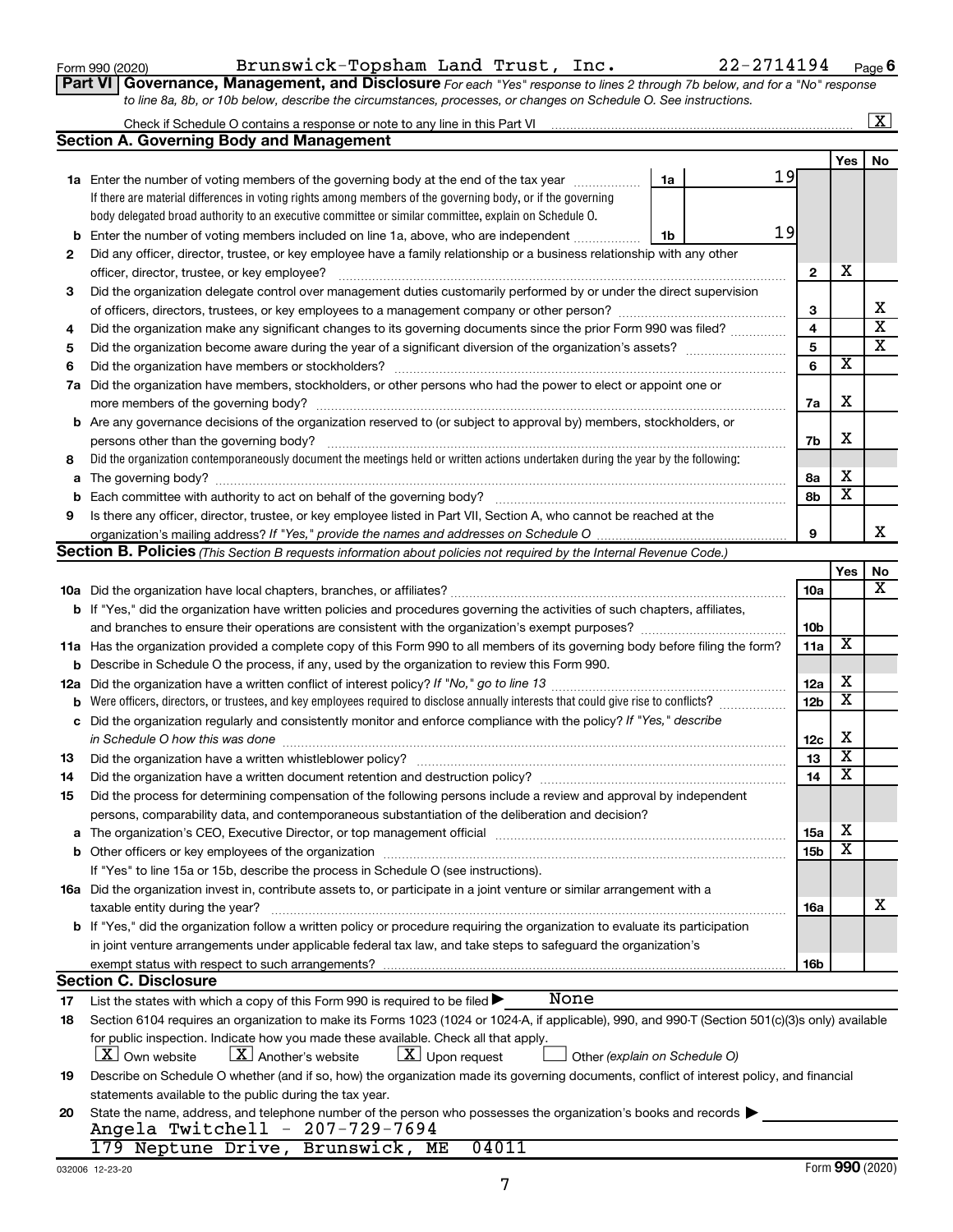Form 990 (2020) Brunswick-Topsham Land Trust, Inc. 22-2714194 Page 6

## Part VI Governance, Management, and Disclosure

*For each "Yes" response to lines 2 through 7b below, and for a "No" response to line 8a, 8b, or 10b below, describe the circumstances, processes, or changes on Schedule O. See instructions.*

Check if Schedule O contains a response or note to any line in this Part VI ..... [X]

### Section A. Governing Body and Management

| | | | | | Yes | No |
|---|---|---|---|---|---|---|
| **1a** | Enter the number of voting members of the governing body at the end of the tax year. If there are material differences in voting rights among members of the governing body, or if the governing body delegated broad authority to an executive committee or similar committee, explain on Schedule O. | 1a | 19 | | | |
| **b** | Enter the number of voting members included on line 1a, above, who are independent | 1b | 19 | | | |
| **2** | Did any officer, director, trustee, or key employee have a family relationship or a business relationship with any other officer, director, trustee, or key employee? | | | 2 | X | |
| **3** | Did the organization delegate control over management duties customarily performed by or under the direct supervision of officers, directors, trustees, or key employees to a management company or other person? | | | 3 | | X |
| **4** | Did the organization make any significant changes to its governing documents since the prior Form 990 was filed? | | | 4 | | X |
| **5** | Did the organization become aware during the year of a significant diversion of the organization's assets? | | | 5 | | X |
| **6** | Did the organization have members or stockholders? | | | 6 | X | |
| **7a** | Did the organization have members, stockholders, or other persons who had the power to elect or appoint one or more members of the governing body? | | | 7a | X | |
| **b** | Are any governance decisions of the organization reserved to (or subject to approval by) members, stockholders, or persons other than the governing body? | | | 7b | X | |
| **8** | Did the organization contemporaneously document the meetings held or written actions undertaken during the year by the following: | | | | | |
| **a** | The governing body? | | | 8a | X | |
| **b** | Each committee with authority to act on behalf of the governing body? | | | 8b | X | |
| **9** | Is there any officer, director, trustee, or key employee listed in Part VII, Section A, who cannot be reached at the organization's mailing address? *If "Yes," provide the names and addresses on Schedule O* | | | 9 | | X |

### Section B. Policies *(This Section B requests information about policies not required by the Internal Revenue Code.)*

| | | | Yes | No |
|---|---|---|---|---|
| **10a** | Did the organization have local chapters, branches, or affiliates? | 10a | | X |
| **b** | If "Yes," did the organization have written policies and procedures governing the activities of such chapters, affiliates, and branches to ensure their operations are consistent with the organization's exempt purposes? | 10b | | |
| **11a** | Has the organization provided a complete copy of this Form 990 to all members of its governing body before filing the form? | 11a | X | |
| **b** | Describe in Schedule O the process, if any, used by the organization to review this Form 990. | | | |
| **12a** | Did the organization have a written conflict of interest policy? *If "No," go to line 13* | 12a | X | |
| **b** | Were officers, directors, or trustees, and key employees required to disclose annually interests that could give rise to conflicts? | 12b | X | |
| **c** | Did the organization regularly and consistently monitor and enforce compliance with the policy? *If "Yes," describe in Schedule O how this was done* | 12c | X | |
| **13** | Did the organization have a written whistleblower policy? | 13 | X | |
| **14** | Did the organization have a written document retention and destruction policy? | 14 | X | |
| **15** | Did the process for determining compensation of the following persons include a review and approval by independent persons, comparability data, and contemporaneous substantiation of the deliberation and decision? | | | |
| **a** | The organization's CEO, Executive Director, or top management official | 15a | X | |
| **b** | Other officers or key employees of the organization | 15b | X | |
| | If "Yes" to line 15a or 15b, describe the process in Schedule O (see instructions). | | | |
| **16a** | Did the organization invest in, contribute assets to, or participate in a joint venture or similar arrangement with a taxable entity during the year? | 16a | | X |
| **b** | If "Yes," did the organization follow a written policy or procedure requiring the organization to evaluate its participation in joint venture arrangements under applicable federal tax law, and take steps to safeguard the organization's exempt status with respect to such arrangements? | 16b | | |

### Section C. Disclosure

**17** List the states with which a copy of this Form 990 is required to be filed ▶ None

**18** Section 6104 requires an organization to make its Forms 1023 (1024 or 1024-A, if applicable), 990, and 990-T (Section 501(c)(3)s only) available for public inspection. Indicate how you made these available. Check all that apply.

[X] Own website [X] Another's website [X] Upon request [ ] Other *(explain on Schedule O)*

**19** Describe on Schedule O whether (and if so, how) the organization made its governing documents, conflict of interest policy, and financial statements available to the public during the tax year.

**20** State the name, address, and telephone number of the person who possesses the organization's books and records ▶

Angela Twitchell - 207-729-7694
179 Neptune Drive, Brunswick, ME 04011

032006 12-23-20 Form **990** (2020)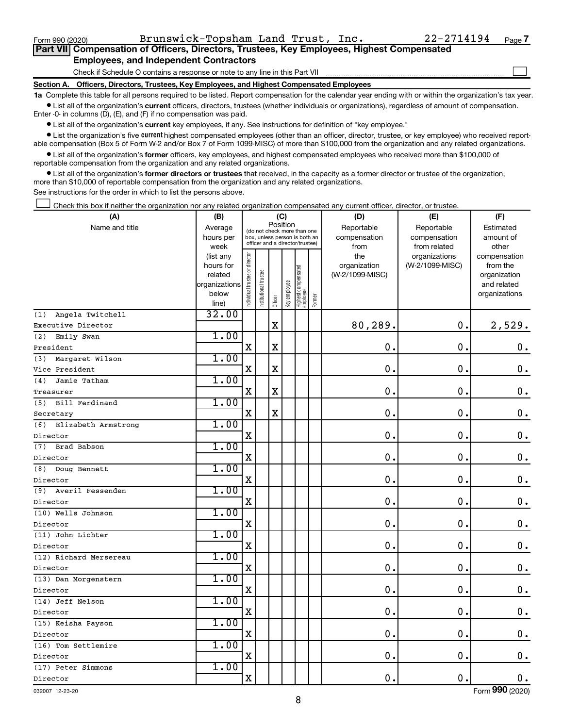Form 990 (2020) Brunswick-Topsham Land Trust, Inc. 22-2714194 Page 7

## Part VII Compensation of Officers, Directors, Trustees, Key Employees, Highest Compensated Employees, and Independent Contractors

Check if Schedule O contains a response or note to any line in this Part VII ☐

**Section A. Officers, Directors, Trustees, Key Employees, and Highest Compensated Employees**

**1a** Complete this table for all persons required to be listed. Report compensation for the calendar year ending with or within the organization's tax year.

- List all of the organization's **current** officers, directors, trustees (whether individuals or organizations), regardless of amount of compensation. Enter -0- in columns (D), (E), and (F) if no compensation was paid.
- List all of the organization's **current** key employees, if any. See instructions for definition of "key employee."
- List the organization's five **current** highest compensated employees (other than an officer, director, trustee, or key employee) who received reportable compensation (Box 5 of Form W-2 and/or Box 7 of Form 1099-MISC) of more than $100,000 from the organization and any related organizations.
- List all of the organization's **former** officers, key employees, and highest compensated employees who received more than $100,000 of reportable compensation from the organization and any related organizations.
- List all of the organization's **former directors or trustees** that received, in the capacity as a former director or trustee of the organization, more than $10,000 of reportable compensation from the organization and any related organizations.

See instructions for the order in which to list the persons above.

☐ Check this box if neither the organization nor any related organization compensated any current officer, director, or trustee.

| (A) Name and title | (B) Average hours per week (list any hours for related organizations below line) | (C) Position (do not check more than one box, unless person is both an officer and a director/trustee) | | | | | | (D) Reportable compensation from the organization (W-2/1099-MISC) | (E) Reportable compensation from related organizations (W-2/1099-MISC) | (F) Estimated amount of other compensation from the organization and related organizations |
|---|---|---|---|---|---|---|---|---|---|---|
| | | Individual trustee or director | Institutional trustee | Officer | Key employee | Highest compensated employee | Former | | | |
| (1) Angela Twitchell<br>Executive Director | 32.00 | | | X | | | | 80,289. | 0. | 2,529. |
| (2) Emily Swan<br>President | 1.00 | X | | X | | | | 0. | 0. | 0. |
| (3) Margaret Wilson<br>Vice President | 1.00 | X | | X | | | | 0. | 0. | 0. |
| (4) Jamie Tatham<br>Treasurer | 1.00 | X | | X | | | | 0. | 0. | 0. |
| (5) Bill Ferdinand<br>Secretary | 1.00 | X | | X | | | | 0. | 0. | 0. |
| (6) Elizabeth Armstrong<br>Director | 1.00 | X | | | | | | 0. | 0. | 0. |
| (7) Brad Babson<br>Director | 1.00 | X | | | | | | 0. | 0. | 0. |
| (8) Doug Bennett<br>Director | 1.00 | X | | | | | | 0. | 0. | 0. |
| (9) Averil Fessenden<br>Director | 1.00 | X | | | | | | 0. | 0. | 0. |
| (10) Wells Johnson<br>Director | 1.00 | X | | | | | | 0. | 0. | 0. |
| (11) John Lichter<br>Director | 1.00 | X | | | | | | 0. | 0. | 0. |
| (12) Richard Mersereau<br>Director | 1.00 | X | | | | | | 0. | 0. | 0. |
| (13) Dan Morgenstern<br>Director | 1.00 | X | | | | | | 0. | 0. | 0. |
| (14) Jeff Nelson<br>Director | 1.00 | X | | | | | | 0. | 0. | 0. |
| (15) Keisha Payson<br>Director | 1.00 | X | | | | | | 0. | 0. | 0. |
| (16) Tom Settlemire<br>Director | 1.00 | X | | | | | | 0. | 0. | 0. |
| (17) Peter Simmons<br>Director | 1.00 | X | | | | | | 0. | 0. | 0. |

032007 12-23-20 Form 990 (2020)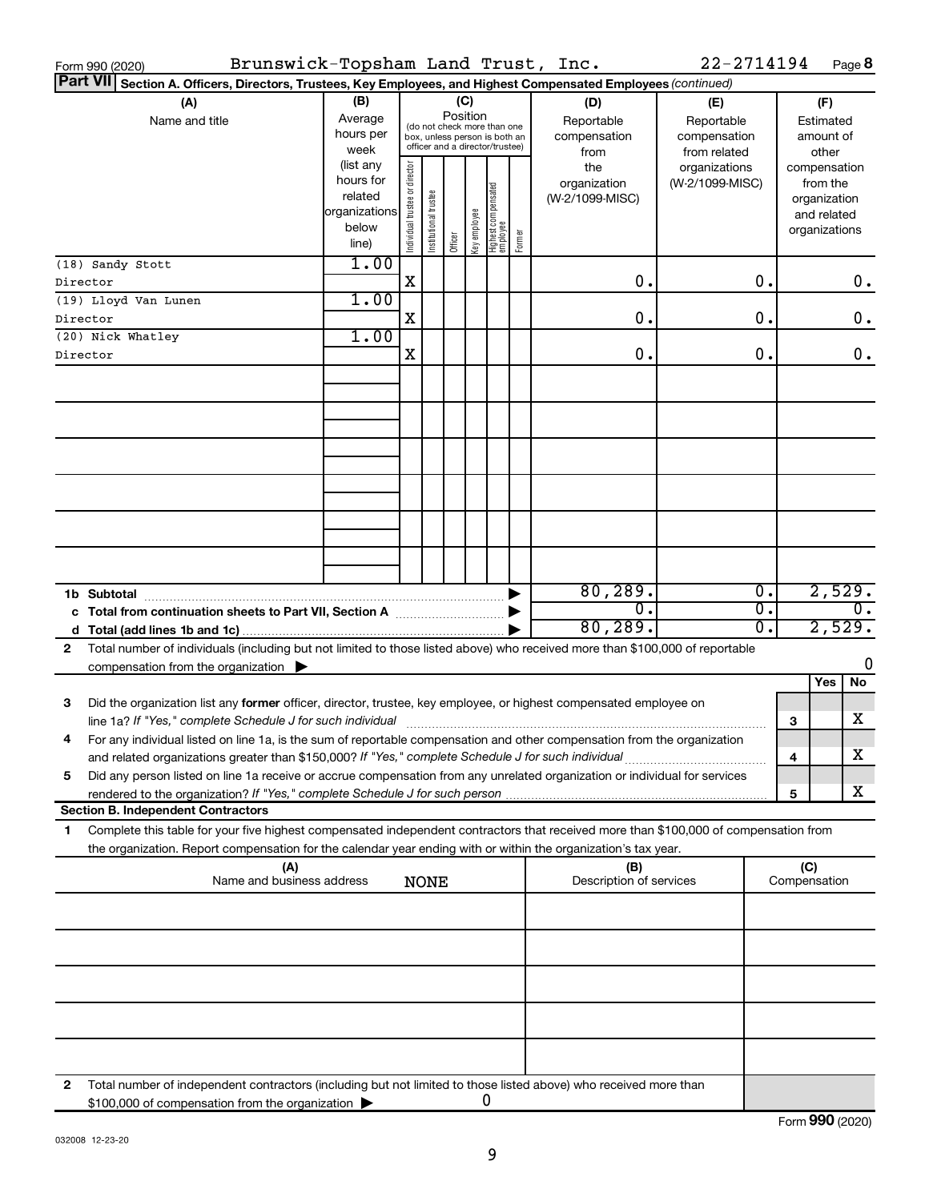Form 990 (2020) Brunswick-Topsham Land Trust, Inc. 22-2714194 Page 8

**Part VII Section A. Officers, Directors, Trustees, Key Employees, and Highest Compensated Employees** *(continued)*

| (A) Name and title | (B) Average hours per week (list any hours for related organizations below line) | (C) Position: Individual trustee or director | Institutional trustee | Officer | Key employee | Highest compensated employee | Former | (D) Reportable compensation from the organization (W-2/1099-MISC) | (E) Reportable compensation from related organizations (W-2/1099-MISC) | (F) Estimated amount of other compensation from the organization and related organizations |
|---|---|---|---|---|---|---|---|---|---|---|
| (18) Sandy Stott<br>Director | 1.00 | X | | | | | | 0. | 0. | 0. |
| (19) Lloyd Van Lunen<br>Director | 1.00 | X | | | | | | 0. | 0. | 0. |
| (20) Nick Whatley<br>Director | 1.00 | X | | | | | | 0. | 0. | 0. |
| 1b Subtotal | | | | | | | | 80,289. | 0. | 2,529. |
| c Total from continuation sheets to Part VII, Section A | | | | | | | | 0. | 0. | 0. |
| d Total (add lines 1b and 1c) | | | | | | | | 80,289. | 0. | 2,529. |

2 Total number of individuals (including but not limited to those listed above) who received more than $100,000 of reportable compensation from the organization ▶ 0

| | | Yes | No |
|---|---|---|---|
| 3 Did the organization list any **former** officer, director, trustee, key employee, or highest compensated employee on line 1a? *If "Yes," complete Schedule J for such individual* | 3 | | X |
| 4 For any individual listed on line 1a, is the sum of reportable compensation and other compensation from the organization and related organizations greater than $150,000? *If "Yes," complete Schedule J for such individual* | 4 | | X |
| 5 Did any person listed on line 1a receive or accrue compensation from any unrelated organization or individual for services rendered to the organization? *If "Yes," complete Schedule J for such person* | 5 | | X |

**Section B. Independent Contractors**

1 Complete this table for your five highest compensated independent contractors that received more than $100,000 of compensation from the organization. Report compensation for the calendar year ending with or within the organization's tax year.

| (A) Name and business address | (B) Description of services | (C) Compensation |
|---|---|---|
| NONE | | |

2 Total number of independent contractors (including but not limited to those listed above) who received more than $100,000 of compensation from the organization ▶ 0

Form **990** (2020)

032008 12-23-20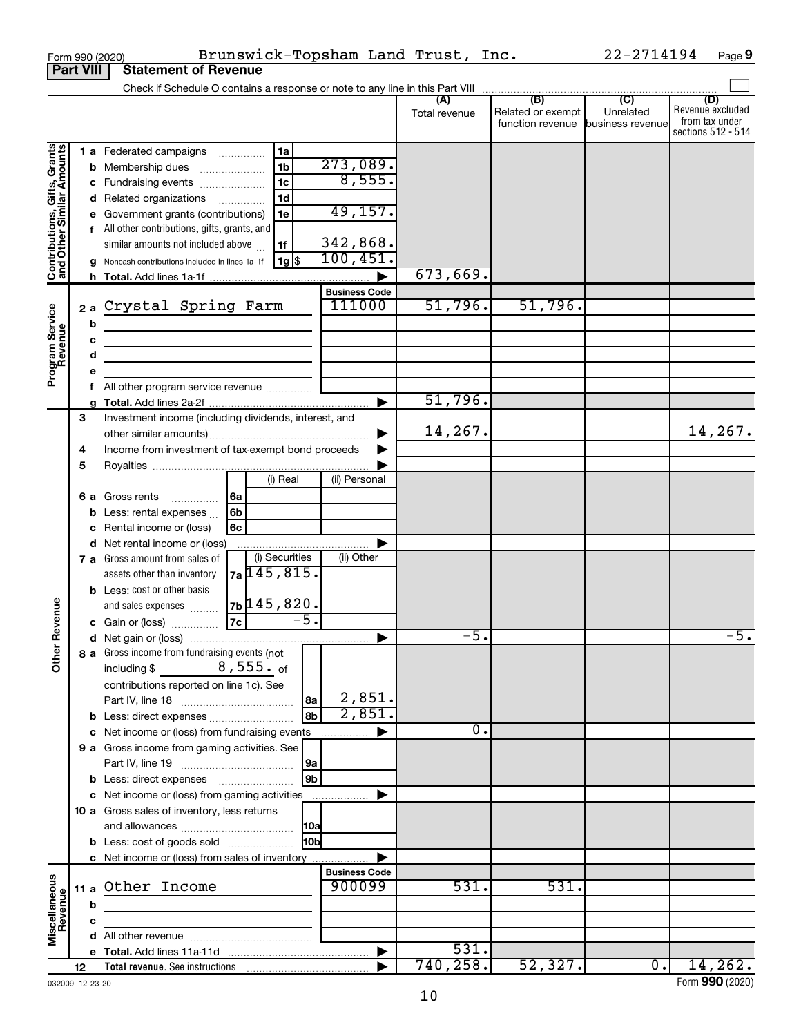Form 990 (2020) Brunswick-Topsham Land Trust, Inc. 22-2714194 Page 9

**Part VIII Statement of Revenue**

Check if Schedule O contains a response or note to any line in this Part VIII

| | | | | (A) Total revenue | (B) Related or exempt function revenue | (C) Unrelated business revenue | (D) Revenue excluded from tax under sections 512 - 514 |
|---|---|---|---|---|---|---|---|
| **Contributions, Gifts, Grants and Other Similar Amounts** | 1 a Federated campaigns | 1a | | | | | |
| | b Membership dues | 1b | 273,089. | | | | |
| | c Fundraising events | 1c | 8,555. | | | | |
| | d Related organizations | 1d | | | | | |
| | e Government grants (contributions) | 1e | 49,157. | | | | |
| | f All other contributions, gifts, grants, and similar amounts not included above | 1f | 342,868. | | | | |
| | g Noncash contributions included in lines 1a-1f | 1g $ | 100,451. | | | | |
| | h **Total.** Add lines 1a-1f | | | 673,669. | | | |
| | | | **Business Code** | | | | |
| **Program Service Revenue** | 2 a Crystal Spring Farm | | 111000 | 51,796. | 51,796. | | |
| | b | | | | | | |
| | c | | | | | | |
| | d | | | | | | |
| | e | | | | | | |
| | f All other program service revenue | | | | | | |
| | g **Total.** Add lines 2a-2f | | | 51,796. | | | |
| **Other Revenue** | 3 Investment income (including dividends, interest, and other similar amounts) | | | 14,267. | | | 14,267. |
| | 4 Income from investment of tax-exempt bond proceeds | | | | | | |
| | 5 Royalties | | | | | | |
| | | (i) Real | (ii) Personal | | | | |
| | 6 a Gross rents 6a | | | | | | |
| | b Less: rental expenses 6b | | | | | | |
| | c Rental income or (loss) 6c | | | | | | |
| | d Net rental income or (loss) | | | | | | |
| | | (i) Securities | (ii) Other | | | | |
| | 7 a Gross amount from sales of assets other than inventory 7a | 145,815. | | | | | |
| | b Less: cost or other basis and sales expenses 7b | 145,820. | | | | | |
| | c Gain or (loss) 7c | -5. | | | | | |
| | d Net gain or (loss) | | | -5. | | | -5. |
| | 8 a Gross income from fundraising events (not including $ 8,555. of contributions reported on line 1c). See Part IV, line 18 | 8a | 2,851. | | | | |
| | b Less: direct expenses | 8b | 2,851. | | | | |
| | c Net income or (loss) from fundraising events | | | 0. | | | |
| | 9 a Gross income from gaming activities. See Part IV, line 19 | 9a | | | | | |
| | b Less: direct expenses | 9b | | | | | |
| | c Net income or (loss) from gaming activities | | | | | | |
| | 10 a Gross sales of inventory, less returns and allowances | 10a | | | | | |
| | b Less: cost of goods sold | 10b | | | | | |
| | c Net income or (loss) from sales of inventory | | | | | | |
| | | | **Business Code** | | | | |
| **Miscellaneous Revenue** | 11 a Other Income | | 900099 | 531. | 531. | | |
| | b | | | | | | |
| | c | | | | | | |
| | d All other revenue | | | | | | |
| | e **Total.** Add lines 11a-11d | | | 531. | | | |
| | 12 **Total revenue.** See instructions | | | 740,258. | 52,327. | 0. | 14,262. |

032009 12-23-20

Form **990** (2020)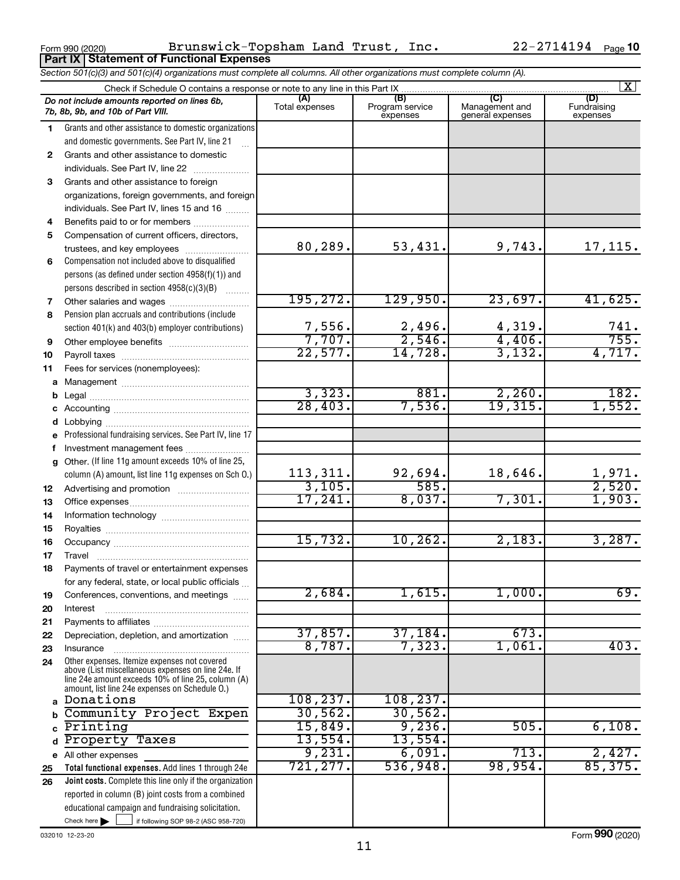Form 990 (2020) Brunswick-Topsham Land Trust, Inc. 22-2714194 Page 10

## Part IX | Statement of Functional Expenses

*Section 501(c)(3) and 501(c)(4) organizations must complete all columns. All other organizations must complete column (A).*

Check if Schedule O contains a response or note to any line in this Part IX .......... [X]

| | *Do not include amounts reported on lines 6b, 7b, 8b, 9b, and 10b of Part VIII.* | (A) Total expenses | (B) Program service expenses | (C) Management and general expenses | (D) Fundraising expenses |
|---|---|---|---|---|---|
| 1 | Grants and other assistance to domestic organizations and domestic governments. See Part IV, line 21 | | | | |
| 2 | Grants and other assistance to domestic individuals. See Part IV, line 22 | | | | |
| 3 | Grants and other assistance to foreign organizations, foreign governments, and foreign individuals. See Part IV, lines 15 and 16 | | | | |
| 4 | Benefits paid to or for members | | | | |
| 5 | Compensation of current officers, directors, trustees, and key employees | 80,289. | 53,431. | 9,743. | 17,115. |
| 6 | Compensation not included above to disqualified persons (as defined under section 4958(f)(1)) and persons described in section 4958(c)(3)(B) | | | | |
| 7 | Other salaries and wages | 195,272. | 129,950. | 23,697. | 41,625. |
| 8 | Pension plan accruals and contributions (include section 401(k) and 403(b) employer contributions) | 7,556. | 2,496. | 4,319. | 741. |
| 9 | Other employee benefits | 7,707. | 2,546. | 4,406. | 755. |
| 10 | Payroll taxes | 22,577. | 14,728. | 3,132. | 4,717. |
| 11 | Fees for services (nonemployees): | | | | |
| a | Management | | | | |
| b | Legal | 3,323. | 881. | 2,260. | 182. |
| c | Accounting | 28,403. | 7,536. | 19,315. | 1,552. |
| d | Lobbying | | | | |
| e | Professional fundraising services. See Part IV, line 17 | | | | |
| f | Investment management fees | | | | |
| g | Other. (If line 11g amount exceeds 10% of line 25, column (A) amount, list line 11g expenses on Sch O.) | 113,311. | 92,694. | 18,646. | 1,971. |
| 12 | Advertising and promotion | 3,105. | 585. | | 2,520. |
| 13 | Office expenses | 17,241. | 8,037. | 7,301. | 1,903. |
| 14 | Information technology | | | | |
| 15 | Royalties | | | | |
| 16 | Occupancy | 15,732. | 10,262. | 2,183. | 3,287. |
| 17 | Travel | | | | |
| 18 | Payments of travel or entertainment expenses for any federal, state, or local public officials | | | | |
| 19 | Conferences, conventions, and meetings | 2,684. | 1,615. | 1,000. | 69. |
| 20 | Interest | | | | |
| 21 | Payments to affiliates | | | | |
| 22 | Depreciation, depletion, and amortization | 37,857. | 37,184. | 673. | |
| 23 | Insurance | 8,787. | 7,323. | 1,061. | 403. |
| 24 | Other expenses. Itemize expenses not covered above (List miscellaneous expenses on line 24e. If line 24e amount exceeds 10% of line 25, column (A) amount, list line 24e expenses on Schedule O.) | | | | |
| a | Donations | 108,237. | 108,237. | | |
| b | Community Project Expen | 30,562. | 30,562. | | |
| c | Printing | 15,849. | 9,236. | 505. | 6,108. |
| d | Property Taxes | 13,554. | 13,554. | | |
| e | All other expenses | 9,231. | 6,091. | 713. | 2,427. |
| 25 | **Total functional expenses.** Add lines 1 through 24e | 721,277. | 536,948. | 98,954. | 85,375. |
| 26 | **Joint costs.** Complete this line only if the organization reported in column (B) joint costs from a combined educational campaign and fundraising solicitation. Check here [ ] if following SOP 98-2 (ASC 958-720) | | | | |

032010 12-23-20

Form **990** (2020)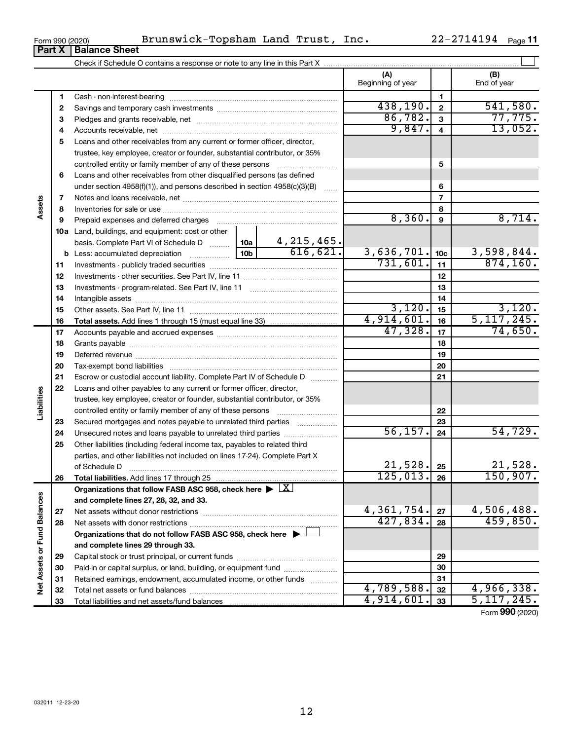Form 990 (2020) Brunswick-Topsham Land Trust, Inc. 22-2714194 Page 11

**Part X Balance Sheet**

Check if Schedule O contains a response or note to any line in this Part X

| | | | | (A) Beginning of year | | (B) End of year |
|---|---|---|---|---|---|---|
| **Assets** | 1 | Cash - non-interest-bearing | | | 1 | |
| | 2 | Savings and temporary cash investments | | 438,190. | 2 | 541,580. |
| | 3 | Pledges and grants receivable, net | | 86,782. | 3 | 77,775. |
| | 4 | Accounts receivable, net | | 9,847. | 4 | 13,052. |
| | 5 | Loans and other receivables from any current or former officer, director, trustee, key employee, creator or founder, substantial contributor, or 35% controlled entity or family member of any of these persons | | | 5 | |
| | 6 | Loans and other receivables from other disqualified persons (as defined under section 4958(f)(1)), and persons described in section 4958(c)(3)(B) | | | 6 | |
| | 7 | Notes and loans receivable, net | | | 7 | |
| | 8 | Inventories for sale or use | | | 8 | |
| | 9 | Prepaid expenses and deferred charges | | 8,360. | 9 | 8,714. |
| | 10a | Land, buildings, and equipment: cost or other basis. Complete Part VI of Schedule D | 10a 4,215,465. | | | |
| | b | Less: accumulated depreciation | 10b 616,621. | 3,636,701. | 10c | 3,598,844. |
| | 11 | Investments - publicly traded securities | | 731,601. | 11 | 874,160. |
| | 12 | Investments - other securities. See Part IV, line 11 | | | 12 | |
| | 13 | Investments - program-related. See Part IV, line 11 | | | 13 | |
| | 14 | Intangible assets | | | 14 | |
| | 15 | Other assets. See Part IV, line 11 | | 3,120. | 15 | 3,120. |
| | 16 | **Total assets.** Add lines 1 through 15 (must equal line 33) | | 4,914,601. | 16 | 5,117,245. |
| **Liabilities** | 17 | Accounts payable and accrued expenses | | 47,328. | 17 | 74,650. |
| | 18 | Grants payable | | | 18 | |
| | 19 | Deferred revenue | | | 19 | |
| | 20 | Tax-exempt bond liabilities | | | 20 | |
| | 21 | Escrow or custodial account liability. Complete Part IV of Schedule D | | | 21 | |
| | 22 | Loans and other payables to any current or former officer, director, trustee, key employee, creator or founder, substantial contributor, or 35% controlled entity or family member of any of these persons | | | 22 | |
| | 23 | Secured mortgages and notes payable to unrelated third parties | | | 23 | |
| | 24 | Unsecured notes and loans payable to unrelated third parties | | 56,157. | 24 | 54,729. |
| | 25 | Other liabilities (including federal income tax, payables to related third parties, and other liabilities not included on lines 17-24). Complete Part X of Schedule D | | 21,528. | 25 | 21,528. |
| | 26 | **Total liabilities.** Add lines 17 through 25 | | 125,013. | 26 | 150,907. |
| **Net Assets or Fund Balances** | | **Organizations that follow FASB ASC 958, check here ▶ [X] and complete lines 27, 28, 32, and 33.** | | | | |
| | 27 | Net assets without donor restrictions | | 4,361,754. | 27 | 4,506,488. |
| | 28 | Net assets with donor restrictions | | 427,834. | 28 | 459,850. |
| | | **Organizations that do not follow FASB ASC 958, check here ▶ [ ] and complete lines 29 through 33.** | | | | |
| | 29 | Capital stock or trust principal, or current funds | | | 29 | |
| | 30 | Paid-in or capital surplus, or land, building, or equipment fund | | | 30 | |
| | 31 | Retained earnings, endowment, accumulated income, or other funds | | | 31 | |
| | 32 | Total net assets or fund balances | | 4,789,588. | 32 | 4,966,338. |
| | 33 | Total liabilities and net assets/fund balances | | 4,914,601. | 33 | 5,117,245. |

Form **990** (2020)

032011 12-23-20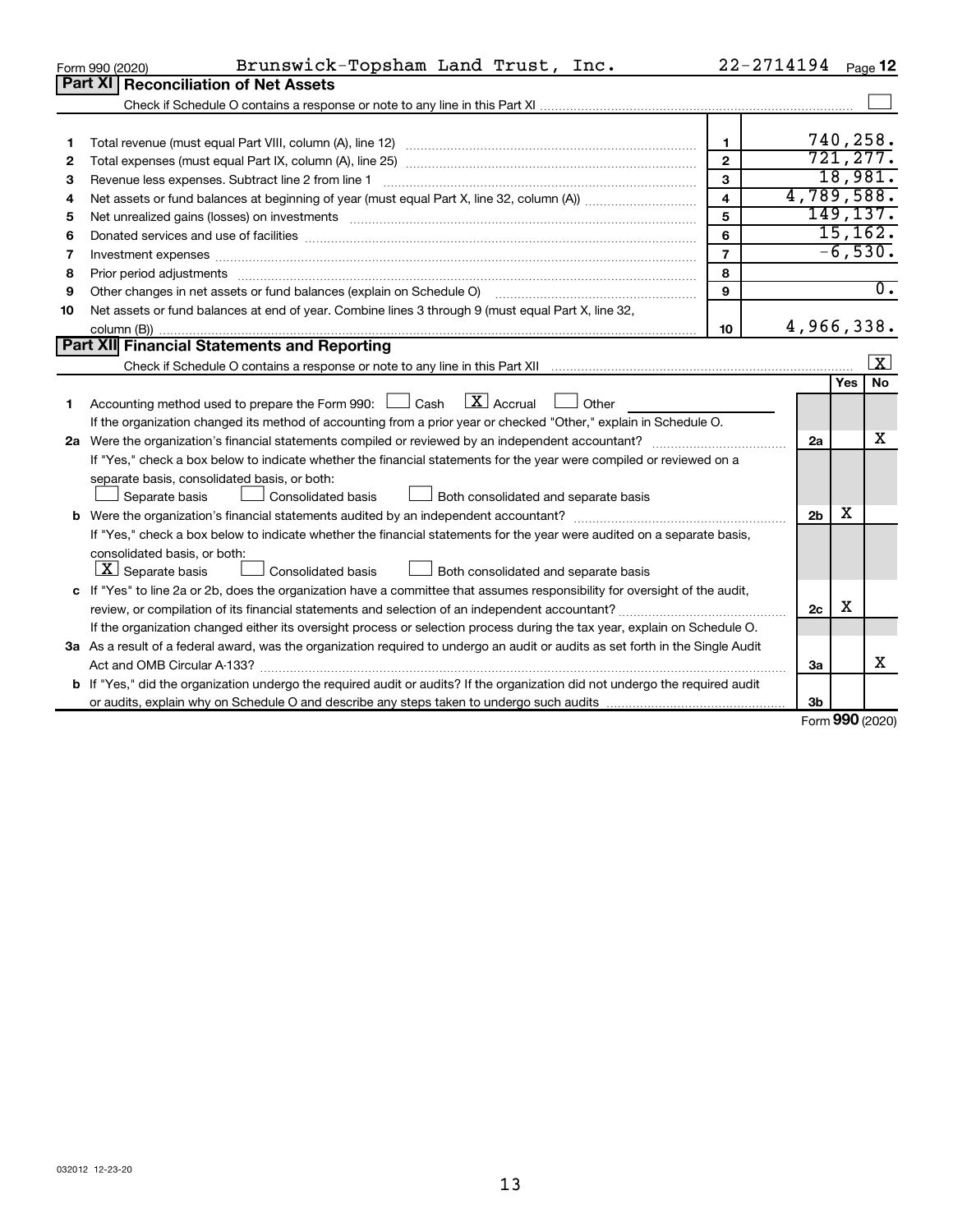Form 990 (2020) Brunswick-Topsham Land Trust, Inc. 22-2714194 Page **12**

## Part XI Reconciliation of Net Assets

Check if Schedule O contains a response or note to any line in this Part XI ☐

| | | | |
|---|---|---|---|
| 1 | Total revenue (must equal Part VIII, column (A), line 12) | 1 | 740,258. |
| 2 | Total expenses (must equal Part IX, column (A), line 25) | 2 | 721,277. |
| 3 | Revenue less expenses. Subtract line 2 from line 1 | 3 | 18,981. |
| 4 | Net assets or fund balances at beginning of year (must equal Part X, line 32, column (A)) | 4 | 4,789,588. |
| 5 | Net unrealized gains (losses) on investments | 5 | 149,137. |
| 6 | Donated services and use of facilities | 6 | 15,162. |
| 7 | Investment expenses | 7 | -6,530. |
| 8 | Prior period adjustments | 8 | |
| 9 | Other changes in net assets or fund balances (explain on Schedule O) | 9 | 0. |
| 10 | Net assets or fund balances at end of year. Combine lines 3 through 9 (must equal Part X, line 32, column (B)) | 10 | 4,966,338. |

## Part XII Financial Statements and Reporting

Check if Schedule O contains a response or note to any line in this Part XII ☒

| | | | Yes | No |
|---|---|---|---|---|
| 1 | Accounting method used to prepare the Form 990: ☐ Cash ☒ Accrual ☐ Other<br>If the organization changed its method of accounting from a prior year or checked "Other," explain in Schedule O. | | | |
| 2a | Were the organization's financial statements compiled or reviewed by an independent accountant?<br>If "Yes," check a box below to indicate whether the financial statements for the year were compiled or reviewed on a separate basis, consolidated basis, or both:<br>☐ Separate basis ☐ Consolidated basis ☐ Both consolidated and separate basis | 2a | | X |
| b | Were the organization's financial statements audited by an independent accountant?<br>If "Yes," check a box below to indicate whether the financial statements for the year were audited on a separate basis, consolidated basis, or both:<br>☒ Separate basis ☐ Consolidated basis ☐ Both consolidated and separate basis | 2b | X | |
| c | If "Yes" to line 2a or 2b, does the organization have a committee that assumes responsibility for oversight of the audit, review, or compilation of its financial statements and selection of an independent accountant?<br>If the organization changed either its oversight process or selection process during the tax year, explain on Schedule O. | 2c | X | |
| 3a | As a result of a federal award, was the organization required to undergo an audit or audits as set forth in the Single Audit Act and OMB Circular A-133? | 3a | | X |
| b | If "Yes," did the organization undergo the required audit or audits? If the organization did not undergo the required audit or audits, explain why on Schedule O and describe any steps taken to undergo such audits | 3b | | |

Form **990** (2020)

032012 12-23-20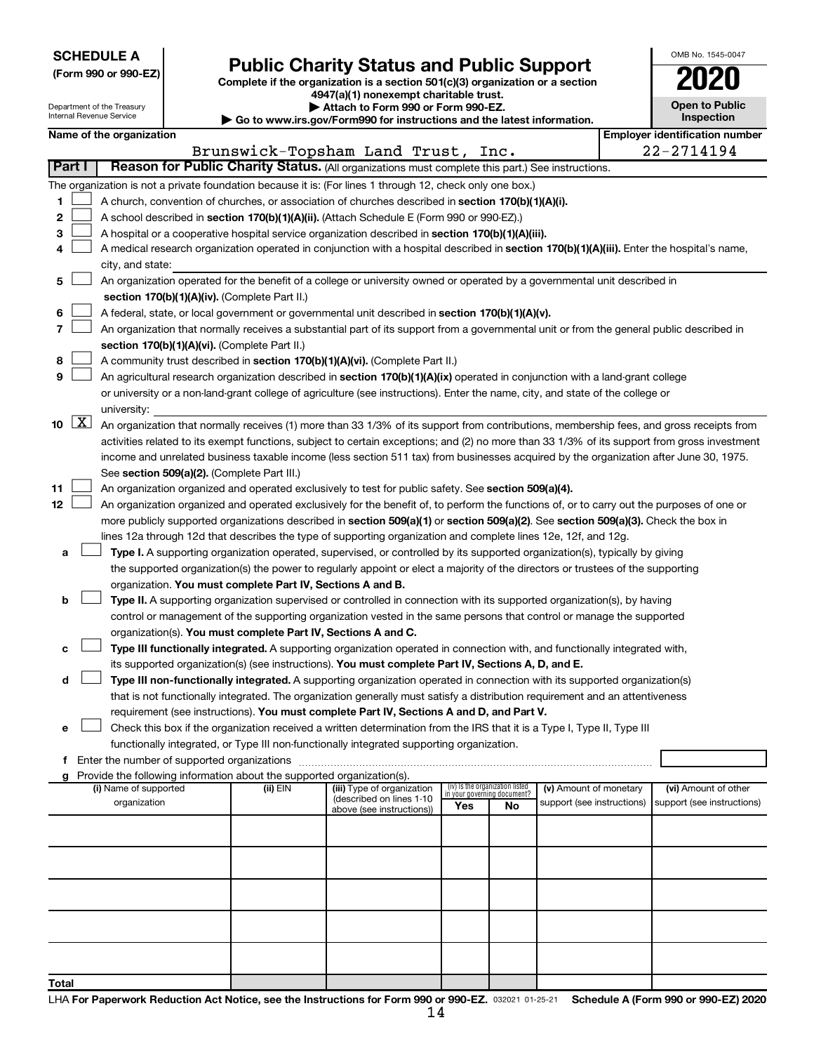**SCHEDULE A**
**(Form 990 or 990-EZ)**

Department of the Treasury
Internal Revenue Service

# Public Charity Status and Public Support

**Complete if the organization is a section 501(c)(3) organization or a section 4947(a)(1) nonexempt charitable trust.**
**▶ Attach to Form 990 or Form 990-EZ.**
**▶ Go to www.irs.gov/Form990 for instructions and the latest information.**

OMB No. 1545-0047

**2020**

**Open to Public Inspection**

**Name of the organization:** Brunswick-Topsham Land Trust, Inc.
**Employer identification number:** 22-2714194

**Part I — Reason for Public Charity Status.** (All organizations must complete this part.) See instructions.

The organization is not a private foundation because it is: (For lines 1 through 12, check only one box.)

1. ☐ A church, convention of churches, or association of churches described in **section 170(b)(1)(A)(i).**
2. ☐ A school described in **section 170(b)(1)(A)(ii).** (Attach Schedule E (Form 990 or 990-EZ).)
3. ☐ A hospital or a cooperative hospital service organization described in **section 170(b)(1)(A)(iii).**
4. ☐ A medical research organization operated in conjunction with a hospital described in **section 170(b)(1)(A)(iii).** Enter the hospital's name, city, and state:
5. ☐ An organization operated for the benefit of a college or university owned or operated by a governmental unit described in **section 170(b)(1)(A)(iv).** (Complete Part II.)
6. ☐ A federal, state, or local government or governmental unit described in **section 170(b)(1)(A)(v).**
7. ☐ An organization that normally receives a substantial part of its support from a governmental unit or from the general public described in **section 170(b)(1)(A)(vi).** (Complete Part II.)
8. ☐ A community trust described in **section 170(b)(1)(A)(vi).** (Complete Part II.)
9. ☐ An agricultural research organization described in **section 170(b)(1)(A)(ix)** operated in conjunction with a land-grant college or university or a non-land-grant college of agriculture (see instructions). Enter the name, city, and state of the college or university:
10. ☒ An organization that normally receives (1) more than 33 1/3% of its support from contributions, membership fees, and gross receipts from activities related to its exempt functions, subject to certain exceptions; and (2) no more than 33 1/3% of its support from gross investment income and unrelated business taxable income (less section 511 tax) from businesses acquired by the organization after June 30, 1975. See **section 509(a)(2).** (Complete Part III.)
11. ☐ An organization organized and operated exclusively to test for public safety. See **section 509(a)(4).**
12. ☐ An organization organized and operated exclusively for the benefit of, to perform the functions of, or to carry out the purposes of one or more publicly supported organizations described in **section 509(a)(1)** or **section 509(a)(2).** See **section 509(a)(3).** Check the box in lines 12a through 12d that describes the type of supporting organization and complete lines 12e, 12f, and 12g.
   - **a** ☐ **Type I.** A supporting organization operated, supervised, or controlled by its supported organization(s), typically by giving the supported organization(s) the power to regularly appoint or elect a majority of the directors or trustees of the supporting organization. **You must complete Part IV, Sections A and B.**
   - **b** ☐ **Type II.** A supporting organization supervised or controlled in connection with its supported organization(s), by having control or management of the supporting organization vested in the same persons that control or manage the supported organization(s). **You must complete Part IV, Sections A and C.**
   - **c** ☐ **Type III functionally integrated.** A supporting organization operated in connection with, and functionally integrated with, its supported organization(s) (see instructions). **You must complete Part IV, Sections A, D, and E.**
   - **d** ☐ **Type III non-functionally integrated.** A supporting organization operated in connection with its supported organization(s) that is not functionally integrated. The organization generally must satisfy a distribution requirement and an attentiveness requirement (see instructions). **You must complete Part IV, Sections A and D, and Part V.**
   - **e** ☐ Check this box if the organization received a written determination from the IRS that it is a Type I, Type II, Type III functionally integrated, or Type III non-functionally integrated supporting organization.
   - **f** Enter the number of supported organizations
   - **g** Provide the following information about the supported organization(s).

| (i) Name of supported organization | (ii) EIN | (iii) Type of organization (described on lines 1-10 above (see instructions)) | (iv) Is the organization listed in your governing document? Yes | No | (v) Amount of monetary support (see instructions) | (vi) Amount of other support (see instructions) |
|---|---|---|---|---|---|---|
| | | | | | | |
| | | | | | | |
| | | | | | | |
| | | | | | | |
| | | | | | | |
| **Total** | | | | | | |

LHA **For Paperwork Reduction Act Notice, see the Instructions for Form 990 or 990-EZ.** 032021 01-25-21 **Schedule A (Form 990 or 990-EZ) 2020**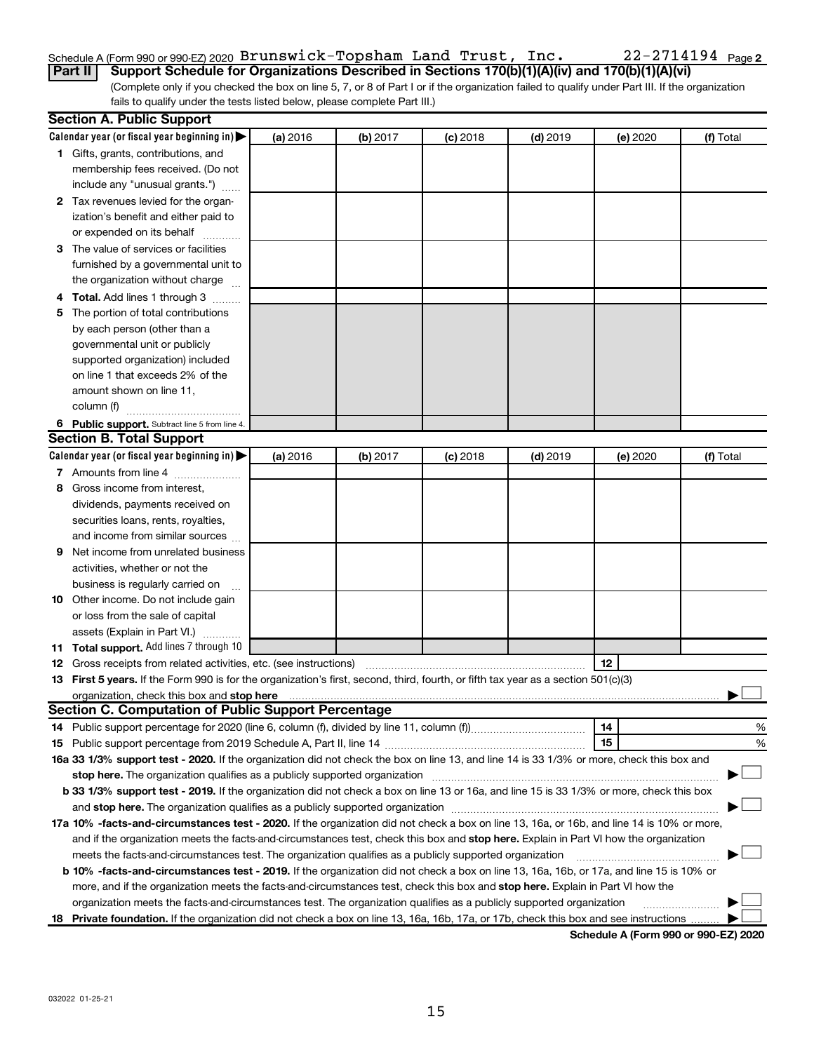Schedule A (Form 990 or 990-EZ) 2020 Brunswick-Topsham Land Trust, Inc. 22-2714194 Page 2

**Part II** **Support Schedule for Organizations Described in Sections 170(b)(1)(A)(iv) and 170(b)(1)(A)(vi)**

(Complete only if you checked the box on line 5, 7, or 8 of Part I or if the organization failed to qualify under Part III. If the organization fails to qualify under the tests listed below, please complete Part III.)

## Section A. Public Support

| Calendar year (or fiscal year beginning in) ▶ | (a) 2016 | (b) 2017 | (c) 2018 | (d) 2019 | (e) 2020 | (f) Total |
|---|---|---|---|---|---|---|
| **1** Gifts, grants, contributions, and membership fees received. (Do not include any "unusual grants.") | | | | | | |
| **2** Tax revenues levied for the organization's benefit and either paid to or expended on its behalf | | | | | | |
| **3** The value of services or facilities furnished by a governmental unit to the organization without charge | | | | | | |
| **4** **Total.** Add lines 1 through 3 | | | | | | |
| **5** The portion of total contributions by each person (other than a governmental unit or publicly supported organization) included on line 1 that exceeds 2% of the amount shown on line 11, column (f) | | | | | | |
| **6** **Public support.** Subtract line 5 from line 4. | | | | | | |

## Section B. Total Support

| Calendar year (or fiscal year beginning in) ▶ | (a) 2016 | (b) 2017 | (c) 2018 | (d) 2019 | (e) 2020 | (f) Total |
|---|---|---|---|---|---|---|
| **7** Amounts from line 4 | | | | | | |
| **8** Gross income from interest, dividends, payments received on securities loans, rents, royalties, and income from similar sources | | | | | | |
| **9** Net income from unrelated business activities, whether or not the business is regularly carried on | | | | | | |
| **10** Other income. Do not include gain or loss from the sale of capital assets (Explain in Part VI.) | | | | | | |
| **11** **Total support.** Add lines 7 through 10 | | | | | | |

**12** Gross receipts from related activities, etc. (see instructions) | **12** |

**13** **First 5 years.** If the Form 990 is for the organization's first, second, third, fourth, or fifth tax year as a 501(c)(3) organization, check this box and **stop here** ▶ ☐

## Section C. Computation of Public Support Percentage

**14** Public support percentage for 2020 (line 6, column (f), divided by line 11, column (f)) | **14** | %

**15** Public support percentage from 2019 Schedule A, Part II, line 14 | **15** | %

**16a 33 1/3% support test - 2020.** If the organization did not check the box on line 13, and line 14 is 33 1/3% or more, check this box and **stop here.** The organization qualifies as a publicly supported organization ▶ ☐

**b 33 1/3% support test - 2019.** If the organization did not check a box on line 13 or 16a, and line 15 is 33 1/3% or more, check this box and **stop here.** The organization qualifies as a publicly supported organization ▶ ☐

**17a 10% -facts-and-circumstances test - 2020.** If the organization did not check a box on line 13, 16a, or 16b, and line 14 is 10% or more, and if the organization meets the facts-and-circumstances test, check this box and **stop here.** Explain in Part VI how the organization meets the facts-and-circumstances test. The organization qualifies as a publicly supported organization ▶ ☐

**b 10% -facts-and-circumstances test - 2019.** If the organization did not check a box on line 13, 16a, 16b, or 17a, and line 15 is 10% or more, and if the organization meets the facts-and-circumstances test, check this box and **stop here.** Explain in Part VI how the organization meets the facts-and-circumstances test. The organization qualifies as a publicly supported organization ▶ ☐

**18** **Private foundation.** If the organization did not check a box on line 13, 16a, 16b, 17a, or 17b, check this box and see instructions ▶ ☐

**Schedule A (Form 990 or 990-EZ) 2020**

032022 01-25-21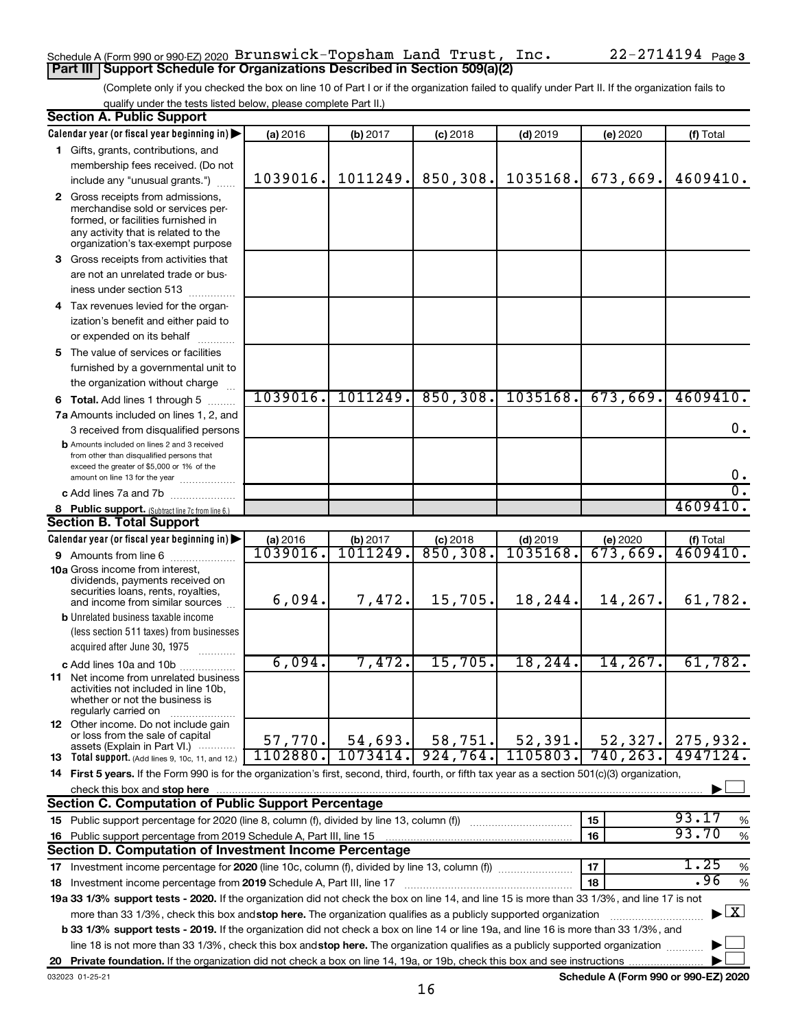Schedule A (Form 990 or 990-EZ) 2020 Brunswick-Topsham Land Trust, Inc. 22-2714194 Page 3

## Part III Support Schedule for Organizations Described in Section 509(a)(2)

(Complete only if you checked the box on line 10 of Part I or if the organization failed to qualify under Part II. If the organization fails to qualify under the tests listed below, please complete Part II.)

### Section A. Public Support

| Calendar year (or fiscal year beginning in) | (a) 2016 | (b) 2017 | (c) 2018 | (d) 2019 | (e) 2020 | (f) Total |
|---|---|---|---|---|---|---|
| 1 Gifts, grants, contributions, and membership fees received. (Do not include any "unusual grants.") | 1039016. | 1011249. | 850,308. | 1035168. | 673,669. | 4609410. |
| 2 Gross receipts from admissions, merchandise sold or services performed, or facilities furnished in any activity that is related to the organization's tax-exempt purpose | | | | | | |
| 3 Gross receipts from activities that are not an unrelated trade or business under section 513 | | | | | | |
| 4 Tax revenues levied for the organization's benefit and either paid to or expended on its behalf | | | | | | |
| 5 The value of services or facilities furnished by a governmental unit to the organization without charge | | | | | | |
| 6 Total. Add lines 1 through 5 | 1039016. | 1011249. | 850,308. | 1035168. | 673,669. | 4609410. |
| 7a Amounts included on lines 1, 2, and 3 received from disqualified persons | | | | | | 0. |
| b Amounts included on lines 2 and 3 received from other than disqualified persons that exceed the greater of $5,000 or 1% of the amount on line 13 for the year | | | | | | 0. |
| c Add lines 7a and 7b | | | | | | 0. |
| 8 Public support. (Subtract line 7c from line 6.) | | | | | | 4609410. |

### Section B. Total Support

| Calendar year (or fiscal year beginning in) | (a) 2016 | (b) 2017 | (c) 2018 | (d) 2019 | (e) 2020 | (f) Total |
|---|---|---|---|---|---|---|
| 9 Amounts from line 6 | 1039016. | 1011249. | 850,308. | 1035168. | 673,669. | 4609410. |
| 10a Gross income from interest, dividends, payments received on securities loans, rents, royalties, and income from similar sources | 6,094. | 7,472. | 15,705. | 18,244. | 14,267. | 61,782. |
| b Unrelated business taxable income (less section 511 taxes) from businesses acquired after June 30, 1975 | | | | | | |
| c Add lines 10a and 10b | 6,094. | 7,472. | 15,705. | 18,244. | 14,267. | 61,782. |
| 11 Net income from unrelated business activities not included in line 10b, whether or not the business is regularly carried on | | | | | | |
| 12 Other income. Do not include gain or loss from the sale of capital assets (Explain in Part VI.) | 57,770. | 54,693. | 58,751. | 52,391. | 52,327. | 275,932. |
| 13 Total support. (Add lines 9, 10c, 11, and 12.) | 1102880. | 1073414. | 924,764. | 1105803. | 740,263. | 4947124. |

14 First 5 years. If the Form 990 is for the organization's first, second, third, fourth, or fifth tax year as a section 501(c)(3) organization, check this box and stop here ☐

### Section C. Computation of Public Support Percentage

| | | | |
|---|---|---|---|
| 15 Public support percentage for 2020 (line 8, column (f), divided by line 13, column (f)) | 15 | 93.17 | % |
| 16 Public support percentage from 2019 Schedule A, Part III, line 15 | 16 | 93.70 | % |

### Section D. Computation of Investment Income Percentage

| | | | |
|---|---|---|---|
| 17 Investment income percentage for 2020 (line 10c, column (f), divided by line 13, column (f)) | 17 | 1.25 | % |
| 18 Investment income percentage from 2019 Schedule A, Part III, line 17 | 18 | .96 | % |

19a 33 1/3% support tests - 2020. If the organization did not check the box on line 14, and line 15 is more than 33 1/3%, and line 17 is not more than 33 1/3%, check this box and stop here. The organization qualifies as a publicly supported organization ☒

b 33 1/3% support tests - 2019. If the organization did not check a box on line 14 or line 19a, and line 16 is more than 33 1/3%, and line 18 is not more than 33 1/3%, check this box and stop here. The organization qualifies as a publicly supported organization ☐

20 Private foundation. If the organization did not check a box on line 14, 19a, or 19b, check this box and see instructions ☐

032023 01-25-21 Schedule A (Form 990 or 990-EZ) 2020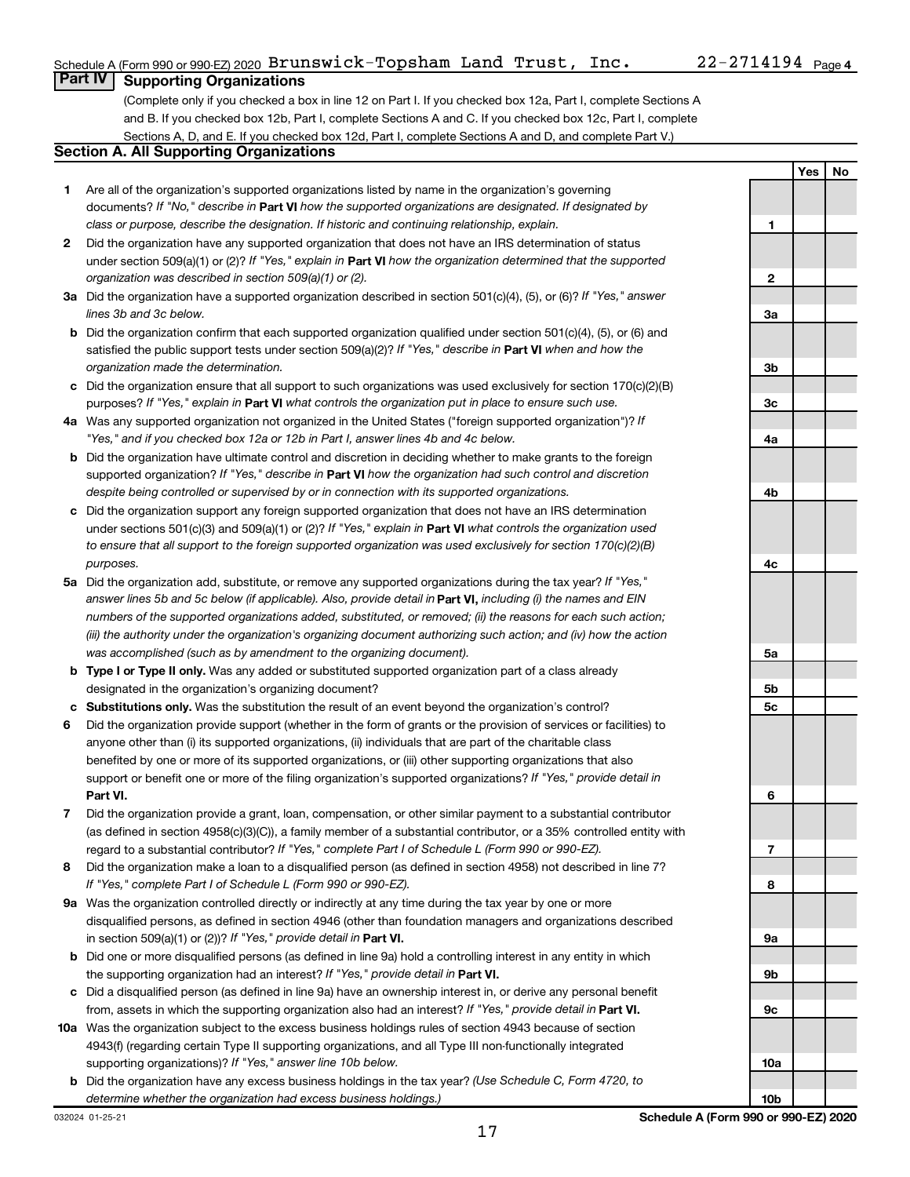Schedule A (Form 990 or 990-EZ) 2020 Brunswick-Topsham Land Trust, Inc. 22-2714194 Page 4

## Part IV Supporting Organizations

(Complete only if you checked a box in line 12 on Part I. If you checked box 12a, Part I, complete Sections A and B. If you checked box 12b, Part I, complete Sections A and C. If you checked box 12c, Part I, complete Sections A, D, and E. If you checked box 12d, Part I, complete Sections A and D, and complete Part V.)

### Section A. All Supporting Organizations

| | | | Yes | No |
|---|---|---|---|---|
| **1** | Are all of the organization's supported organizations listed by name in the organization's governing documents? *If "No," describe in* **Part VI** *how the supported organizations are designated. If designated by class or purpose, describe the designation. If historic and continuing relationship, explain.* | 1 | | |
| **2** | Did the organization have any supported organization that does not have an IRS determination of status under section 509(a)(1) or (2)? *If "Yes," explain in* **Part VI** *how the organization determined that the supported organization was described in section 509(a)(1) or (2).* | 2 | | |
| **3a** | Did the organization have a supported organization described in section 501(c)(4), (5), or (6)? *If "Yes," answer lines 3b and 3c below.* | 3a | | |
| **b** | Did the organization confirm that each supported organization qualified under section 501(c)(4), (5), or (6) and satisfied the public support tests under section 509(a)(2)? *If "Yes," describe in* **Part VI** *when and how the organization made the determination.* | 3b | | |
| **c** | Did the organization ensure that all support to such organizations was used exclusively for section 170(c)(2)(B) purposes? *If "Yes," explain in* **Part VI** *what controls the organization put in place to ensure such use.* | 3c | | |
| **4a** | Was any supported organization not organized in the United States ("foreign supported organization")? *If "Yes," and if you checked box 12a or 12b in Part I, answer lines 4b and 4c below.* | 4a | | |
| **b** | Did the organization have ultimate control and discretion in deciding whether to make grants to the foreign supported organization? *If "Yes," describe in* **Part VI** *how the organization had such control and discretion despite being controlled or supervised by or in connection with its supported organizations.* | 4b | | |
| **c** | Did the organization support any foreign supported organization that does not have an IRS determination under sections 501(c)(3) and 509(a)(1) or (2)? *If "Yes," explain in* **Part VI** *what controls the organization used to ensure that all support to the foreign supported organization was used exclusively for section 170(c)(2)(B) purposes.* | 4c | | |
| **5a** | Did the organization add, substitute, or remove any supported organizations during the tax year? *If "Yes," answer lines 5b and 5c below (if applicable). Also, provide detail in* **Part VI,** *including (i) the names and EIN numbers of the supported organizations added, substituted, or removed; (ii) the reasons for each such action; (iii) the authority under the organization's organizing document authorizing such action; and (iv) how the action was accomplished (such as by amendment to the organizing document).* | 5a | | |
| **b** | **Type I or Type II only.** Was any added or substituted supported organization part of a class already designated in the organization's organizing document? | 5b | | |
| **c** | **Substitutions only.** Was the substitution the result of an event beyond the organization's control? | 5c | | |
| **6** | Did the organization provide support (whether in the form of grants or the provision of services or facilities) to anyone other than (i) its supported organizations, (ii) individuals that are part of the charitable class benefited by one or more of its supported organizations, or (iii) other supporting organizations that also support or benefit one or more of the filing organization's supported organizations? *If "Yes," provide detail in* **Part VI.** | 6 | | |
| **7** | Did the organization provide a grant, loan, compensation, or other similar payment to a substantial contributor (as defined in section 4958(c)(3)(C)), a family member of a substantial contributor, or a 35% controlled entity with regard to a substantial contributor? *If "Yes," complete Part I of Schedule L (Form 990 or 990-EZ).* | 7 | | |
| **8** | Did the organization make a loan to a disqualified person (as defined in section 4958) not described in line 7? *If "Yes," complete Part I of Schedule L (Form 990 or 990-EZ).* | 8 | | |
| **9a** | Was the organization controlled directly or indirectly at any time during the tax year by one or more disqualified persons, as defined in section 4946 (other than foundation managers and organizations described in section 509(a)(1) or (2))? *If "Yes," provide detail in* **Part VI.** | 9a | | |
| **b** | Did one or more disqualified persons (as defined in line 9a) hold a controlling interest in any entity in which the supporting organization had an interest? *If "Yes," provide detail in* **Part VI.** | 9b | | |
| **c** | Did a disqualified person (as defined in line 9a) have an ownership interest in, or derive any personal benefit from, assets in which the supporting organization also had an interest? *If "Yes," provide detail in* **Part VI.** | 9c | | |
| **10a** | Was the organization subject to the excess business holdings rules of section 4943 because of section 4943(f) (regarding certain Type II supporting organizations, and all Type III non-functionally integrated supporting organizations)? *If "Yes," answer line 10b below.* | 10a | | |
| **b** | Did the organization have any excess business holdings in the tax year? *(Use Schedule C, Form 4720, to determine whether the organization had excess business holdings.)* | 10b | | |

032024 01-25-21 **Schedule A (Form 990 or 990-EZ) 2020**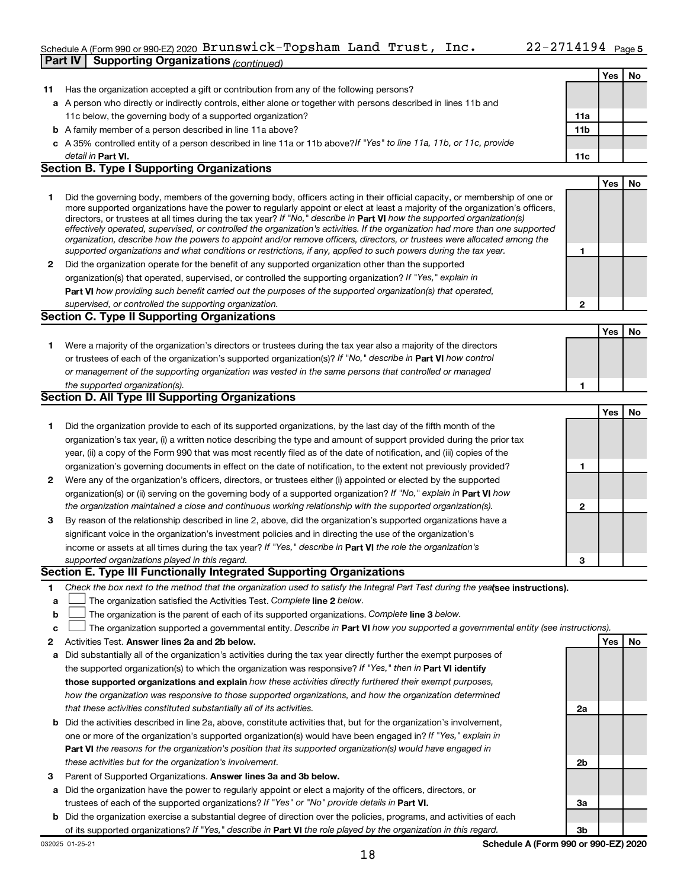Schedule A (Form 990 or 990-EZ) 2020 Brunswick-Topsham Land Trust, Inc. 22-2714194 Page 5

**Part IV | Supporting Organizations** *(continued)*

| | | | Yes | No |
|---|---|---|---|---|
| **11** | Has the organization accepted a gift or contribution from any of the following persons? | | | |
| **a** | A person who directly or indirectly controls, either alone or together with persons described in lines 11b and 11c below, the governing body of a supported organization? | **11a** | | |
| **b** | A family member of a person described in line 11a above? | **11b** | | |
| **c** | A 35% controlled entity of a person described in line 11a or 11b above? *If "Yes" to line 11a, 11b, or 11c, provide detail in* **Part VI.** | **11c** | | |

## Section B. Type I Supporting Organizations

| | | | Yes | No |
|---|---|---|---|---|
| **1** | Did the governing body, members of the governing body, officers acting in their official capacity, or membership of one or more supported organizations have the power to regularly appoint or elect at least a majority of the organization's officers, directors, or trustees at all times during the tax year? *If "No," describe in* **Part VI** *how the supported organization(s) effectively operated, supervised, or controlled the organization's activities. If the organization had more than one supported organization, describe how the powers to appoint and/or remove officers, directors, or trustees were allocated among the supported organizations and what conditions or restrictions, if any, applied to such powers during the tax year.* | **1** | | |
| **2** | Did the organization operate for the benefit of any supported organization other than the supported organization(s) that operated, supervised, or controlled the supporting organization? *If "Yes," explain in* **Part VI** *how providing such benefit carried out the purposes of the supported organization(s) that operated, supervised, or controlled the supporting organization.* | **2** | | |

## Section C. Type II Supporting Organizations

| | | | Yes | No |
|---|---|---|---|---|
| **1** | Were a majority of the organization's directors or trustees during the tax year also a majority of the directors or trustees of each of the organization's supported organization(s)? *If "No," describe in* **Part VI** *how control or management of the supporting organization was vested in the same persons that controlled or managed the supported organization(s).* | **1** | | |

## Section D. All Type III Supporting Organizations

| | | | Yes | No |
|---|---|---|---|---|
| **1** | Did the organization provide to each of its supported organizations, by the last day of the fifth month of the organization's tax year, (i) a written notice describing the type and amount of support provided during the prior tax year, (ii) a copy of the Form 990 that was most recently filed as of the date of notification, and (iii) copies of the organization's governing documents in effect on the date of notification, to the extent not previously provided? | **1** | | |
| **2** | Were any of the organization's officers, directors, or trustees either (i) appointed or elected by the supported organization(s) or (ii) serving on the governing body of a supported organization? *If "No," explain in* **Part VI** *how the organization maintained a close and continuous working relationship with the supported organization(s).* | **2** | | |
| **3** | By reason of the relationship described in line 2, above, did the organization's supported organizations have a significant voice in the organization's investment policies and in directing the use of the organization's income or assets at all times during the tax year? *If "Yes," describe in* **Part VI** *the role the organization's supported organizations played in this regard.* | **3** | | |

## Section E. Type III Functionally Integrated Supporting Organizations

**1** *Check the box next to the method that the organization used to satisfy the Integral Part Test during the year* **(see instructions).**

- **a** ☐ The organization satisfied the Activities Test. *Complete* **line 2** *below.*
- **b** ☐ The organization is the parent of each of its supported organizations. *Complete* **line 3** *below.*
- **c** ☐ The organization supported a governmental entity. *Describe in* **Part VI** *how you supported a governmental entity (see instructions).*

| | | | Yes | No |
|---|---|---|---|---|
| **2** | Activities Test. **Answer lines 2a and 2b below.** | | | |
| **a** | Did substantially all of the organization's activities during the tax year directly further the exempt purposes of the supported organization(s) to which the organization was responsive? *If "Yes," then in* **Part VI identify those supported organizations and explain** *how these activities directly furthered their exempt purposes, how the organization was responsive to those supported organizations, and how the organization determined that these activities constituted substantially all of its activities.* | **2a** | | |
| **b** | Did the activities described in line 2a, above, constitute activities that, but for the organization's involvement, one or more of the organization's supported organization(s) would have been engaged in? *If "Yes," explain in* **Part VI** *the reasons for the organization's position that its supported organization(s) would have engaged in these activities but for the organization's involvement.* | **2b** | | |
| **3** | Parent of Supported Organizations. **Answer lines 3a and 3b below.** | | | |
| **a** | Did the organization have the power to regularly appoint or elect a majority of the officers, directors, or trustees of each of the supported organizations? *If "Yes" or "No" provide details in* **Part VI.** | **3a** | | |
| **b** | Did the organization exercise a substantial degree of direction over the policies, programs, and activities of each of its supported organizations? *If "Yes," describe in* **Part VI** *the role played by the organization in this regard.* | **3b** | | |

032025 01-25-21 **Schedule A (Form 990 or 990-EZ) 2020**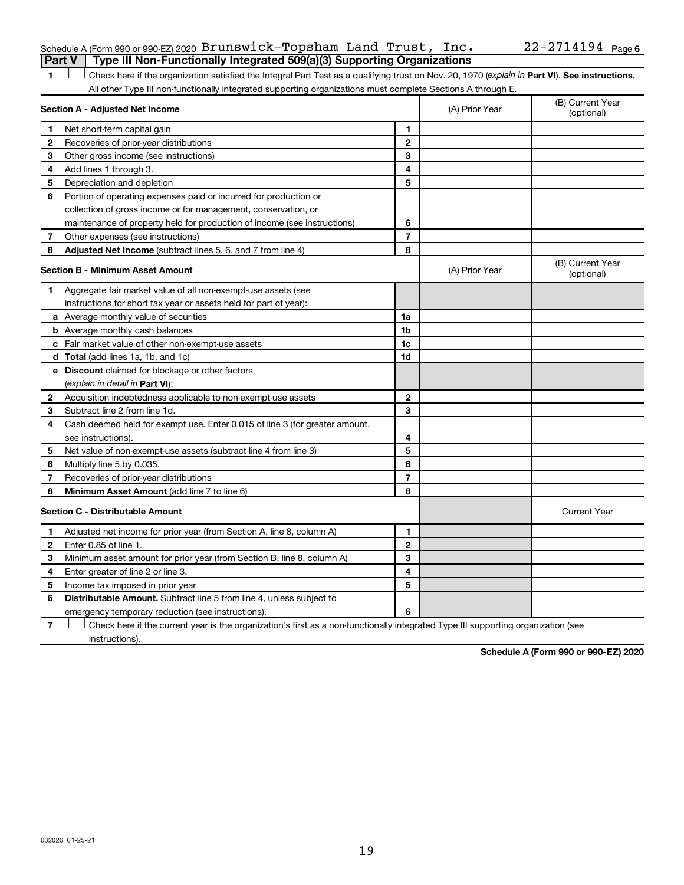Schedule A (Form 990 or 990-EZ) 2020 Brunswick-Topsham Land Trust, Inc. 22-2714194 Page 6

**Part V | Type III Non-Functionally Integrated 509(a)(3) Supporting Organizations**

1 ☐ Check here if the organization satisfied the Integral Part Test as a qualifying trust on Nov. 20, 1970 (*explain in* **Part VI**). **See instructions.** All other Type III non-functionally integrated supporting organizations must complete Sections A through E.

| **Section A - Adjusted Net Income** | | (A) Prior Year | (B) Current Year (optional) |
|---|---|---|---|
| **1** Net short-term capital gain | 1 | | |
| **2** Recoveries of prior-year distributions | 2 | | |
| **3** Other gross income (see instructions) | 3 | | |
| **4** Add lines 1 through 3. | 4 | | |
| **5** Depreciation and depletion | 5 | | |
| **6** Portion of operating expenses paid or incurred for production or collection of gross income or for management, conservation, or maintenance of property held for production of income (see instructions) | 6 | | |
| **7** Other expenses (see instructions) | 7 | | |
| **8** **Adjusted Net Income** (subtract lines 5, 6, and 7 from line 4) | 8 | | |

| **Section B - Minimum Asset Amount** | | (A) Prior Year | (B) Current Year (optional) |
|---|---|---|---|
| **1** Aggregate fair market value of all non-exempt-use assets (see instructions for short tax year or assets held for part of year): | | | |
| **a** Average monthly value of securities | 1a | | |
| **b** Average monthly cash balances | 1b | | |
| **c** Fair market value of other non-exempt-use assets | 1c | | |
| **d** **Total** (add lines 1a, 1b, and 1c) | 1d | | |
| **e** **Discount** claimed for blockage or other factors (*explain in detail in* **Part VI**): | | | |
| **2** Acquisition indebtedness applicable to non-exempt-use assets | 2 | | |
| **3** Subtract line 2 from line 1d. | 3 | | |
| **4** Cash deemed held for exempt use. Enter 0.015 of line 3 (for greater amount, see instructions). | 4 | | |
| **5** Net value of non-exempt-use assets (subtract line 4 from line 3) | 5 | | |
| **6** Multiply line 5 by 0.035. | 6 | | |
| **7** Recoveries of prior-year distributions | 7 | | |
| **8** **Minimum Asset Amount** (add line 7 to line 6) | 8 | | |

| **Section C - Distributable Amount** | | | Current Year |
|---|---|---|---|
| **1** Adjusted net income for prior year (from Section A, line 8, column A) | 1 | | |
| **2** Enter 0.85 of line 1. | 2 | | |
| **3** Minimum asset amount for prior year (from Section B, line 8, column A) | 3 | | |
| **4** Enter greater of line 2 or line 3. | 4 | | |
| **5** Income tax imposed in prior year | 5 | | |
| **6** **Distributable Amount.** Subtract line 5 from line 4, unless subject to emergency temporary reduction (see instructions). | 6 | | |

7 ☐ Check here if the current year is the organization's first as a non-functionally integrated Type III supporting organization (see instructions).

**Schedule A (Form 990 or 990-EZ) 2020**

032026 01-25-21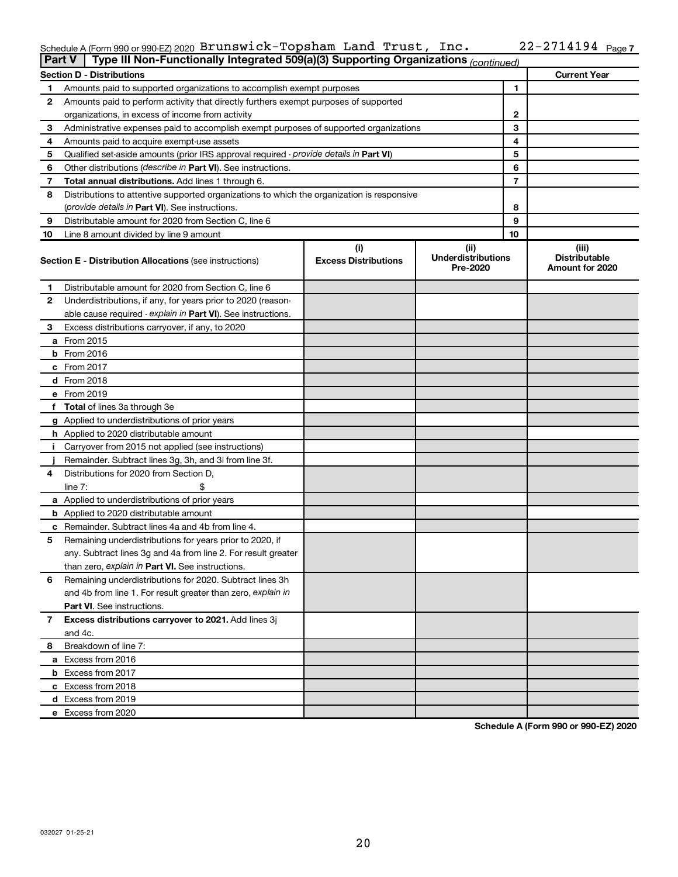Schedule A (Form 990 or 990-EZ) 2020 Brunswick-Topsham Land Trust, Inc. 22-2714194 Page 7

**Part V | Type III Non-Functionally Integrated 509(a)(3) Supporting Organizations** *(continued)*

| Section D - Distributions | | | Current Year |
|---|---|---|---|
| 1 | Amounts paid to supported organizations to accomplish exempt purposes | 1 | |
| 2 | Amounts paid to perform activity that directly furthers exempt purposes of supported organizations, in excess of income from activity | 2 | |
| 3 | Administrative expenses paid to accomplish exempt purposes of supported organizations | 3 | |
| 4 | Amounts paid to acquire exempt-use assets | 4 | |
| 5 | Qualified set-aside amounts (prior IRS approval required - *provide details in* **Part VI**) | 5 | |
| 6 | Other distributions (*describe in* **Part VI**). See instructions. | 6 | |
| 7 | **Total annual distributions.** Add lines 1 through 6. | 7 | |
| 8 | Distributions to attentive supported organizations to which the organization is responsive (*provide details in* **Part VI**). See instructions. | 8 | |
| 9 | Distributable amount for 2020 from Section C, line 6 | 9 | |
| 10 | Line 8 amount divided by line 9 amount | 10 | |

| **Section E - Distribution Allocations** (see instructions) | | (i) Excess Distributions | (ii) Underdistributions Pre-2020 | (iii) Distributable Amount for 2020 |
|---|---|---|---|---|
| 1 | Distributable amount for 2020 from Section C, line 6 | | | |
| 2 | Underdistributions, if any, for years prior to 2020 (reasonable cause required - *explain in* **Part VI**). See instructions. | | | |
| 3 | Excess distributions carryover, if any, to 2020 | | | |
| a | From 2015 | | | |
| b | From 2016 | | | |
| c | From 2017 | | | |
| d | From 2018 | | | |
| e | From 2019 | | | |
| f | **Total** of lines 3a through 3e | | | |
| g | Applied to underdistributions of prior years | | | |
| h | Applied to 2020 distributable amount | | | |
| i | Carryover from 2015 not applied (see instructions) | | | |
| j | Remainder. Subtract lines 3g, 3h, and 3i from line 3f. | | | |
| 4 | Distributions for 2020 from Section D, line 7: $ | | | |
| a | Applied to underdistributions of prior years | | | |
| b | Applied to 2020 distributable amount | | | |
| c | Remainder. Subtract lines 4a and 4b from line 4. | | | |
| 5 | Remaining underdistributions for years prior to 2020, if any. Subtract lines 3g and 4a from line 2. For result greater than zero, *explain in* **Part VI.** See instructions. | | | |
| 6 | Remaining underdistributions for 2020. Subtract lines 3h and 4b from line 1. For result greater than zero, *explain in* **Part VI**. See instructions. | | | |
| 7 | **Excess distributions carryover to 2021.** Add lines 3j and 4c. | | | |
| 8 | Breakdown of line 7: | | | |
| a | Excess from 2016 | | | |
| b | Excess from 2017 | | | |
| c | Excess from 2018 | | | |
| d | Excess from 2019 | | | |
| e | Excess from 2020 | | | |

**Schedule A (Form 990 or 990-EZ) 2020**

032027 01-25-21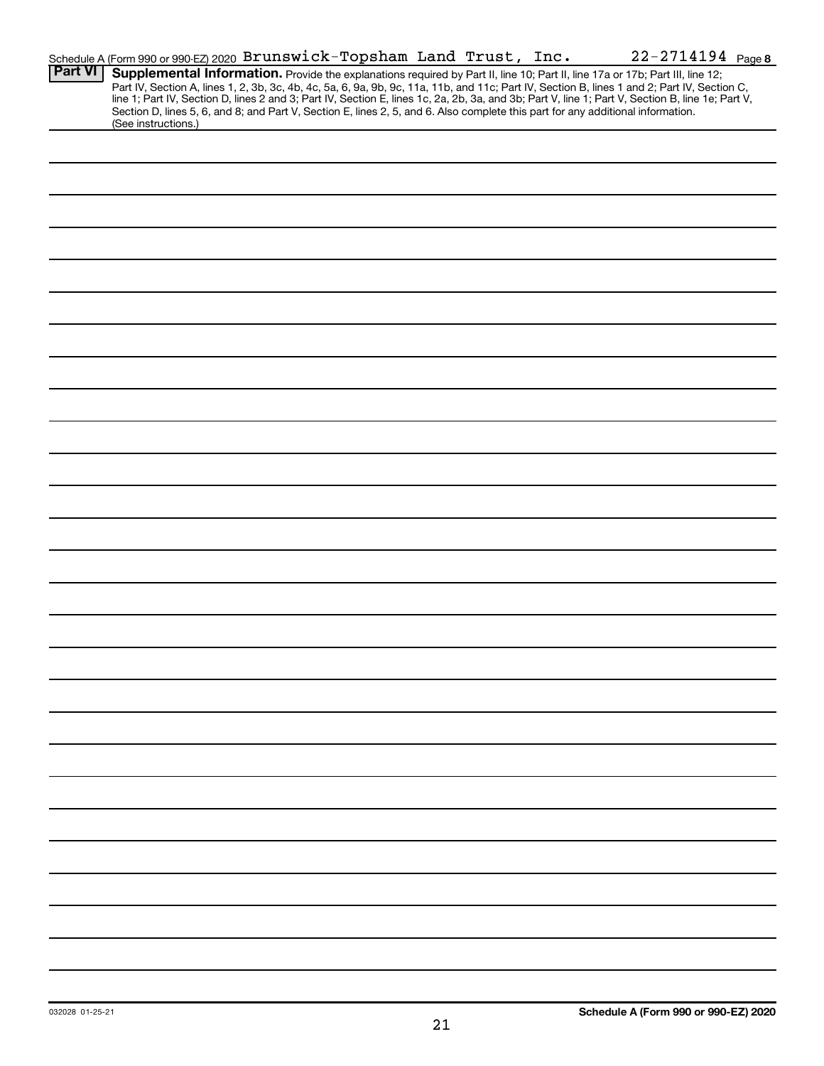Schedule A (Form 990 or 990-EZ) 2020 Brunswick-Topsham Land Trust, Inc. 22-2714194 Page **8**

**Part VI** **Supplemental Information.** Provide the explanations required by Part II, line 10; Part II, line 17a or 17b; Part III, line 12; Part IV, Section A, lines 1, 2, 3b, 3c, 4b, 4c, 5a, 6, 9a, 9b, 9c, 11a, 11b, and 11c; Part IV, Section B, lines 1 and 2; Part IV, Section C, line 1; Part IV, Section D, lines 2 and 3; Part IV, Section E, lines 1c, 2a, 2b, 3a, and 3b; Part V, line 1; Part V, Section B, line 1e; Part V, Section D, lines 5, 6, and 8; and Part V, Section E, lines 2, 5, and 6. Also complete this part for any additional information. (See instructions.)

032028 01-25-21

**Schedule A (Form 990 or 990-EZ) 2020**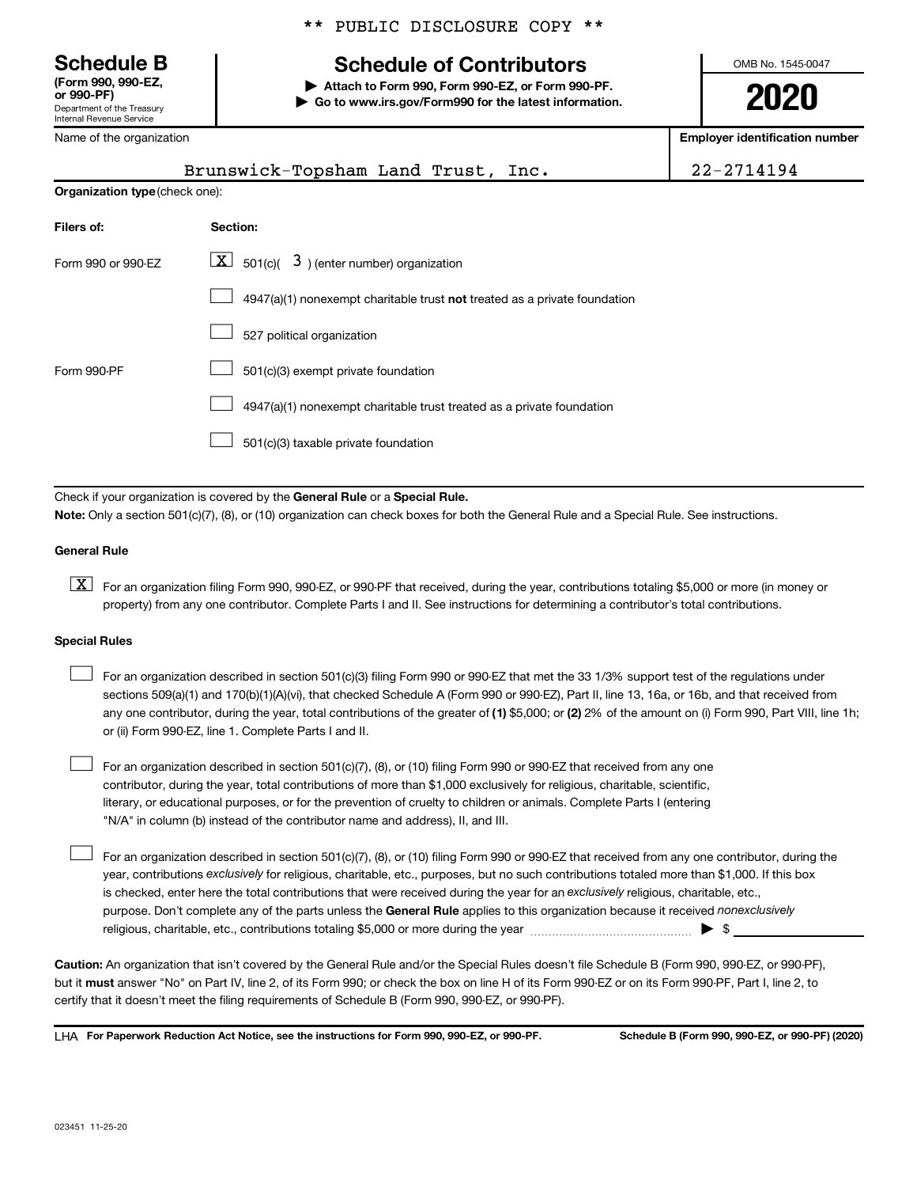** PUBLIC DISCLOSURE COPY **

# Schedule B

**(Form 990, 990-EZ, or 990-PF)**
Department of the Treasury
Internal Revenue Service

## Schedule of Contributors

▶ **Attach to Form 990, Form 990-EZ, or Form 990-PF.**
▶ **Go to www.irs.gov/Form990 for the latest information.**

OMB No. 1545-0047

**2020**

| Name of the organization | Employer identification number |
|---|---|
| Brunswick-Topsham Land Trust, Inc. | 22-2714194 |

**Organization type** (check one):

| Filers of: | Section: |
|---|---|
| Form 990 or 990-EZ | [X] 501(c)( 3 ) (enter number) organization |
| | [ ] 4947(a)(1) nonexempt charitable trust **not** treated as a private foundation |
| | [ ] 527 political organization |
| Form 990-PF | [ ] 501(c)(3) exempt private foundation |
| | [ ] 4947(a)(1) nonexempt charitable trust treated as a private foundation |
| | [ ] 501(c)(3) taxable private foundation |

Check if your organization is covered by the **General Rule** or a **Special Rule.**

**Note:** Only a section 501(c)(7), (8), or (10) organization can check boxes for both the General Rule and a Special Rule. See instructions.

### General Rule

[X] For an organization filing Form 990, 990-EZ, or 990-PF that received, during the year, contributions totaling $5,000 or more (in money or property) from any one contributor. Complete Parts I and II. See instructions for determining a contributor's total contributions.

### Special Rules

[ ] For an organization described in section 501(c)(3) filing Form 990 or 990-EZ that met the 33 1/3% support test of the regulations under sections 509(a)(1) and 170(b)(1)(A)(vi), that checked Schedule A (Form 990 or 990-EZ), Part II, line 13, 16a, or 16b, and that received from any one contributor, during the year, total contributions of the greater of **(1)** $5,000; or **(2)** 2% of the amount on (i) Form 990, Part VIII, line 1h; or (ii) Form 990-EZ, line 1. Complete Parts I and II.

[ ] For an organization described in section 501(c)(7), (8), or (10) filing Form 990 or 990-EZ that received from any one contributor, during the year, total contributions of more than $1,000 exclusively for religious, charitable, scientific, literary, or educational purposes, or for the prevention of cruelty to children or animals. Complete Parts I (entering "N/A" in column (b) instead of the contributor name and address), II, and III.

[ ] For an organization described in section 501(c)(7), (8), or (10) filing Form 990 or 990-EZ that received from any one contributor, during the year, contributions *exclusively* for religious, charitable, etc., purposes, but no such contributions totaled more than $1,000. If this box is checked, enter here the total contributions that were received during the year for an *exclusively* religious, charitable, etc., purpose. Don't complete any of the parts unless the **General Rule** applies to this organization because it received *nonexclusively* religious, charitable, etc., contributions totaling $5,000 or more during the year ▶ $

**Caution:** An organization that isn't covered by the General Rule and/or the Special Rules doesn't file Schedule B (Form 990, 990-EZ, or 990-PF), but it **must** answer "No" on Part IV, line 2, of its Form 990; or check the box on line H of its Form 990-EZ or on its Form 990-PF, Part I, line 2, to certify that it doesn't meet the filing requirements of Schedule B (Form 990, 990-EZ, or 990-PF).

LHA **For Paperwork Reduction Act Notice, see the instructions for Form 990, 990-EZ, or 990-PF.** **Schedule B (Form 990, 990-EZ, or 990-PF) (2020)**

023451 11-25-20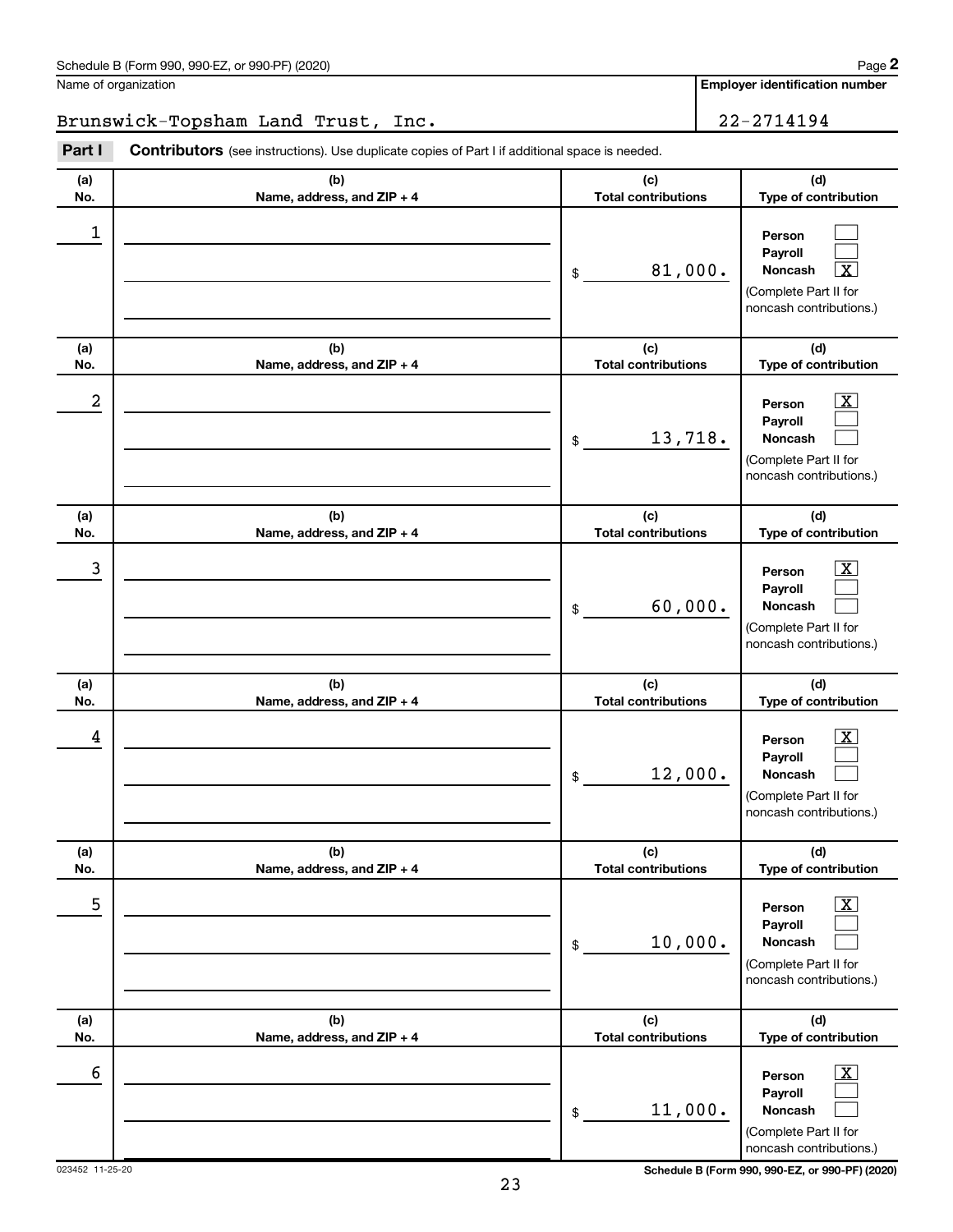Schedule B (Form 990, 990-EZ, or 990-PF) (2020) Page **2**

| Name of organization | Employer identification number |
|---|---|
| Brunswick-Topsham Land Trust, Inc. | 22-2714194 |

**Part I** **Contributors** (see instructions). Use duplicate copies of Part I if additional space is needed.

| (a) No. | (b) Name, address, and ZIP + 4 | (c) Total contributions | (d) Type of contribution |
|---|---|---|---|
| 1 | | $ 81,000. | Person ☐ Payroll ☐ Noncash ☒ (Complete Part II for noncash contributions.) |
| 2 | | $ 13,718. | Person ☒ Payroll ☐ Noncash ☐ (Complete Part II for noncash contributions.) |
| 3 | | $ 60,000. | Person ☒ Payroll ☐ Noncash ☐ (Complete Part II for noncash contributions.) |
| 4 | | $ 12,000. | Person ☒ Payroll ☐ Noncash ☐ (Complete Part II for noncash contributions.) |
| 5 | | $ 10,000. | Person ☒ Payroll ☐ Noncash ☐ (Complete Part II for noncash contributions.) |
| 6 | | $ 11,000. | Person ☒ Payroll ☐ Noncash ☐ (Complete Part II for noncash contributions.) |

023452 11-25-20 **Schedule B (Form 990, 990-EZ, or 990-PF) (2020)**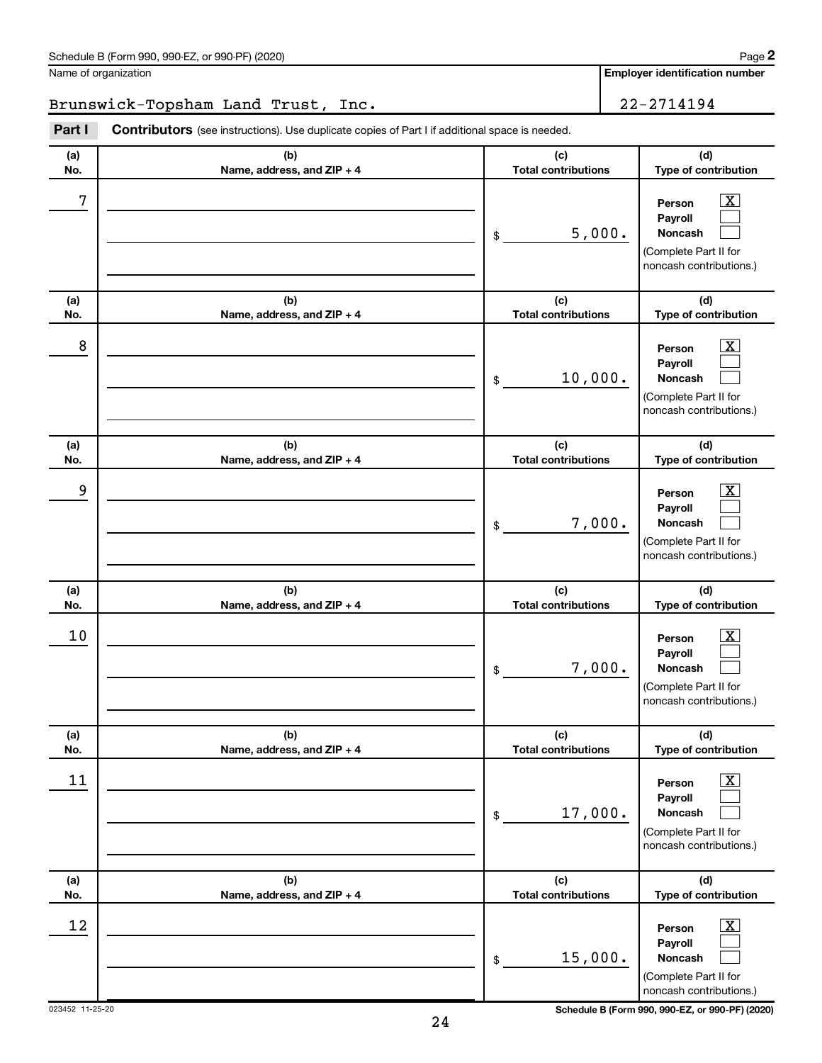Schedule B (Form 990, 990-EZ, or 990-PF) (2020) Page **2**

Name of organization: Brunswick-Topsham Land Trust, Inc.

**Employer identification number:** 22-2714194

**Part I** **Contributors** (see instructions). Use duplicate copies of Part I if additional space is needed.

| (a) No. | (b) Name, address, and ZIP + 4 | (c) Total contributions | (d) Type of contribution |
|---|---|---|---|
| 7 | | $ 5,000. | Person [X] Payroll [ ] Noncash [ ] (Complete Part II for noncash contributions.) |
| 8 | | $ 10,000. | Person [X] Payroll [ ] Noncash [ ] (Complete Part II for noncash contributions.) |
| 9 | | $ 7,000. | Person [X] Payroll [ ] Noncash [ ] (Complete Part II for noncash contributions.) |
| 10 | | $ 7,000. | Person [X] Payroll [ ] Noncash [ ] (Complete Part II for noncash contributions.) |
| 11 | | $ 17,000. | Person [X] Payroll [ ] Noncash [ ] (Complete Part II for noncash contributions.) |
| 12 | | $ 15,000. | Person [X] Payroll [ ] Noncash [ ] (Complete Part II for noncash contributions.) |

023452 11-25-20 Schedule B (Form 990, 990-EZ, or 990-PF) (2020)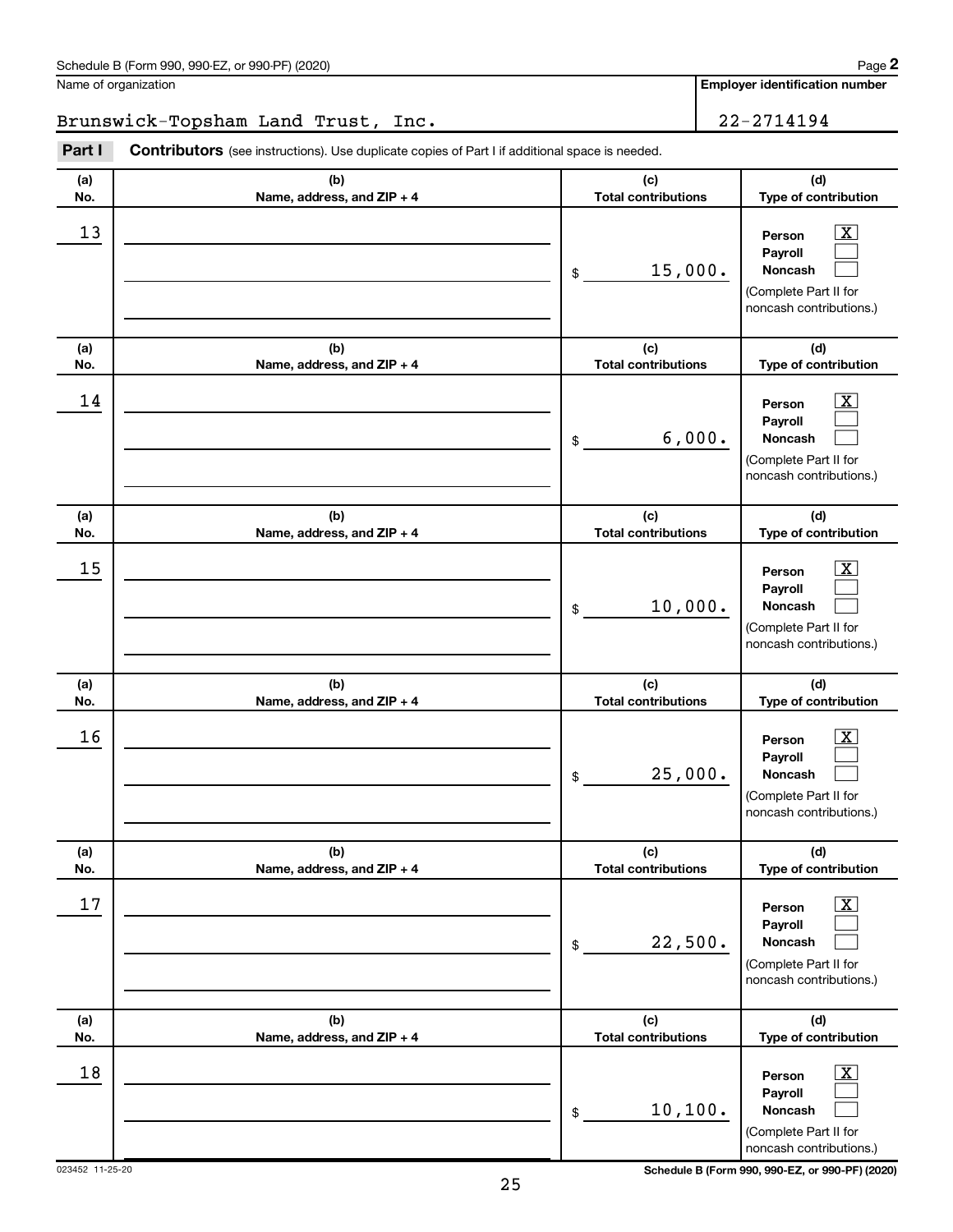Schedule B (Form 990, 990-EZ, or 990-PF) (2020) Page **2**

Name of organization: Brunswick-Topsham Land Trust, Inc.

**Employer identification number:** 22-2714194

**Part I** **Contributors** (see instructions). Use duplicate copies of Part I if additional space is needed.

| (a) No. | (b) Name, address, and ZIP + 4 | (c) Total contributions | (d) Type of contribution |
|---|---|---|---|
| 13 | | $ 15,000. | Person [X] Payroll [ ] Noncash [ ] (Complete Part II for noncash contributions.) |
| 14 | | $ 6,000. | Person [X] Payroll [ ] Noncash [ ] (Complete Part II for noncash contributions.) |
| 15 | | $ 10,000. | Person [X] Payroll [ ] Noncash [ ] (Complete Part II for noncash contributions.) |
| 16 | | $ 25,000. | Person [X] Payroll [ ] Noncash [ ] (Complete Part II for noncash contributions.) |
| 17 | | $ 22,500. | Person [X] Payroll [ ] Noncash [ ] (Complete Part II for noncash contributions.) |
| 18 | | $ 10,100. | Person [X] Payroll [ ] Noncash [ ] (Complete Part II for noncash contributions.) |

023452 11-25-20

Schedule B (Form 990, 990-EZ, or 990-PF) (2020)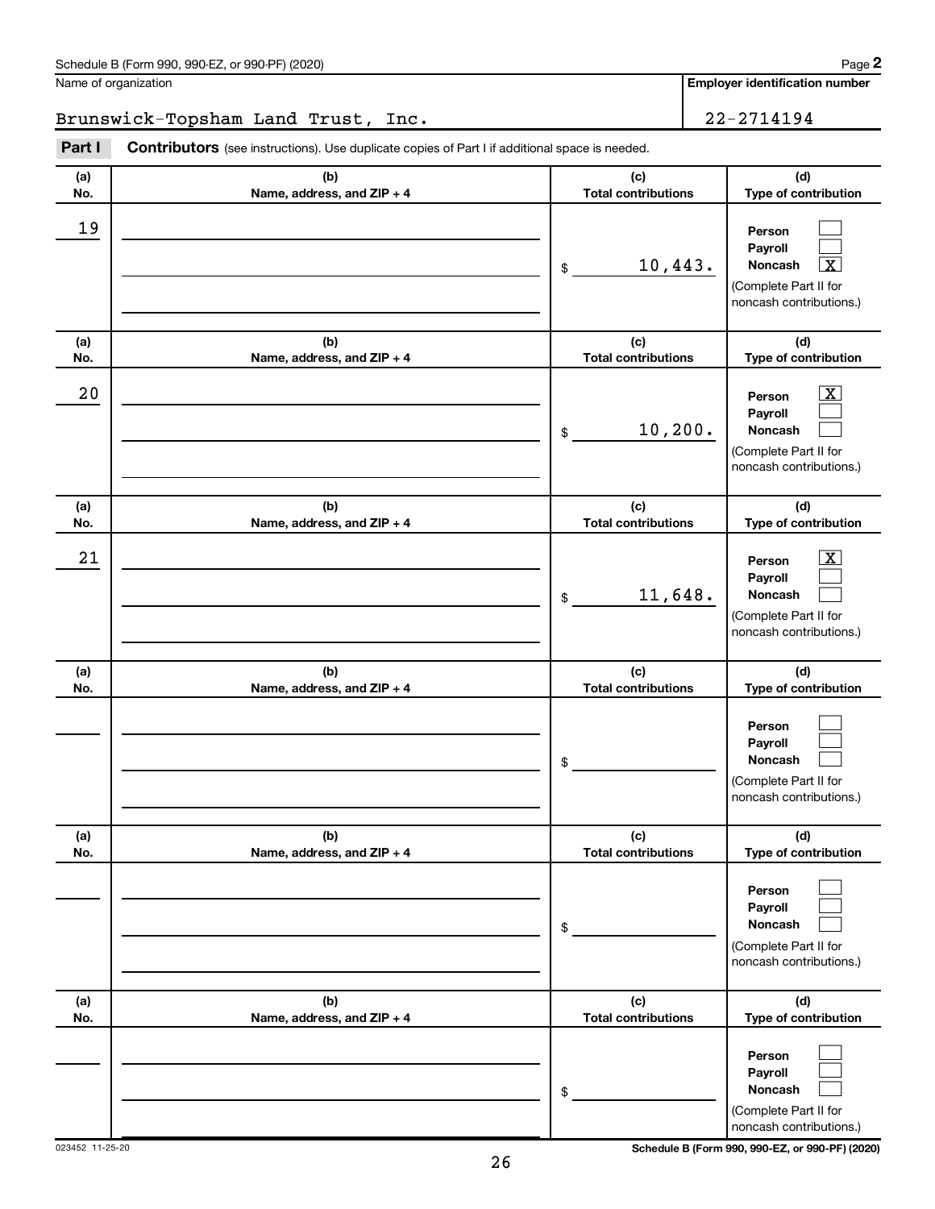Schedule B (Form 990, 990-EZ, or 990-PF) (2020)

Name of organization: Brunswick-Topsham Land Trust, Inc.

**Employer identification number**: 22-2714194

**Part I** **Contributors** (see instructions). Use duplicate copies of Part I if additional space is needed.

| (a) No. | (b) Name, address, and ZIP + 4 | (c) Total contributions | (d) Type of contribution |
|---|---|---|---|
| 19 | | $ 10,443. | Person [ ] Payroll [ ] Noncash [X] (Complete Part II for noncash contributions.) |
| 20 | | $ 10,200. | Person [X] Payroll [ ] Noncash [ ] (Complete Part II for noncash contributions.) |
| 21 | | $ 11,648. | Person [X] Payroll [ ] Noncash [ ] (Complete Part II for noncash contributions.) |
| | | $ | Person [ ] Payroll [ ] Noncash [ ] (Complete Part II for noncash contributions.) |
| | | $ | Person [ ] Payroll [ ] Noncash [ ] (Complete Part II for noncash contributions.) |
| | | $ | Person [ ] Payroll [ ] Noncash [ ] (Complete Part II for noncash contributions.) |

023452 11-25-20

Schedule B (Form 990, 990-EZ, or 990-PF) (2020)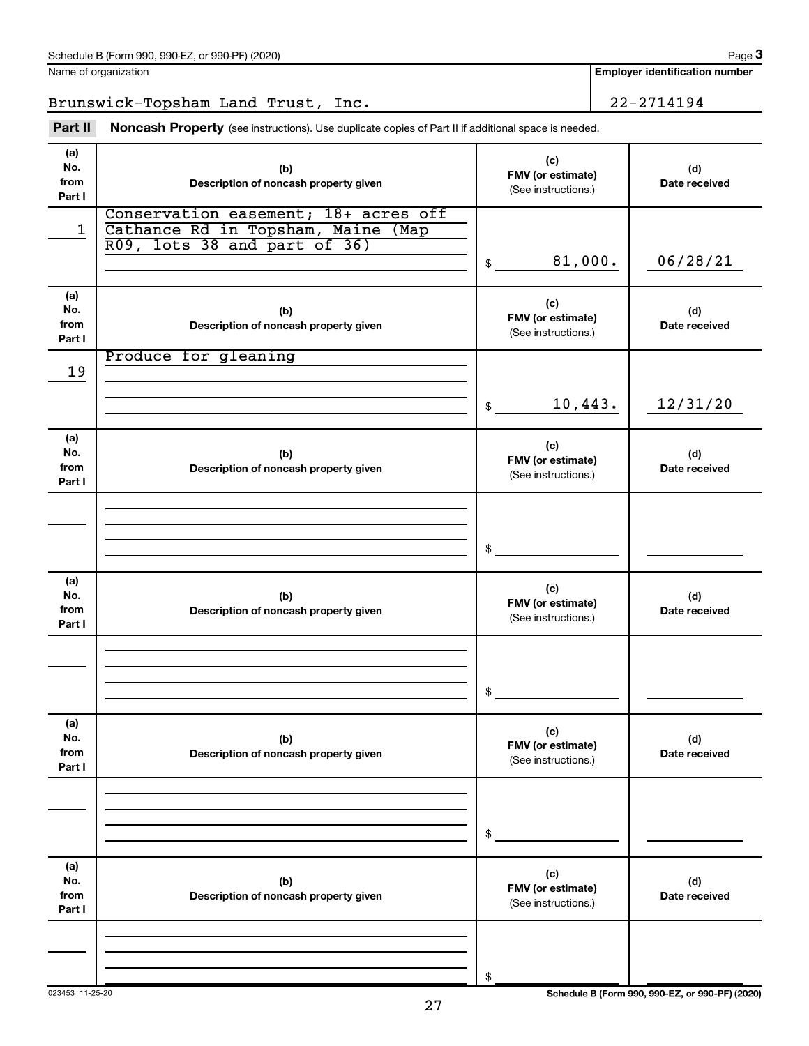Schedule B (Form 990, 990-EZ, or 990-PF) (2020)

Name of organization: Brunswick-Topsham Land Trust, Inc.

Employer identification number: 22-2714194

## Part II Noncash Property

(see instructions). Use duplicate copies of Part II if additional space is needed.

| (a) No. from Part I | (b) Description of noncash property given | (c) FMV (or estimate) (See instructions.) | (d) Date received |
|---|---|---|---|
| 1 | Conservation easement; 18+ acres off Cathance Rd in Topsham, Maine (Map R09, lots 38 and part of 36) | $ 81,000. | 06/28/21 |
| 19 | Produce for gleaning | $ 10,443. | 12/31/20 |
| | | $ | |
| | | $ | |
| | | $ | |
| | | $ | |

023453 11-25-20

Schedule B (Form 990, 990-EZ, or 990-PF) (2020)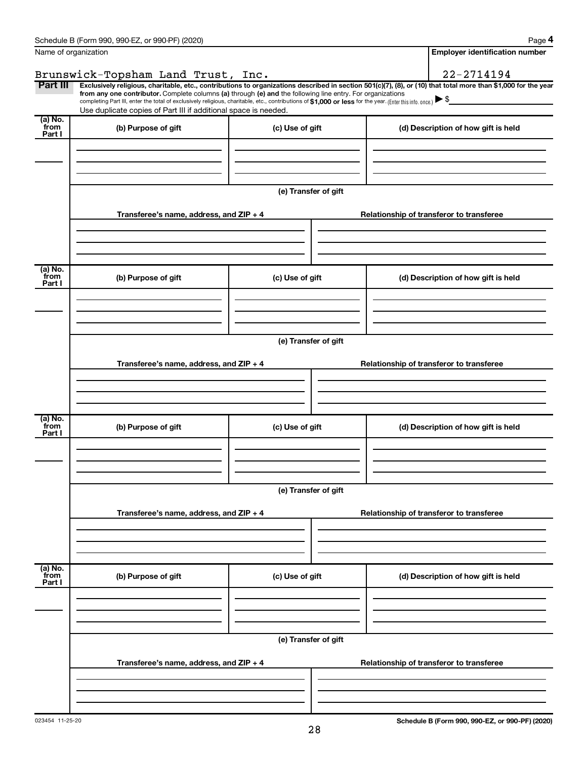Schedule B (Form 990, 990-EZ, or 990-PF) (2020)

| Name of organization | Employer identification number |
|---|---|
| Brunswick-Topsham Land Trust, Inc. | 22-2714194 |

**Part III** **Exclusively religious, charitable, etc., contributions to organizations described in section 501(c)(7), (8), or (10) that total more than $1,000 for the year from any one contributor.** Complete columns **(a)** through **(e) and** the following line entry. For organizations completing Part III, enter the total of exclusively religious, charitable, etc., contributions of **$1,000 or less** for the year. (Enter this info. once.) ▶ $

Use duplicate copies of Part III if additional space is needed.

| (a) No. from Part I | (b) Purpose of gift | (c) Use of gift | (d) Description of how gift is held |
|---|---|---|---|
| | | | |

(e) Transfer of gift

| Transferee's name, address, and ZIP + 4 | Relationship of transferor to transferee |
|---|---|
| | |

| (a) No. from Part I | (b) Purpose of gift | (c) Use of gift | (d) Description of how gift is held |
|---|---|---|---|
| | | | |

(e) Transfer of gift

| Transferee's name, address, and ZIP + 4 | Relationship of transferor to transferee |
|---|---|
| | |

| (a) No. from Part I | (b) Purpose of gift | (c) Use of gift | (d) Description of how gift is held |
|---|---|---|---|
| | | | |

(e) Transfer of gift

| Transferee's name, address, and ZIP + 4 | Relationship of transferor to transferee |
|---|---|
| | |

| (a) No. from Part I | (b) Purpose of gift | (c) Use of gift | (d) Description of how gift is held |
|---|---|---|---|
| | | | |

(e) Transfer of gift

| Transferee's name, address, and ZIP + 4 | Relationship of transferor to transferee |
|---|---|
| | |

023454 11-25-20

Schedule B (Form 990, 990-EZ, or 990-PF) (2020)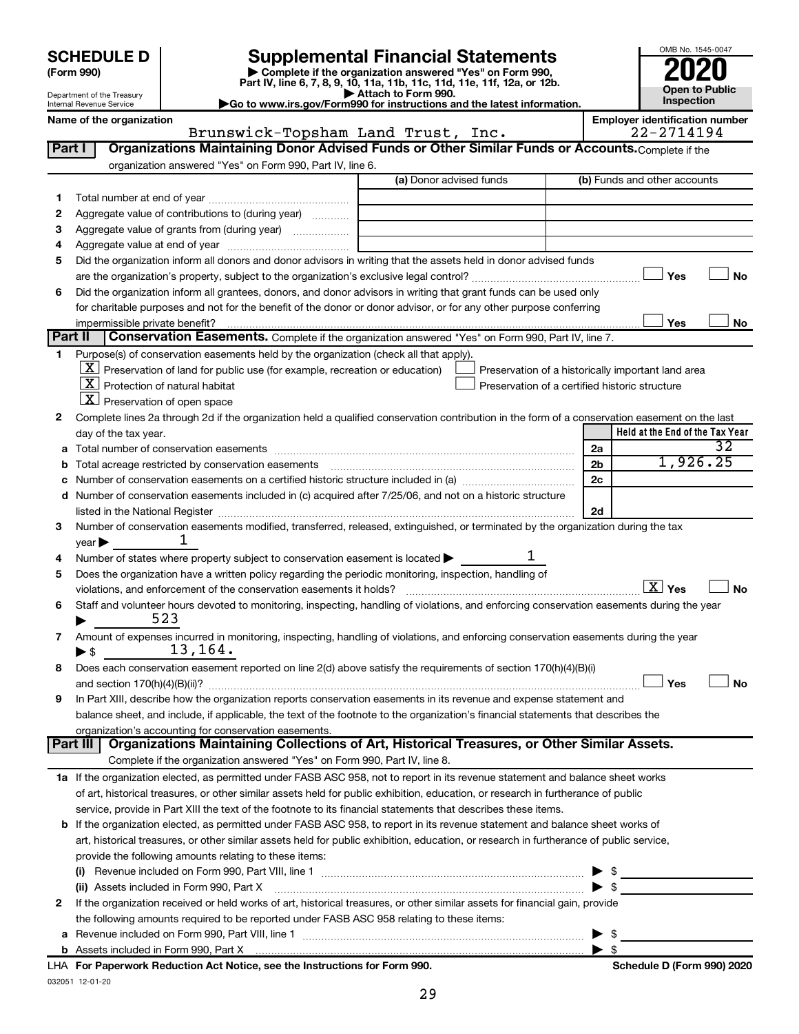# SCHEDULE D (Form 990)

Department of the Treasury
Internal Revenue Service

## Supplemental Financial Statements

▶ Complete if the organization answered "Yes" on Form 990, Part IV, line 6, 7, 8, 9, 10, 11a, 11b, 11c, 11d, 11e, 11f, 12a, or 12b.
▶ Attach to Form 990.
▶Go to www.irs.gov/Form990 for instructions and the latest information.

OMB No. 1545-0047
**2020**
**Open to Public Inspection**

**Name of the organization:** Brunswick-Topsham Land Trust, Inc.
**Employer identification number:** 22-2714194

### Part I Organizations Maintaining Donor Advised Funds or Other Similar Funds or Accounts.

Complete if the organization answered "Yes" on Form 990, Part IV, line 6.

| | | (a) Donor advised funds | (b) Funds and other accounts |
|---|---|---|---|
| 1 | Total number at end of year | | |
| 2 | Aggregate value of contributions to (during year) | | |
| 3 | Aggregate value of grants from (during year) | | |
| 4 | Aggregate value at end of year | | |

5 Did the organization inform all donors and donor advisors in writing that the assets held in donor advised funds are the organization's property, subject to the organization's exclusive legal control? ☐ Yes ☐ No

6 Did the organization inform all grantees, donors, and donor advisors in writing that grant funds can be used only for charitable purposes and not for the benefit of the donor or donor advisor, or for any other purpose conferring impermissible private benefit? ☐ Yes ☐ No

### Part II Conservation Easements.

Complete if the organization answered "Yes" on Form 990, Part IV, line 7.

1 Purpose(s) of conservation easements held by the organization (check all that apply).

- [X] Preservation of land for public use (for example, recreation or education)
- [X] Protection of natural habitat
- [X] Preservation of open space
- [ ] Preservation of a historically important land area
- [ ] Preservation of a certified historic structure

2 Complete lines 2a through 2d if the organization held a qualified conservation contribution in the form of a conservation easement on the last day of the tax year.

| | | | Held at the End of the Tax Year |
|---|---|---|---|
| a | Total number of conservation easements | 2a | 32 |
| b | Total acreage restricted by conservation easements | 2b | 1,926.25 |
| c | Number of conservation easements on a certified historic structure included in (a) | 2c | |
| d | Number of conservation easements included in (c) acquired after 7/25/06, and not on a historic structure listed in the National Register | 2d | |

3 Number of conservation easements modified, transferred, released, extinguished, or terminated by the organization during the tax year ▶ 1

4 Number of states where property subject to conservation easement is located ▶ 1

5 Does the organization have a written policy regarding the periodic monitoring, inspection, handling of violations, and enforcement of the conservation easements it holds? [X] Yes ☐ No

6 Staff and volunteer hours devoted to monitoring, inspecting, handling of violations, and enforcing conservation easements during the year ▶ 523

7 Amount of expenses incurred in monitoring, inspecting, handling of violations, and enforcing conservation easements during the year ▶ $ 13,164.

8 Does each conservation easement reported on line 2(d) above satisfy the requirements of section 170(h)(4)(B)(i) and section 170(h)(4)(B)(ii)? ☐ Yes ☐ No

9 In Part XIII, describe how the organization reports conservation easements in its revenue and expense statement and balance sheet, and include, if applicable, the text of the footnote to the organization's financial statements that describes the organization's accounting for conservation easements.

### Part III Organizations Maintaining Collections of Art, Historical Treasures, or Other Similar Assets.

Complete if the organization answered "Yes" on Form 990, Part IV, line 8.

1a If the organization elected, as permitted under FASB ASC 958, not to report in its revenue statement and balance sheet works of art, historical treasures, or other similar assets held for public exhibition, education, or research in furtherance of public service, provide in Part XIII the text of the footnote to its financial statements that describes these items.

b If the organization elected, as permitted under FASB ASC 958, to report in its revenue statement and balance sheet works of art, historical treasures, or other similar assets held for public exhibition, education, or research in furtherance of public service, provide the following amounts relating to these items:

(i) Revenue included on Form 990, Part VIII, line 1 ▶ $

(ii) Assets included in Form 990, Part X ▶ $

2 If the organization received or held works of art, historical treasures, or other similar assets for financial gain, provide the following amounts required to be reported under FASB ASC 958 relating to these items:

a Revenue included on Form 990, Part VIII, line 1 ▶ $

b Assets included in Form 990, Part X ▶ $

LHA For Paperwork Reduction Act Notice, see the Instructions for Form 990. Schedule D (Form 990) 2020

032051 12-01-20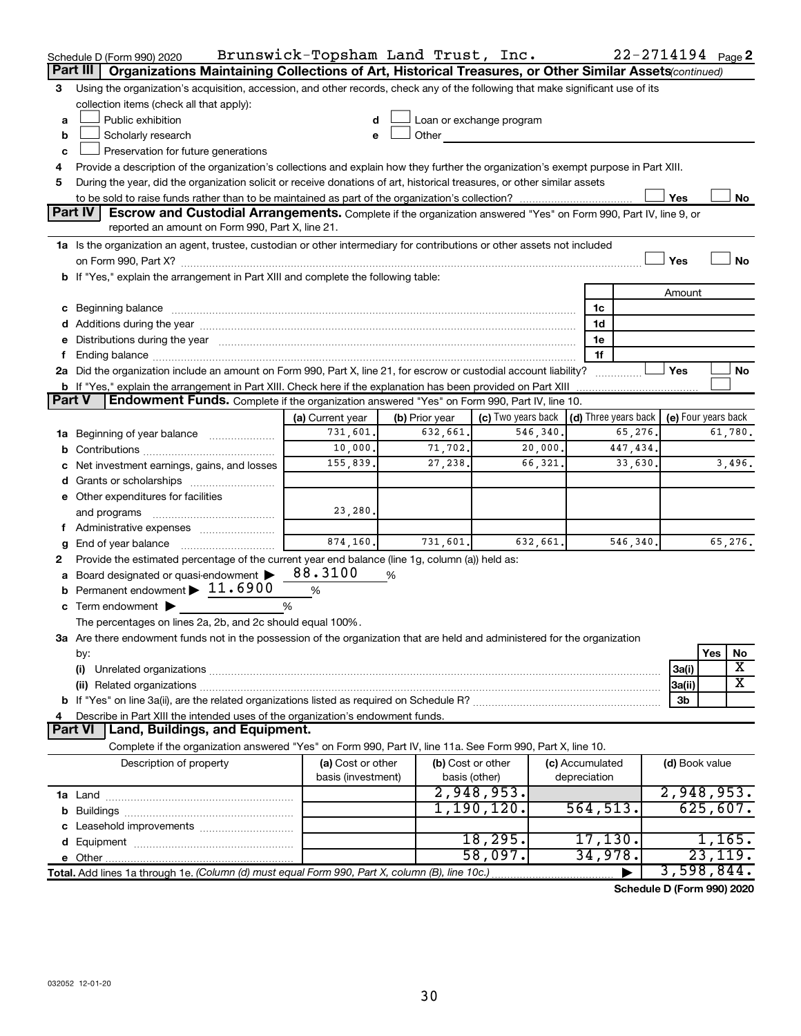Schedule D (Form 990) 2020 Brunswick-Topsham Land Trust, Inc. 22-2714194 Page 2

**Part III | Organizations Maintaining Collections of Art, Historical Treasures, or Other Similar Assets** *(continued)*

3 Using the organization's acquisition, accession, and other records, check any of the following that make significant use of its collection items (check all that apply):

a ☐ Public exhibition  d ☐ Loan or exchange program
b ☐ Scholarly research  e ☐ Other
c ☐ Preservation for future generations

4 Provide a description of the organization's collections and explain how they further the organization's exempt purpose in Part XIII.

5 During the year, did the organization solicit or receive donations of art, historical treasures, or other similar assets to be sold to raise funds rather than to be maintained as part of the organization's collection? ☐ Yes ☐ No

**Part IV | Escrow and Custodial Arrangements.** Complete if the organization answered "Yes" on Form 990, Part IV, line 9, or reported an amount on Form 990, Part X, line 21.

1a Is the organization an agent, trustee, custodian or other intermediary for contributions or other assets not included on Form 990, Part X? ☐ Yes ☐ No

b If "Yes," explain the arrangement in Part XIII and complete the following table:

| | | Amount |
|---|---|---|
| c Beginning balance | 1c | |
| d Additions during the year | 1d | |
| e Distributions during the year | 1e | |
| f Ending balance | 1f | |

2a Did the organization include an amount on Form 990, Part X, line 21, for escrow or custodial account liability? ☐ Yes ☐ No

b If "Yes," explain the arrangement in Part XIII. Check here if the explanation has been provided on Part XIII ☐

**Part V | Endowment Funds.** Complete if the organization answered "Yes" on Form 990, Part IV, line 10.

| | (a) Current year | (b) Prior year | (c) Two years back | (d) Three years back | (e) Four years back |
|---|---|---|---|---|---|
| 1a Beginning of year balance | 731,601. | 632,661. | 546,340. | 65,276. | 61,780. |
| b Contributions | 10,000. | 71,702. | 20,000. | 447,434. | |
| c Net investment earnings, gains, and losses | 155,839. | 27,238. | 66,321. | 33,630. | 3,496. |
| d Grants or scholarships | | | | | |
| e Other expenditures for facilities and programs | 23,280. | | | | |
| f Administrative expenses | | | | | |
| g End of year balance | 874,160. | 731,601. | 632,661. | 546,340. | 65,276. |

2 Provide the estimated percentage of the current year end balance (line 1g, column (a)) held as:

a Board designated or quasi-endowment ▶ 88.3100 %
b Permanent endowment ▶ 11.6900 %
c Term endowment ▶ %

The percentages on lines 2a, 2b, and 2c should equal 100%.

3a Are there endowment funds not in the possession of the organization that are held and administered for the organization by:

| | | Yes | No |
|---|---|---|---|
| (i) Unrelated organizations | 3a(i) | | X |
| (ii) Related organizations | 3a(ii) | | X |
| b If "Yes" on line 3a(ii), are the related organizations listed as required on Schedule R? | 3b | | |

4 Describe in Part XIII the intended uses of the organization's endowment funds.

**Part VI | Land, Buildings, and Equipment.**

Complete if the organization answered "Yes" on Form 990, Part IV, line 11a. See Form 990, Part X, line 10.

| Description of property | (a) Cost or other basis (investment) | (b) Cost or other basis (other) | (c) Accumulated depreciation | (d) Book value |
|---|---|---|---|---|
| 1a Land | | 2,948,953. | | 2,948,953. |
| b Buildings | | 1,190,120. | 564,513. | 625,607. |
| c Leasehold improvements | | | | |
| d Equipment | | 18,295. | 17,130. | 1,165. |
| e Other | | 58,097. | 34,978. | 23,119. |
| **Total.** Add lines 1a through 1e. *(Column (d) must equal Form 990, Part X, column (B), line 10c.)* | | | ▶ | 3,598,844. |

**Schedule D (Form 990) 2020**

032052 12-01-20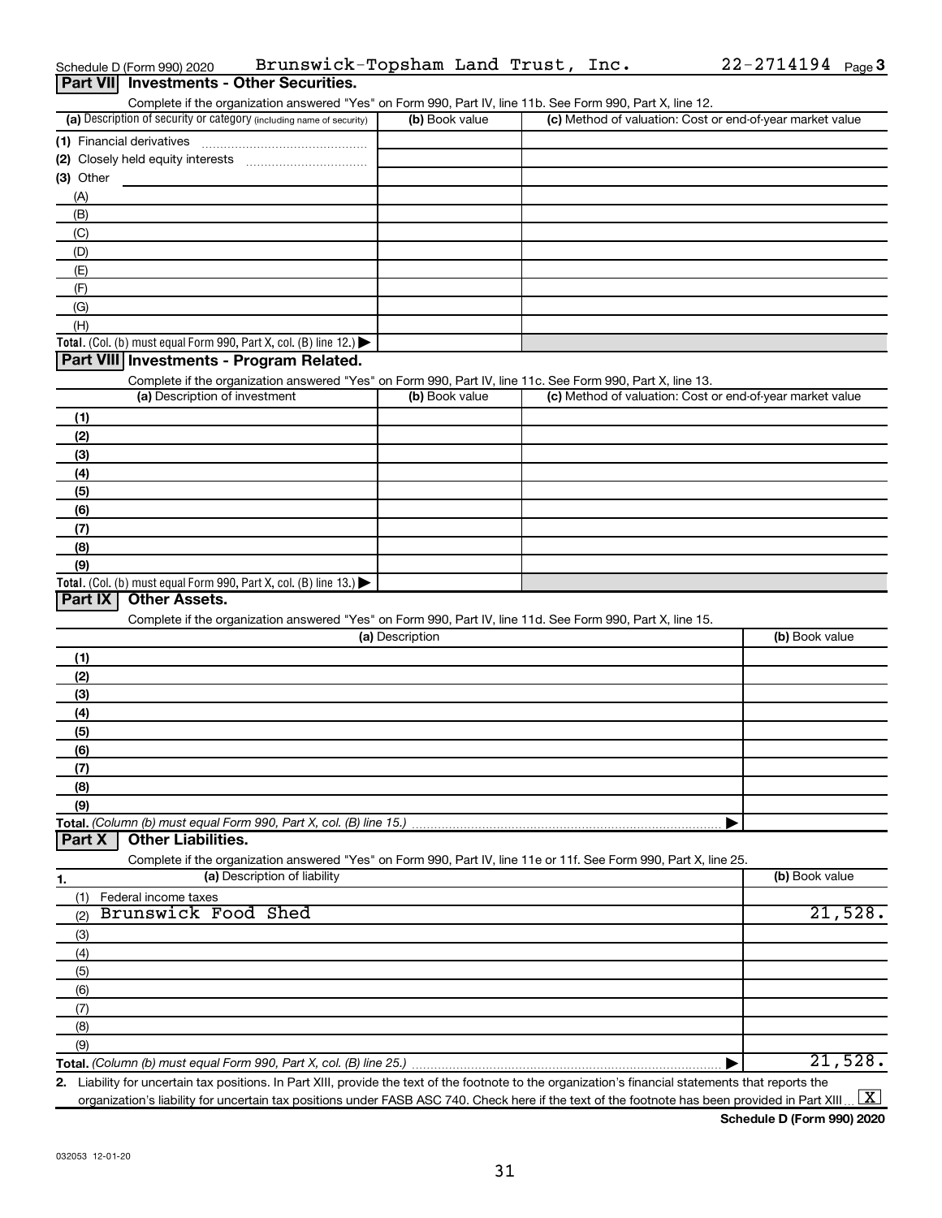Schedule D (Form 990) 2020 Brunswick-Topsham Land Trust, Inc. 22-2714194 Page 3

## Part VII Investments - Other Securities.

Complete if the organization answered "Yes" on Form 990, Part IV, line 11b. See Form 990, Part X, line 12.

| (a) Description of security or category (including name of security) | (b) Book value | (c) Method of valuation: Cost or end-of-year market value |
|---|---|---|
| (1) Financial derivatives | | |
| (2) Closely held equity interests | | |
| (3) Other | | |
| (A) | | |
| (B) | | |
| (C) | | |
| (D) | | |
| (E) | | |
| (F) | | |
| (G) | | |
| (H) | | |
| Total. (Col. (b) must equal Form 990, Part X, col. (B) line 12.) | | |

## Part VIII Investments - Program Related.

Complete if the organization answered "Yes" on Form 990, Part IV, line 11c. See Form 990, Part X, line 13.

| (a) Description of investment | (b) Book value | (c) Method of valuation: Cost or end-of-year market value |
|---|---|---|
| (1) | | |
| (2) | | |
| (3) | | |
| (4) | | |
| (5) | | |
| (6) | | |
| (7) | | |
| (8) | | |
| (9) | | |
| Total. (Col. (b) must equal Form 990, Part X, col. (B) line 13.) | | |

## Part IX Other Assets.

Complete if the organization answered "Yes" on Form 990, Part IV, line 11d. See Form 990, Part X, line 15.

| (a) Description | (b) Book value |
|---|---|
| (1) | |
| (2) | |
| (3) | |
| (4) | |
| (5) | |
| (6) | |
| (7) | |
| (8) | |
| (9) | |
| Total. (Column (b) must equal Form 990, Part X, col. (B) line 15.) | |

## Part X Other Liabilities.

Complete if the organization answered "Yes" on Form 990, Part IV, line 11e or 11f. See Form 990, Part X, line 25.

| 1. (a) Description of liability | (b) Book value |
|---|---|
| (1) Federal income taxes | |
| (2) Brunswick Food Shed | 21,528. |
| (3) | |
| (4) | |
| (5) | |
| (6) | |
| (7) | |
| (8) | |
| (9) | |
| Total. (Column (b) must equal Form 990, Part X, col. (B) line 25.) | 21,528. |

2. Liability for uncertain tax positions. In Part XIII, provide the text of the footnote to the organization's financial statements that reports the organization's liability for uncertain tax positions under FASB ASC 740. Check here if the text of the footnote has been provided in Part XIII [X]

Schedule D (Form 990) 2020

032053 12-01-20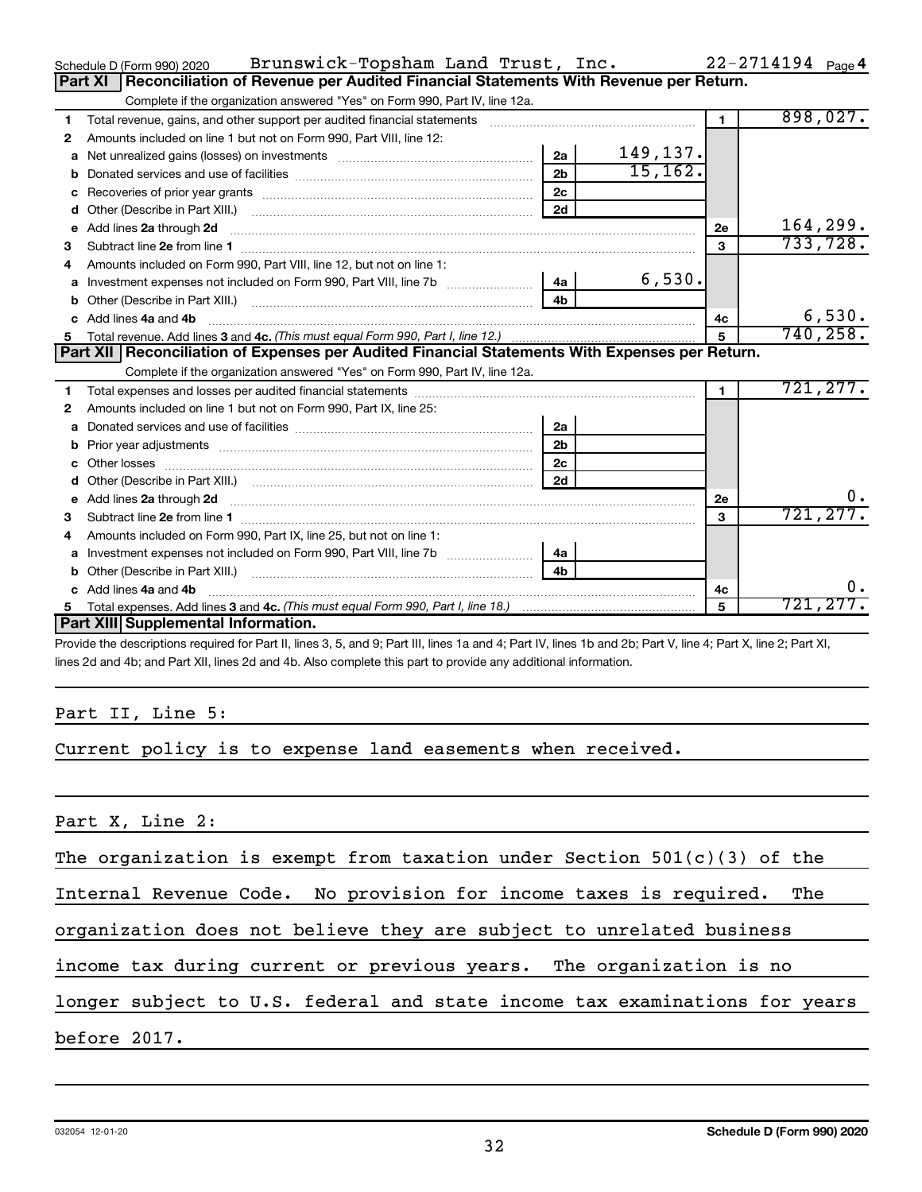Schedule D (Form 990) 2020 Brunswick-Topsham Land Trust, Inc. 22-2714194 Page 4

## Part XI Reconciliation of Revenue per Audited Financial Statements With Revenue per Return.

Complete if the organization answered "Yes" on Form 990, Part IV, line 12a.

| | | | | | |
|---|---|---|---|---|---|
| 1 | Total revenue, gains, and other support per audited financial statements | | | 1 | 898,027. |
| 2 | Amounts included on line 1 but not on Form 990, Part VIII, line 12: | | | | |
| a | Net unrealized gains (losses) on investments | 2a | 149,137. | | |
| b | Donated services and use of facilities | 2b | 15,162. | | |
| c | Recoveries of prior year grants | 2c | | | |
| d | Other (Describe in Part XIII.) | 2d | | | |
| e | Add lines 2a through 2d | | | 2e | 164,299. |
| 3 | Subtract line 2e from line 1 | | | 3 | 733,728. |
| 4 | Amounts included on Form 990, Part VIII, line 12, but not on line 1: | | | | |
| a | Investment expenses not included on Form 990, Part VIII, line 7b | 4a | 6,530. | | |
| b | Other (Describe in Part XIII.) | 4b | | | |
| c | Add lines 4a and 4b | | | 4c | 6,530. |
| 5 | Total revenue. Add lines 3 and 4c. *(This must equal Form 990, Part I, line 12.)* | | | 5 | 740,258. |

## Part XII Reconciliation of Expenses per Audited Financial Statements With Expenses per Return.

Complete if the organization answered "Yes" on Form 990, Part IV, line 12a.

| | | | | | |
|---|---|---|---|---|---|
| 1 | Total expenses and losses per audited financial statements | | | 1 | 721,277. |
| 2 | Amounts included on line 1 but not on Form 990, Part IX, line 25: | | | | |
| a | Donated services and use of facilities | 2a | | | |
| b | Prior year adjustments | 2b | | | |
| c | Other losses | 2c | | | |
| d | Other (Describe in Part XIII.) | 2d | | | |
| e | Add lines 2a through 2d | | | 2e | 0. |
| 3 | Subtract line 2e from line 1 | | | 3 | 721,277. |
| 4 | Amounts included on Form 990, Part IX, line 25, but not on line 1: | | | | |
| a | Investment expenses not included on Form 990, Part VIII, line 7b | 4a | | | |
| b | Other (Describe in Part XIII.) | 4b | | | |
| c | Add lines 4a and 4b | | | 4c | 0. |
| 5 | Total expenses. Add lines 3 and 4c. *(This must equal Form 990, Part I, line 18.)* | | | 5 | 721,277. |

## Part XIII Supplemental Information.

Provide the descriptions required for Part II, lines 3, 5, and 9; Part III, lines 1a and 4; Part IV, lines 1b and 2b; Part V, line 4; Part X, line 2; Part XI, lines 2d and 4b; and Part XII, lines 2d and 4b. Also complete this part to provide any additional information.

Part II, Line 5:

Current policy is to expense land easements when received.

Part X, Line 2:

The organization is exempt from taxation under Section 501(c)(3) of the Internal Revenue Code. No provision for income taxes is required. The organization does not believe they are subject to unrelated business income tax during current or previous years. The organization is no longer subject to U.S. federal and state income tax examinations for years before 2017.

032054 12-01-20 Schedule D (Form 990) 2020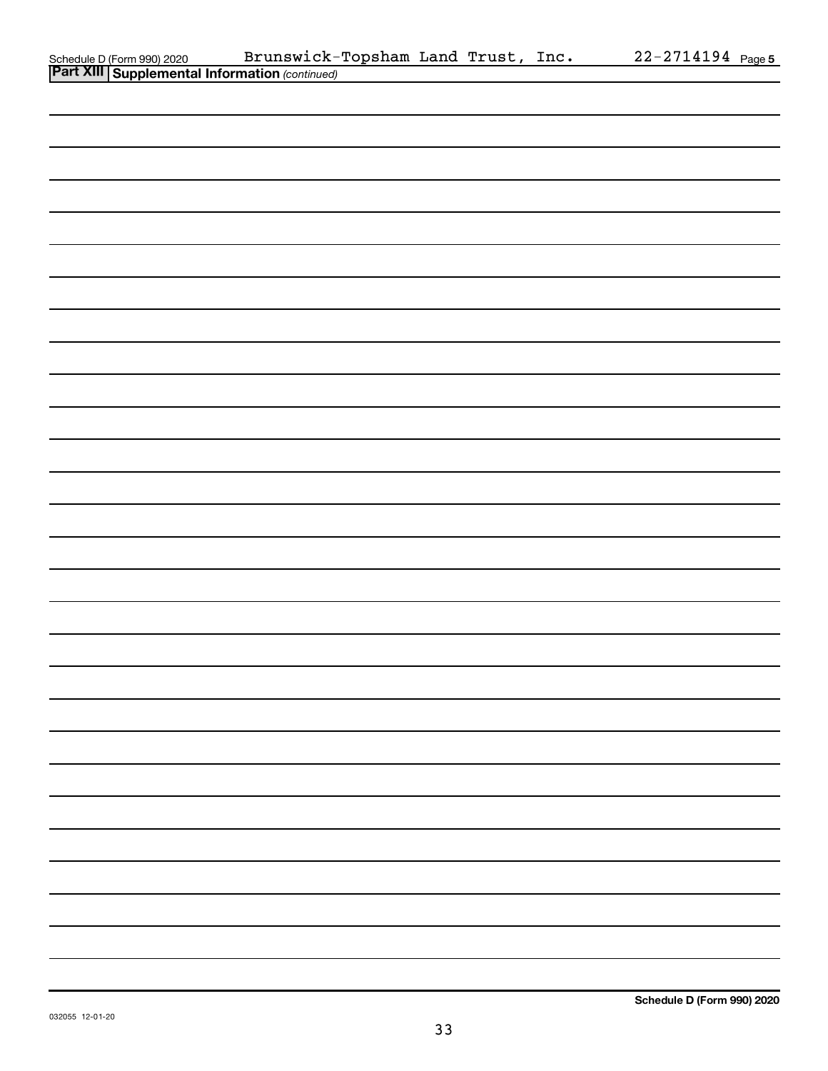Schedule D (Form 990) 2020 Brunswick-Topsham Land Trust, Inc. 22-2714194 Page **5**

**Part XIII** **Supplemental Information** *(continued)*

**Schedule D (Form 990) 2020**

032055 12-01-20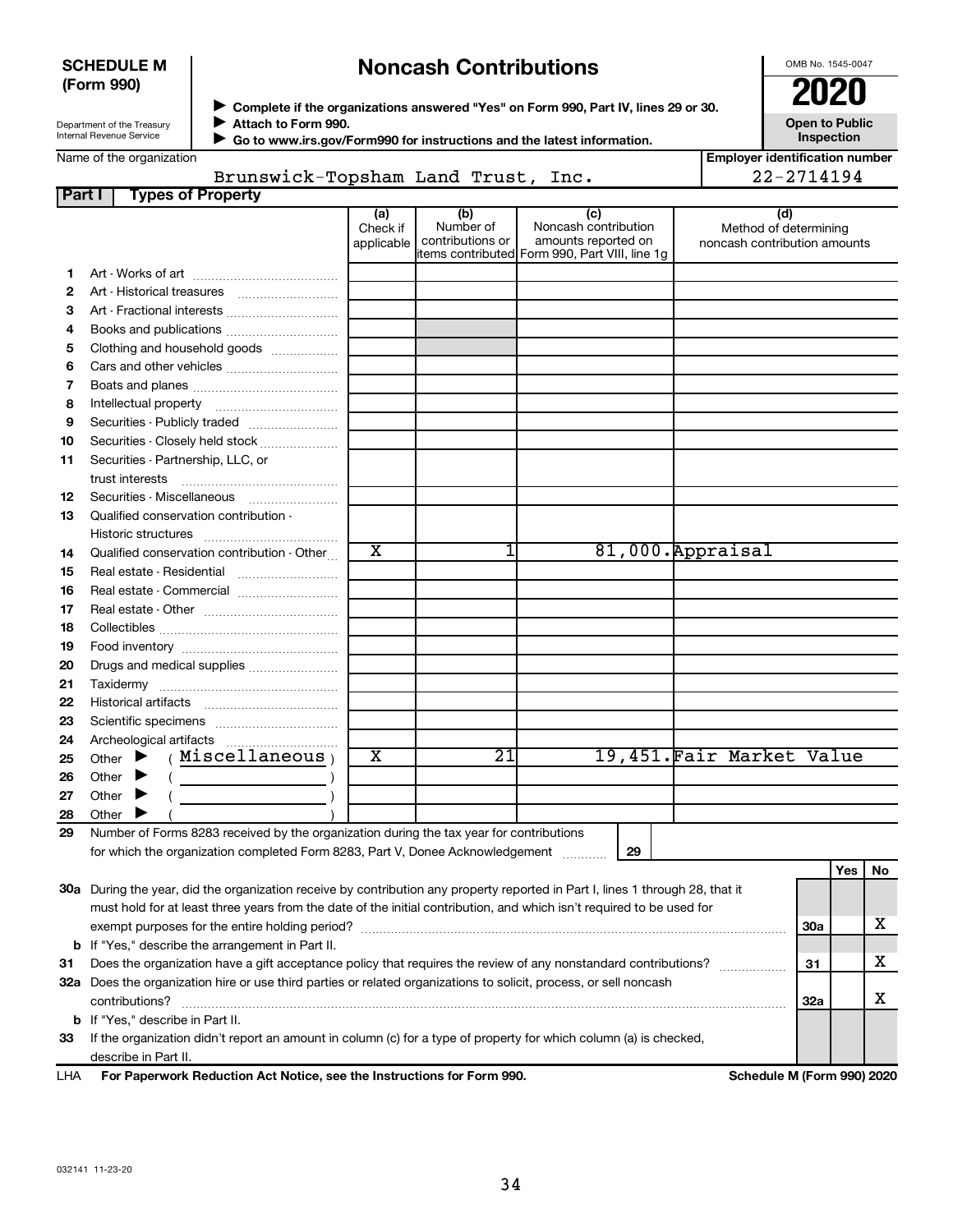**SCHEDULE M (Form 990)**

Department of the Treasury
Internal Revenue Service

# Noncash Contributions

▶ Complete if the organizations answered "Yes" on Form 990, Part IV, lines 29 or 30.
▶ Attach to Form 990.
▶ Go to www.irs.gov/Form990 for instructions and the latest information.

OMB No. 1545-0047

**2020**

**Open to Public Inspection**

Name of the organization: Brunswick-Topsham Land Trust, Inc.

Employer identification number: 22-2714194

## Part I Types of Property

| | | (a) Check if applicable | (b) Number of contributions or items contributed | (c) Noncash contribution amounts reported on Form 990, Part VIII, line 1g | (d) Method of determining noncash contribution amounts |
|---|---|---|---|---|---|
| 1 | Art - Works of art | | | | |
| 2 | Art - Historical treasures | | | | |
| 3 | Art - Fractional interests | | | | |
| 4 | Books and publications | | | | |
| 5 | Clothing and household goods | | | | |
| 6 | Cars and other vehicles | | | | |
| 7 | Boats and planes | | | | |
| 8 | Intellectual property | | | | |
| 9 | Securities - Publicly traded | | | | |
| 10 | Securities - Closely held stock | | | | |
| 11 | Securities - Partnership, LLC, or trust interests | | | | |
| 12 | Securities - Miscellaneous | | | | |
| 13 | Qualified conservation contribution - Historic structures | | | | |
| 14 | Qualified conservation contribution - Other | X | 1 | 81,000. | Appraisal |
| 15 | Real estate - Residential | | | | |
| 16 | Real estate - Commercial | | | | |
| 17 | Real estate - Other | | | | |
| 18 | Collectibles | | | | |
| 19 | Food inventory | | | | |
| 20 | Drugs and medical supplies | | | | |
| 21 | Taxidermy | | | | |
| 22 | Historical artifacts | | | | |
| 23 | Scientific specimens | | | | |
| 24 | Archeological artifacts | | | | |
| 25 | Other ▶ ( Miscellaneous ) | X | 21 | 19,451. | Fair Market Value |
| 26 | Other ▶ ( ) | | | | |
| 27 | Other ▶ ( ) | | | | |
| 28 | Other ▶ ( ) | | | | |

29 Number of Forms 8283 received by the organization during the tax year for contributions for which the organization completed Form 8283, Part V, Donee Acknowledgement ..... **29**

| | | | Yes | No |
|---|---|---|---|---|
| 30a | During the year, did the organization receive by contribution any property reported in Part I, lines 1 through 28, that it must hold for at least three years from the date of the initial contribution, and which isn't required to be used for exempt purposes for the entire holding period? | 30a | | X |
| b | If "Yes," describe the arrangement in Part II. | | | |
| 31 | Does the organization have a gift acceptance policy that requires the review of any nonstandard contributions? | 31 | | X |
| 32a | Does the organization hire or use third parties or related organizations to solicit, process, or sell noncash contributions? | 32a | | X |
| b | If "Yes," describe in Part II. | | | |
| 33 | If the organization didn't report an amount in column (c) for a type of property for which column (a) is checked, describe in Part II. | | | |

LHA **For Paperwork Reduction Act Notice, see the Instructions for Form 990.** **Schedule M (Form 990) 2020**

032141 11-23-20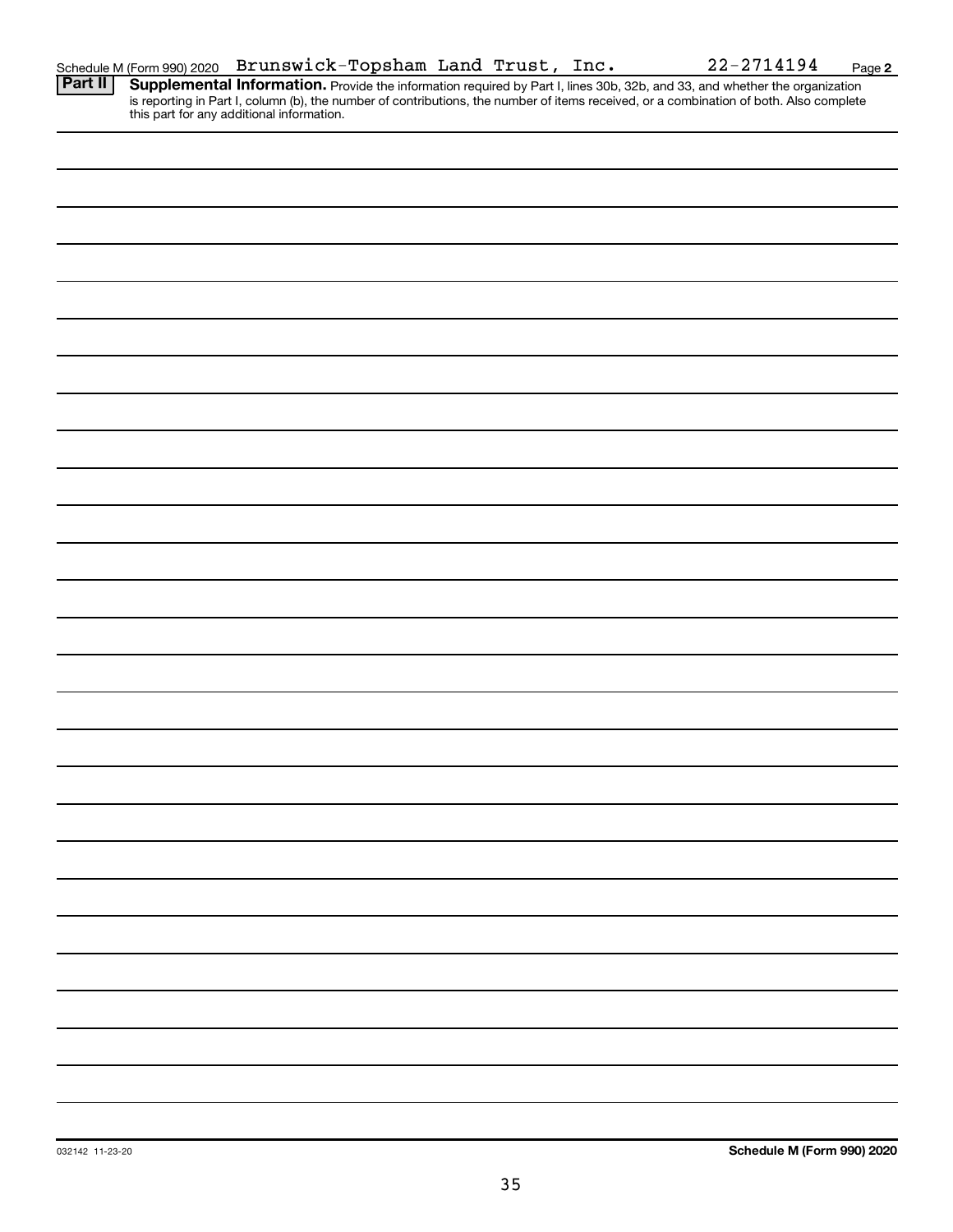Schedule M (Form 990) 2020 Brunswick-Topsham Land Trust, Inc. 22-2714194 Page **2**

**Part II** **Supplemental Information.** Provide the information required by Part I, lines 30b, 32b, and 33, and whether the organization is reporting in Part I, column (b), the number of contributions, the number of items received, or a combination of both. Also complete this part for any additional information.

032142 11-23-20

**Schedule M (Form 990) 2020**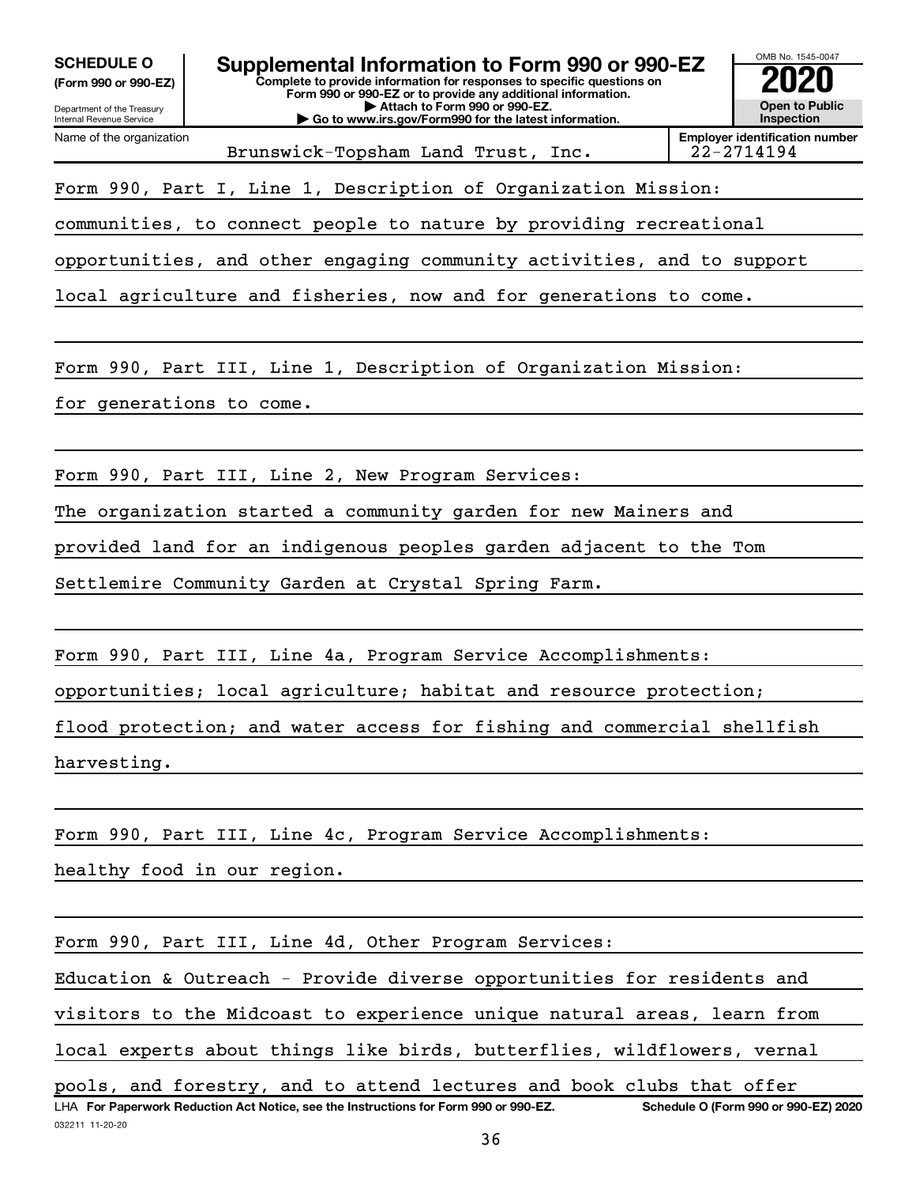**SCHEDULE O**
**(Form 990 or 990-EZ)**

Department of the Treasury
Internal Revenue Service

# Supplemental Information to Form 990 or 990-EZ

**Complete to provide information for responses to specific questions on Form 990 or 990-EZ or to provide any additional information.**
**▶ Attach to Form 990 or 990-EZ.**
**▶ Go to www.irs.gov/Form990 for the latest information.**

OMB No. 1545-0047

**2020**

**Open to Public Inspection**

Name of the organization: Brunswick-Topsham Land Trust, Inc.

**Employer identification number:** 22-2714194

Form 990, Part I, Line 1, Description of Organization Mission:

communities, to connect people to nature by providing recreational opportunities, and other engaging community activities, and to support local agriculture and fisheries, now and for generations to come.

Form 990, Part III, Line 1, Description of Organization Mission:

for generations to come.

Form 990, Part III, Line 2, New Program Services:

The organization started a community garden for new Mainers and provided land for an indigenous peoples garden adjacent to the Tom Settlemire Community Garden at Crystal Spring Farm.

Form 990, Part III, Line 4a, Program Service Accomplishments:

opportunities; local agriculture; habitat and resource protection; flood protection; and water access for fishing and commercial shellfish harvesting.

Form 990, Part III, Line 4c, Program Service Accomplishments:

healthy food in our region.

Form 990, Part III, Line 4d, Other Program Services:

Education & Outreach - Provide diverse opportunities for residents and visitors to the Midcoast to experience unique natural areas, learn from local experts about things like birds, butterflies, wildflowers, vernal pools, and forestry, and to attend lectures and book clubs that offer

LHA **For Paperwork Reduction Act Notice, see the Instructions for Form 990 or 990-EZ.** **Schedule O (Form 990 or 990-EZ) 2020**

032211 11-20-20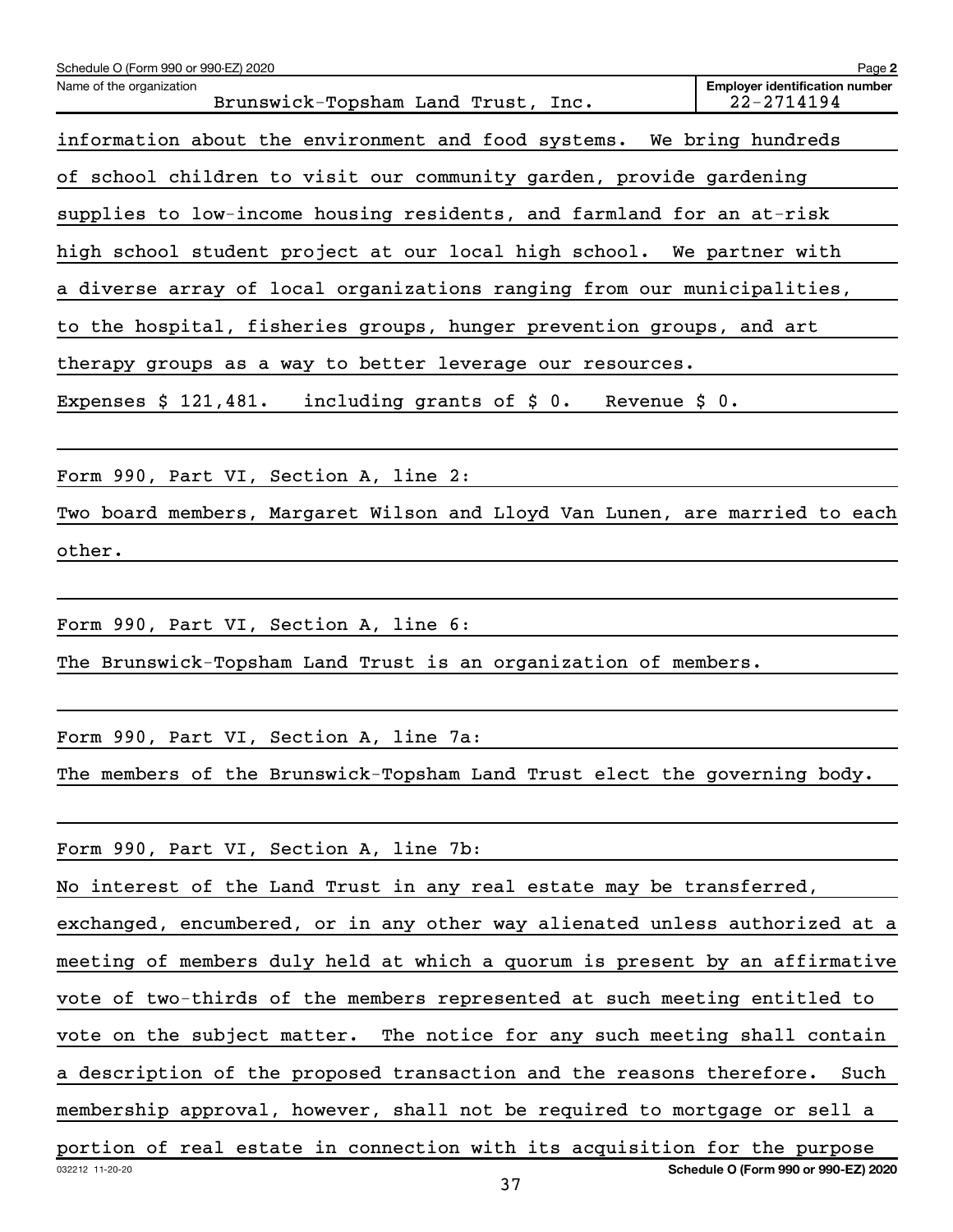Name of the organization: Brunswick-Topsham Land Trust, Inc.

Employer identification number: 22-2714194

information about the environment and food systems. We bring hundreds of school children to visit our community garden, provide gardening supplies to low-income housing residents, and farmland for an at-risk high school student project at our local high school. We partner with a diverse array of local organizations ranging from our municipalities, to the hospital, fisheries groups, hunger prevention groups, and art therapy groups as a way to better leverage our resources.

Expenses $ 121,481. including grants of $ 0. Revenue $ 0.

Form 990, Part VI, Section A, line 2:

Two board members, Margaret Wilson and Lloyd Van Lunen, are married to each other.

Form 990, Part VI, Section A, line 6:

The Brunswick-Topsham Land Trust is an organization of members.

Form 990, Part VI, Section A, line 7a:

The members of the Brunswick-Topsham Land Trust elect the governing body.

Form 990, Part VI, Section A, line 7b:

No interest of the Land Trust in any real estate may be transferred, exchanged, encumbered, or in any other way alienated unless authorized at a meeting of members duly held at which a quorum is present by an affirmative vote of two-thirds of the members represented at such meeting entitled to vote on the subject matter. The notice for any such meeting shall contain a description of the proposed transaction and the reasons therefore. Such membership approval, however, shall not be required to mortgage or sell a portion of real estate in connection with its acquisition for the purpose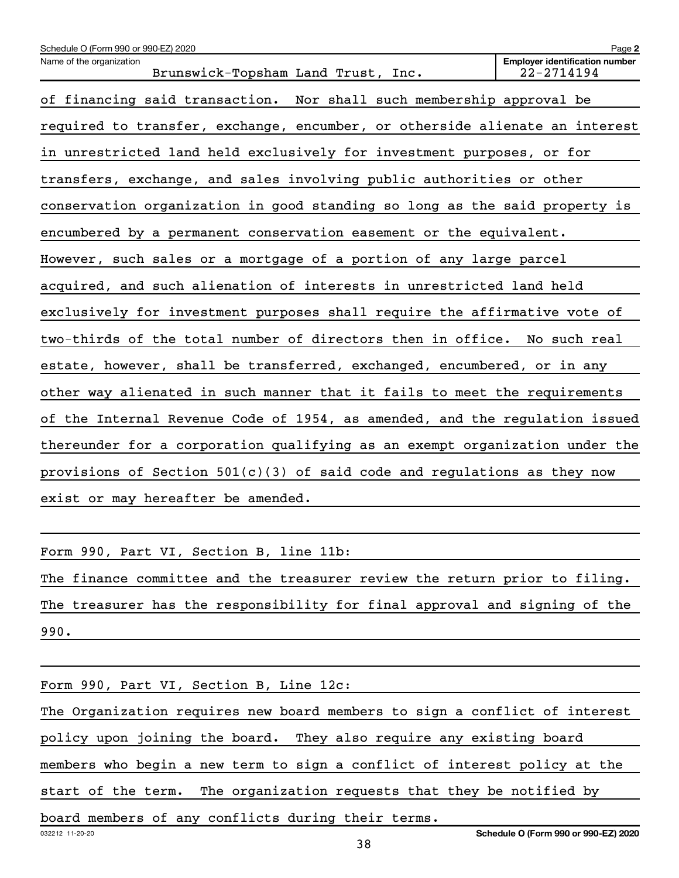of financing said transaction. Nor shall such membership approval be required to transfer, exchange, encumber, or otherside alienate an interest in unrestricted land held exclusively for investment purposes, or for transfers, exchange, and sales involving public authorities or other conservation organization in good standing so long as the said property is encumbered by a permanent conservation easement or the equivalent. However, such sales or a mortgage of a portion of any large parcel acquired, and such alienation of interests in unrestricted land held exclusively for investment purposes shall require the affirmative vote of two-thirds of the total number of directors then in office. No such real estate, however, shall be transferred, exchanged, encumbered, or in any other way alienated in such manner that it fails to meet the requirements of the Internal Revenue Code of 1954, as amended, and the regulation issued thereunder for a corporation qualifying as an exempt organization under the provisions of Section 501(c)(3) of said code and regulations as they now exist or may hereafter be amended.

Form 990, Part VI, Section B, line 11b:

The finance committee and the treasurer review the return prior to filing. The treasurer has the responsibility for final approval and signing of the 990.

Form 990, Part VI, Section B, Line 12c:

The Organization requires new board members to sign a conflict of interest policy upon joining the board. They also require any existing board members who begin a new term to sign a conflict of interest policy at the start of the term. The organization requests that they be notified by board members of any conflicts during their terms.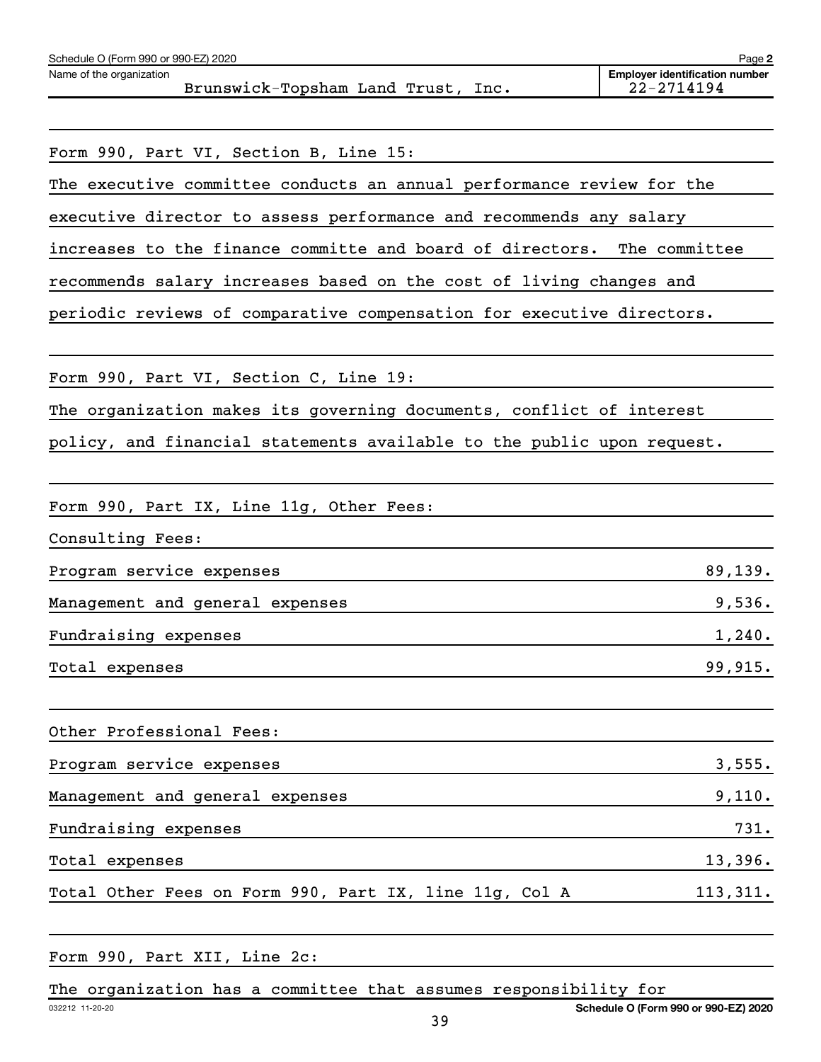Name of the organization: Brunswick-Topsham Land Trust, Inc.

Employer identification number: 22-2714194

Form 990, Part VI, Section B, Line 15:

The executive committee conducts an annual performance review for the executive director to assess performance and recommends any salary increases to the finance committe and board of directors. The committee recommends salary increases based on the cost of living changes and periodic reviews of comparative compensation for executive directors.

Form 990, Part VI, Section C, Line 19:

The organization makes its governing documents, conflict of interest policy, and financial statements available to the public upon request.

Form 990, Part IX, Line 11g, Other Fees:

Consulting Fees:

| | |
|---|---|
| Program service expenses | 89,139. |
| Management and general expenses | 9,536. |
| Fundraising expenses | 1,240. |
| Total expenses | 99,915. |

Other Professional Fees:

| | |
|---|---|
| Program service expenses | 3,555. |
| Management and general expenses | 9,110. |
| Fundraising expenses | 731. |
| Total expenses | 13,396. |
| Total Other Fees on Form 990, Part IX, line 11g, Col A | 113,311. |

Form 990, Part XII, Line 2c:

The organization has a committee that assumes responsibility for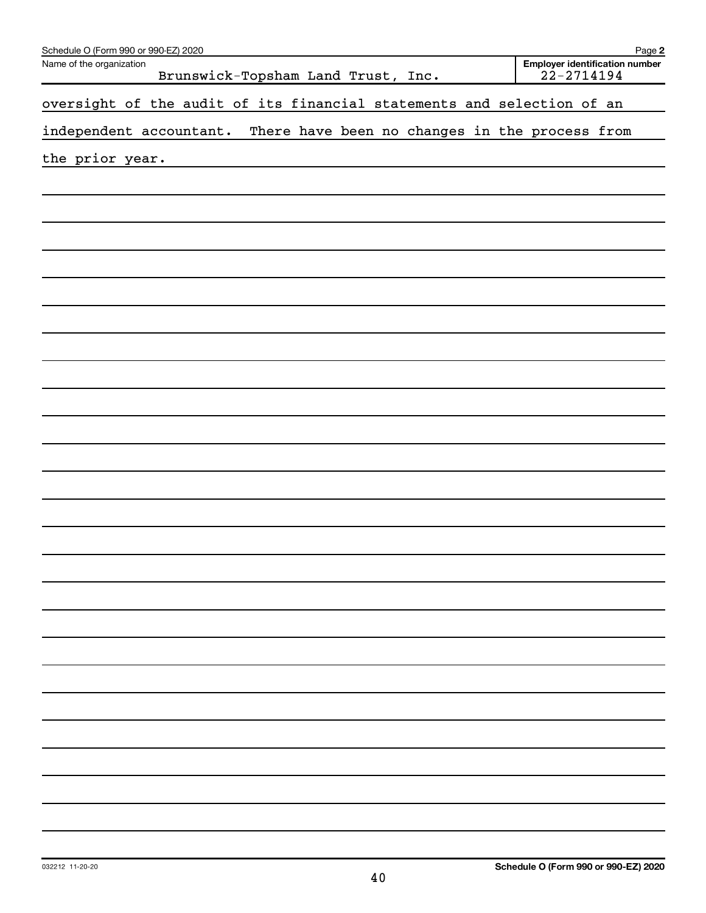Name of the organization: Brunswick-Topsham Land Trust, Inc.

Employer identification number: 22-2714194

oversight of the audit of its financial statements and selection of an independent accountant. There have been no changes in the process from the prior year.